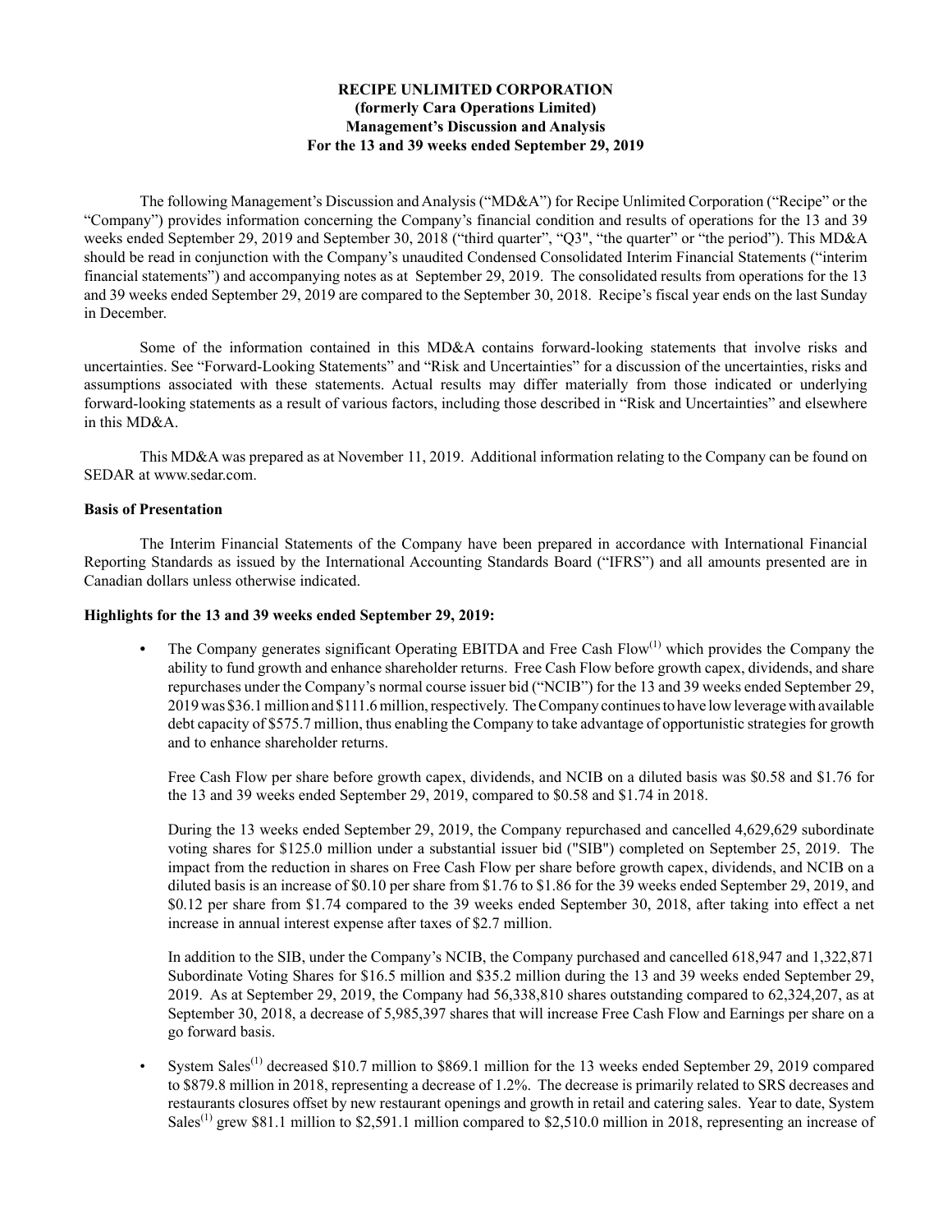**RECIPE UNLIMITED CORPORATION**
**(formerly Cara Operations Limited)**
**Management's Discussion and Analysis**
**For the 13 and 39 weeks ended September 29, 2019**

The following Management's Discussion and Analysis ("MD&A") for Recipe Unlimited Corporation ("Recipe" or the "Company") provides information concerning the Company's financial condition and results of operations for the 13 and 39 weeks ended September 29, 2019 and September 30, 2018 ("third quarter", "Q3", "the quarter" or "the period"). This MD&A should be read in conjunction with the Company's unaudited Condensed Consolidated Interim Financial Statements ("interim financial statements") and accompanying notes as at September 29, 2019. The consolidated results from operations for the 13 and 39 weeks ended September 29, 2019 are compared to the September 30, 2018. Recipe's fiscal year ends on the last Sunday in December.

Some of the information contained in this MD&A contains forward-looking statements that involve risks and uncertainties. See "Forward-Looking Statements" and "Risk and Uncertainties" for a discussion of the uncertainties, risks and assumptions associated with these statements. Actual results may differ materially from those indicated or underlying forward-looking statements as a result of various factors, including those described in "Risk and Uncertainties" and elsewhere in this MD&A.

This MD&A was prepared as at November 11, 2019. Additional information relating to the Company can be found on SEDAR at www.sedar.com.

**Basis of Presentation**

The Interim Financial Statements of the Company have been prepared in accordance with International Financial Reporting Standards as issued by the International Accounting Standards Board ("IFRS") and all amounts presented are in Canadian dollars unless otherwise indicated.

**Highlights for the 13 and 39 weeks ended September 29, 2019:**

- The Company generates significant Operating EBITDA and Free Cash Flow[1] which provides the Company the ability to fund growth and enhance shareholder returns. Free Cash Flow before growth capex, dividends, and share repurchases under the Company's normal course issuer bid ("NCIB") for the 13 and 39 weeks ended September 29, 2019 was $36.1 million and $111.6 million, respectively. The Company continues to have low leverage with available debt capacity of $575.7 million, thus enabling the Company to take advantage of opportunistic strategies for growth and to enhance shareholder returns.

  Free Cash Flow per share before growth capex, dividends, and NCIB on a diluted basis was $0.58 and $1.76 for the 13 and 39 weeks ended September 29, 2019, compared to $0.58 and $1.74 in 2018.

  During the 13 weeks ended September 29, 2019, the Company repurchased and cancelled 4,629,629 subordinate voting shares for $125.0 million under a substantial issuer bid ("SIB") completed on September 25, 2019. The impact from the reduction in shares on Free Cash Flow per share before growth capex, dividends, and NCIB on a diluted basis is an increase of $0.10 per share from $1.76 to $1.86 for the 39 weeks ended September 29, 2019, and $0.12 per share from $1.74 compared to the 39 weeks ended September 30, 2018, after taking into effect a net increase in annual interest expense after taxes of $2.7 million.

  In addition to the SIB, under the Company's NCIB, the Company purchased and cancelled 618,947 and 1,322,871 Subordinate Voting Shares for $16.5 million and $35.2 million during the 13 and 39 weeks ended September 29, 2019. As at September 29, 2019, the Company had 56,338,810 shares outstanding compared to 62,324,207, as at September 30, 2018, a decrease of 5,985,397 shares that will increase Free Cash Flow and Earnings per share on a go forward basis.

- System Sales[1] decreased $10.7 million to $869.1 million for the 13 weeks ended September 29, 2019 compared to $879.8 million in 2018, representing a decrease of 1.2%. The decrease is primarily related to SRS decreases and restaurants closures offset by new restaurant openings and growth in retail and catering sales. Year to date, System Sales[1] grew $81.1 million to $2,591.1 million compared to $2,510.0 million in 2018, representing an increase of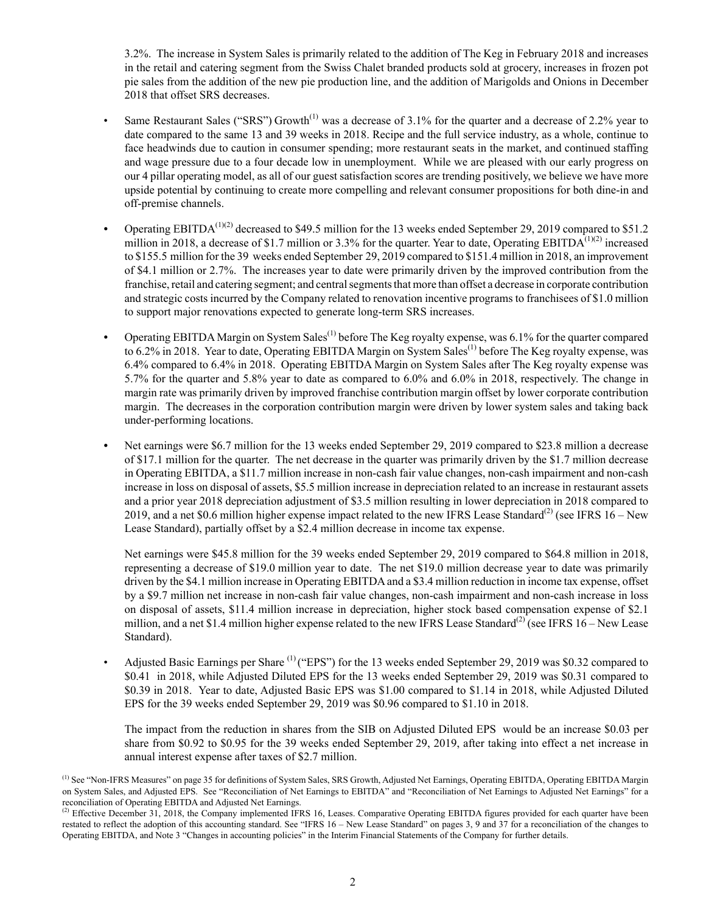3.2%. The increase in System Sales is primarily related to the addition of The Keg in February 2018 and increases in the retail and catering segment from the Swiss Chalet branded products sold at grocery, increases in frozen pot pie sales from the addition of the new pie production line, and the addition of Marigolds and Onions in December 2018 that offset SRS decreases.

- Same Restaurant Sales ("SRS") Growth[1] was a decrease of 3.1% for the quarter and a decrease of 2.2% year to date compared to the same 13 and 39 weeks in 2018. Recipe and the full service industry, as a whole, continue to face headwinds due to caution in consumer spending; more restaurant seats in the market, and continued staffing and wage pressure due to a four decade low in unemployment. While we are pleased with our early progress on our 4 pillar operating model, as all of our guest satisfaction scores are trending positively, we believe we have more upside potential by continuing to create more compelling and relevant consumer propositions for both dine-in and off-premise channels.

- Operating EBITDA[1][2] decreased to $49.5 million for the 13 weeks ended September 29, 2019 compared to $51.2 million in 2018, a decrease of $1.7 million or 3.3% for the quarter. Year to date, Operating EBITDA[1][2] increased to $155.5 million for the 39 weeks ended September 29, 2019 compared to $151.4 million in 2018, an improvement of $4.1 million or 2.7%. The increases year to date were primarily driven by the improved contribution from the franchise, retail and catering segment; and central segments that more than offset a decrease in corporate contribution and strategic costs incurred by the Company related to renovation incentive programs to franchisees of $1.0 million to support major renovations expected to generate long-term SRS increases.

- Operating EBITDA Margin on System Sales[1] before The Keg royalty expense, was 6.1% for the quarter compared to 6.2% in 2018. Year to date, Operating EBITDA Margin on System Sales[1] before The Keg royalty expense, was 6.4% compared to 6.4% in 2018. Operating EBITDA Margin on System Sales after The Keg royalty expense was 5.7% for the quarter and 5.8% year to date as compared to 6.0% and 6.0% in 2018, respectively. The change in margin rate was primarily driven by improved franchise contribution margin offset by lower corporate contribution margin. The decreases in the corporation contribution margin were driven by lower system sales and taking back under-performing locations.

- Net earnings were $6.7 million for the 13 weeks ended September 29, 2019 compared to $23.8 million a decrease of $17.1 million for the quarter. The net decrease in the quarter was primarily driven by the $1.7 million decrease in Operating EBITDA, a $11.7 million increase in non-cash fair value changes, non-cash impairment and non-cash increase in loss on disposal of assets, $5.5 million increase in depreciation related to an increase in restaurant assets and a prior year 2018 depreciation adjustment of $3.5 million resulting in lower depreciation in 2018 compared to 2019, and a net $0.6 million higher expense impact related to the new IFRS Lease Standard[2] (see IFRS 16 – New Lease Standard), partially offset by a $2.4 million decrease in income tax expense.

  Net earnings were $45.8 million for the 39 weeks ended September 29, 2019 compared to $64.8 million in 2018, representing a decrease of $19.0 million year to date. The net $19.0 million decrease year to date was primarily driven by the $4.1 million increase in Operating EBITDA and a $3.4 million reduction in income tax expense, offset by a $9.7 million net increase in non-cash fair value changes, non-cash impairment and non-cash increase in loss on disposal of assets, $11.4 million increase in depreciation, higher stock based compensation expense of $2.1 million, and a net $1.4 million higher expense related to the new IFRS Lease Standard[2] (see IFRS 16 – New Lease Standard).

- Adjusted Basic Earnings per Share [1] ("EPS") for the 13 weeks ended September 29, 2019 was $0.32 compared to $0.41 in 2018, while Adjusted Diluted EPS for the 13 weeks ended September 29, 2019 was $0.31 compared to $0.39 in 2018. Year to date, Adjusted Basic EPS was $1.00 compared to $1.14 in 2018, while Adjusted Diluted EPS for the 39 weeks ended September 29, 2019 was $0.96 compared to $1.10 in 2018.

  The impact from the reduction in shares from the SIB on Adjusted Diluted EPS would be an increase $0.03 per share from $0.92 to $0.95 for the 39 weeks ended September 29, 2019, after taking into effect a net increase in annual interest expense after taxes of $2.7 million.

[1] See "Non-IFRS Measures" on page 35 for definitions of System Sales, SRS Growth, Adjusted Net Earnings, Operating EBITDA, Operating EBITDA Margin on System Sales, and Adjusted EPS. See "Reconciliation of Net Earnings to EBITDA" and "Reconciliation of Net Earnings to Adjusted Net Earnings" for a reconciliation of Operating EBITDA and Adjusted Net Earnings.

[2] Effective December 31, 2018, the Company implemented IFRS 16, Leases. Comparative Operating EBITDA figures provided for each quarter have been restated to reflect the adoption of this accounting standard. See "IFRS 16 – New Lease Standard" on pages 3, 9 and 37 for a reconciliation of the changes to Operating EBITDA, and Note 3 "Changes in accounting policies" in the Interim Financial Statements of the Company for further details.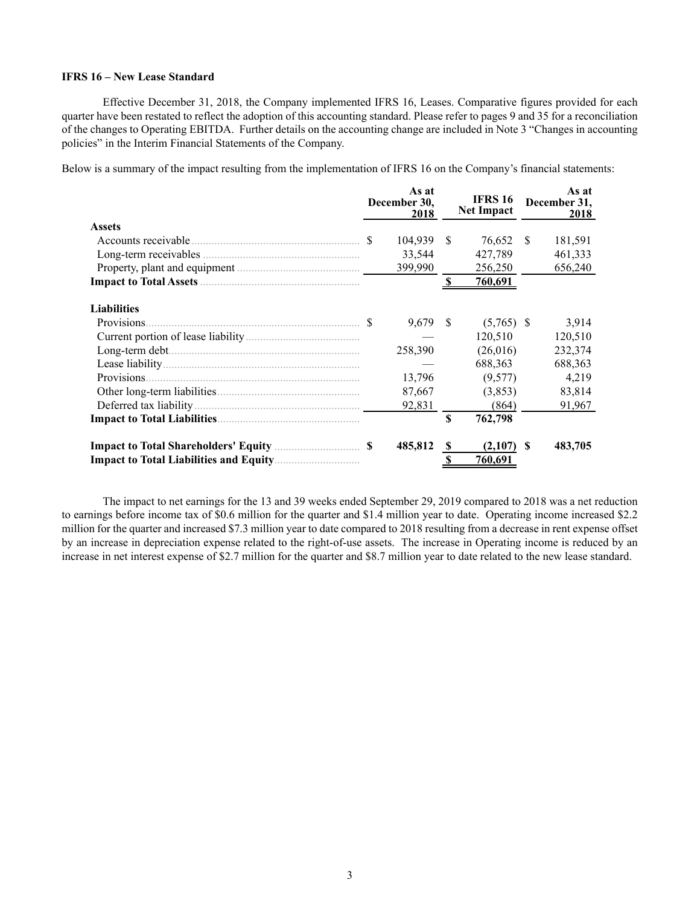**IFRS 16 – New Lease Standard**

Effective December 31, 2018, the Company implemented IFRS 16, Leases. Comparative figures provided for each quarter have been restated to reflect the adoption of this accounting standard. Please refer to pages 9 and 35 for a reconciliation of the changes to Operating EBITDA. Further details on the accounting change are included in Note 3 "Changes in accounting policies" in the Interim Financial Statements of the Company.

Below is a summary of the impact resulting from the implementation of IFRS 16 on the Company's financial statements:

| | As at December 30, 2018 | IFRS 16 Net Impact | As at December 31, 2018 |
|---|---|---|---|
| **Assets** | | | |
| Accounts receivable | $ 104,939 | $ 76,652 | $ 181,591 |
| Long-term receivables | 33,544 | 427,789 | 461,333 |
| Property, plant and equipment | 399,990 | 256,250 | 656,240 |
| **Impact to Total Assets** | | **$ 760,691** | |
| **Liabilities** | | | |
| Provisions | $ 9,679 | $ (5,765) | $ 3,914 |
| Current portion of lease liability | — | 120,510 | 120,510 |
| Long-term debt | 258,390 | (26,016) | 232,374 |
| Lease liability | — | 688,363 | 688,363 |
| Provisions | 13,796 | (9,577) | 4,219 |
| Other long-term liabilities | 87,667 | (3,853) | 83,814 |
| Deferred tax liability | 92,831 | (864) | 91,967 |
| **Impact to Total Liabilities** | | **$ 762,798** | |
| **Impact to Total Shareholders' Equity** | **$ 485,812** | **$ (2,107)** | **$ 483,705** |
| **Impact to Total Liabilities and Equity** | | **$ 760,691** | |

The impact to net earnings for the 13 and 39 weeks ended September 29, 2019 compared to 2018 was a net reduction to earnings before income tax of $0.6 million for the quarter and $1.4 million year to date. Operating income increased $2.2 million for the quarter and increased $7.3 million year to date compared to 2018 resulting from a decrease in rent expense offset by an increase in depreciation expense related to the right-of-use assets. The increase in Operating income is reduced by an increase in net interest expense of $2.7 million for the quarter and $8.7 million year to date related to the new lease standard.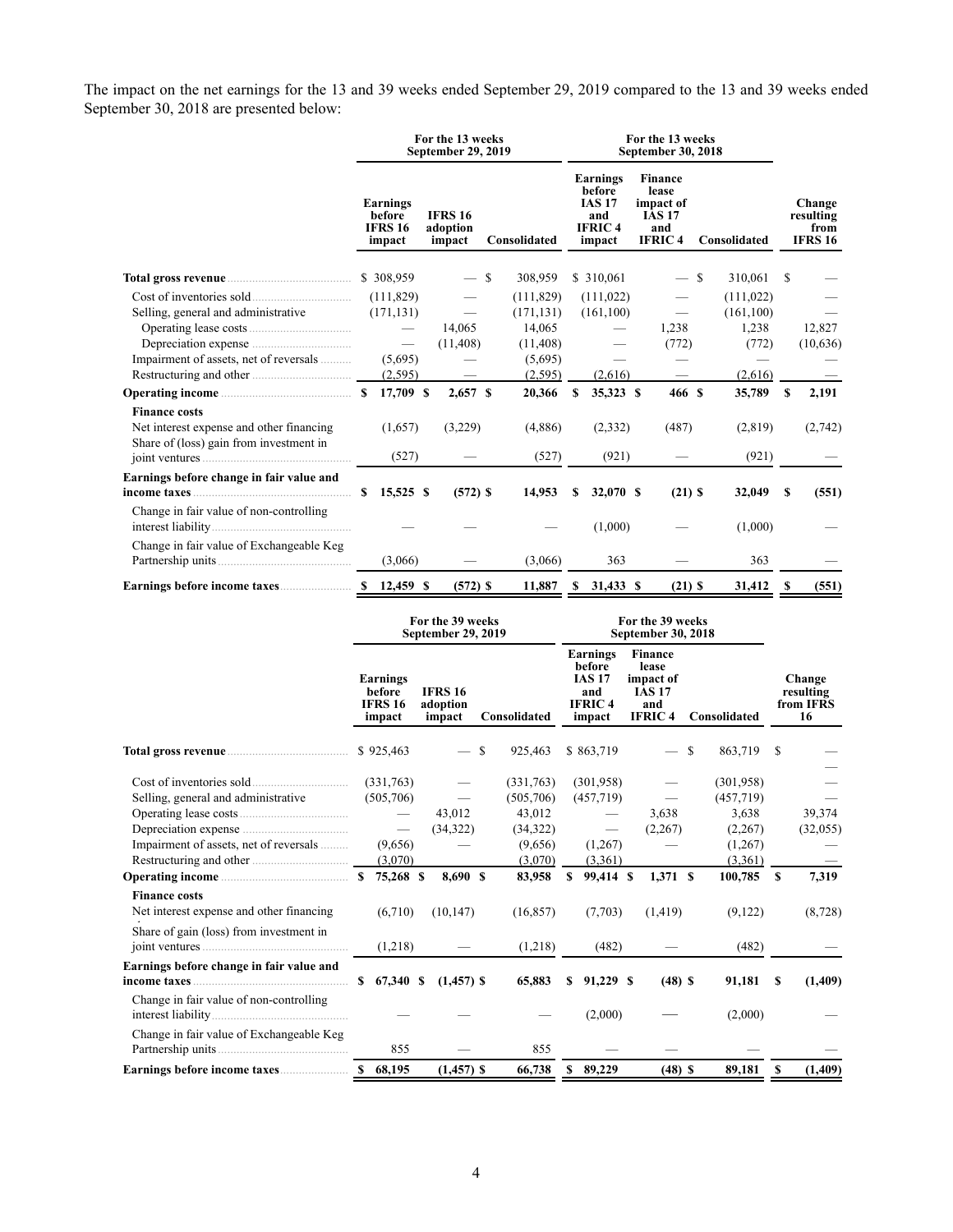The impact on the net earnings for the 13 and 39 weeks ended September 29, 2019 compared to the 13 and 39 weeks ended September 30, 2018 are presented below:

| | For the 13 weeks September 29, 2019 | | | For the 13 weeks September 30, 2018 | | | |
|---|---|---|---|---|---|---|---|
| | Earnings before IFRS 16 impact | IFRS 16 adoption impact | Consolidated | Earnings before IAS 17 and IFRIC 4 impact | Finance lease impact of IAS 17 and IFRIC 4 | Consolidated | Change resulting from IFRS 16 |
| **Total gross revenue** | $ 308,959 | — | $ 308,959 | $ 310,061 | — | $ 310,061 | $ — |
| Cost of inventories sold | (111,829) | — | (111,829) | (111,022) | — | (111,022) | — |
| Selling, general and administrative | (171,131) | — | (171,131) | (161,100) | — | (161,100) | — |
| Operating lease costs | — | 14,065 | 14,065 | — | 1,238 | 1,238 | 12,827 |
| Depreciation expense | — | (11,408) | (11,408) | — | (772) | (772) | (10,636) |
| Impairment of assets, net of reversals | (5,695) | — | (5,695) | — | — | — | — |
| Restructuring and other | (2,595) | — | (2,595) | (2,616) | — | (2,616) | — |
| **Operating income** | **$ 17,709** | **$ 2,657** | **$ 20,366** | **$ 35,323** | **$ 466** | **$ 35,789** | **$ 2,191** |
| **Finance costs** | | | | | | | |
| Net interest expense and other financing | (1,657) | (3,229) | (4,886) | (2,332) | (487) | (2,819) | (2,742) |
| Share of (loss) gain from investment in joint ventures | (527) | — | (527) | (921) | — | (921) | — |
| **Earnings before change in fair value and income taxes** | **$ 15,525** | **$ (572)** | **$ 14,953** | **$ 32,070** | **$ (21)** | **$ 32,049** | **$ (551)** |
| Change in fair value of non-controlling interest liability | — | — | — | (1,000) | — | (1,000) | — |
| Change in fair value of Exchangeable Keg Partnership units | (3,066) | — | (3,066) | 363 | — | 363 | — |
| **Earnings before income taxes** | **$ 12,459** | **$ (572)** | **$ 11,887** | **$ 31,433** | **$ (21)** | **$ 31,412** | **$ (551)** |

| | For the 39 weeks September 29, 2019 | | | For the 39 weeks September 30, 2018 | | | |
|---|---|---|---|---|---|---|---|
| | Earnings before IFRS 16 impact | IFRS 16 adoption impact | Consolidated | Earnings before IAS 17 and IFRIC 4 impact | Finance lease impact of IAS 17 and IFRIC 4 | Consolidated | Change resulting from IFRS 16 |
| **Total gross revenue** | $ 925,463 | — | $ 925,463 | $ 863,719 | — | $ 863,719 | $ — |
| Cost of inventories sold | (331,763) | — | (331,763) | (301,958) | — | (301,958) | — |
| Selling, general and administrative | (505,706) | — | (505,706) | (457,719) | — | (457,719) | — |
| Operating lease costs | — | 43,012 | 43,012 | — | 3,638 | 3,638 | 39,374 |
| Depreciation expense | — | (34,322) | (34,322) | — | (2,267) | (2,267) | (32,055) |
| Impairment of assets, net of reversals | (9,656) | — | (9,656) | (1,267) | — | (1,267) | — |
| Restructuring and other | (3,070) | — | (3,070) | (3,361) | — | (3,361) | — |
| **Operating income** | **$ 75,268** | **$ 8,690** | **$ 83,958** | **$ 99,414** | **$ 1,371** | **$ 100,785** | **$ 7,319** |
| **Finance costs** | | | | | | | |
| Net interest expense and other financing | (6,710) | (10,147) | (16,857) | (7,703) | (1,419) | (9,122) | (8,728) |
| Share of gain (loss) from investment in joint ventures | (1,218) | — | (1,218) | (482) | — | (482) | — |
| **Earnings before change in fair value and income taxes** | **$ 67,340** | **$ (1,457)** | **$ 65,883** | **$ 91,229** | **$ (48)** | **$ 91,181** | **$ (1,409)** |
| Change in fair value of non-controlling interest liability | — | — | — | (2,000) | — | (2,000) | — |
| Change in fair value of Exchangeable Keg Partnership units | 855 | — | 855 | — | — | — | — |
| **Earnings before income taxes** | **$ 68,195** | **(1,457) $** | **66,738** | **$ 89,229** | **(48) $** | **89,181** | **$ (1,409)** |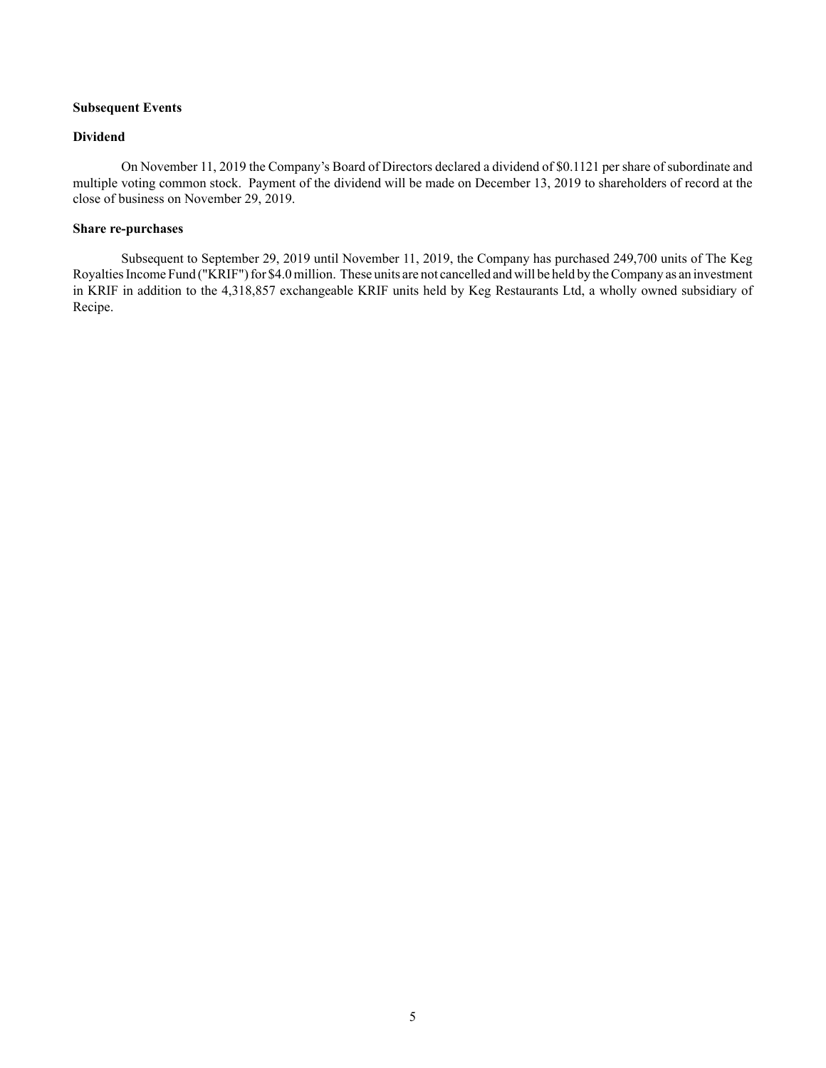**Subsequent Events**

**Dividend**

On November 11, 2019 the Company's Board of Directors declared a dividend of $0.1121 per share of subordinate and multiple voting common stock. Payment of the dividend will be made on December 13, 2019 to shareholders of record at the close of business on November 29, 2019.

**Share re-purchases**

Subsequent to September 29, 2019 until November 11, 2019, the Company has purchased 249,700 units of The Keg Royalties Income Fund ("KRIF") for $4.0 million. These units are not cancelled and will be held by the Company as an investment in KRIF in addition to the 4,318,857 exchangeable KRIF units held by Keg Restaurants Ltd, a wholly owned subsidiary of Recipe.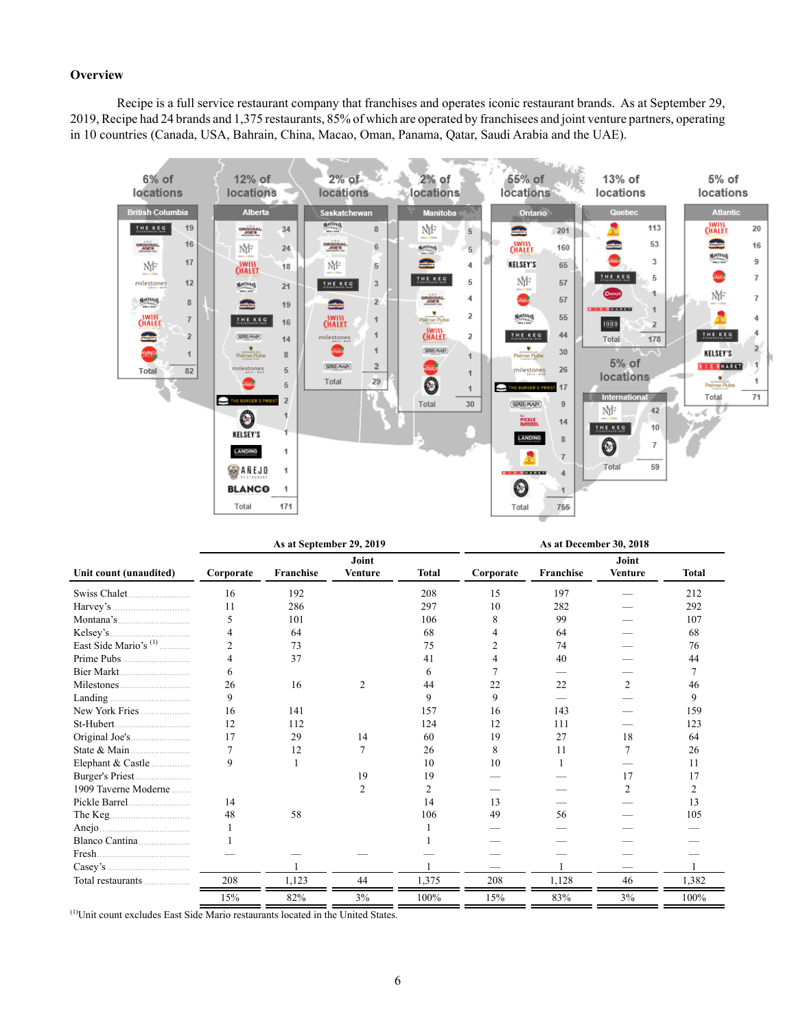## Overview

Recipe is a full service restaurant company that franchises and operates iconic restaurant brands. As at September 29, 2019, Recipe had 24 brands and 1,375 restaurants, 85% of which are operated by franchisees and joint venture partners, operating in 10 countries (Canada, USA, Bahrain, China, Macao, Oman, Panama, Qatar, Saudi Arabia and the UAE).

| | As at September 29, 2019 | | | | As at December 30, 2018 | | | |
|---|---|---|---|---|---|---|---|---|
| Unit count (unaudited) | Corporate | Franchise | Joint Venture | Total | Corporate | Franchise | Joint Venture | Total |
| Swiss Chalet | 16 | 192 | | 208 | 15 | 197 | — | 212 |
| Harvey's | 11 | 286 | | 297 | 10 | 282 | — | 292 |
| Montana's | 5 | 101 | | 106 | 8 | 99 | — | 107 |
| Kelsey's | 4 | 64 | | 68 | 4 | 64 | — | 68 |
| East Side Mario's [(1)] | 2 | 73 | | 75 | 2 | 74 | — | 76 |
| Prime Pubs | 4 | 37 | | 41 | 4 | 40 | — | 44 |
| Bier Markt | 6 | | | 6 | 7 | — | — | 7 |
| Milestones | 26 | 16 | 2 | 44 | 22 | 22 | 2 | 46 |
| Landing | 9 | | | 9 | 9 | — | — | 9 |
| New York Fries | 16 | 141 | | 157 | 16 | 143 | — | 159 |
| St-Hubert | 12 | 112 | | 124 | 12 | 111 | — | 123 |
| Original Joe's | 17 | 29 | 14 | 60 | 19 | 27 | 18 | 64 |
| State & Main | 7 | 12 | 7 | 26 | 8 | 11 | 7 | 26 |
| Elephant & Castle | 9 | 1 | | 10 | 10 | 1 | — | 11 |
| Burger's Priest | | | 19 | 19 | — | — | 17 | 17 |
| 1909 Taverne Moderne | | | 2 | 2 | — | — | 2 | 2 |
| Pickle Barrel | 14 | | | 14 | 13 | — | — | 13 |
| The Keg | 48 | 58 | | 106 | 49 | 56 | — | 105 |
| Anejo | 1 | | | 1 | — | — | — | — |
| Blanco Cantina | 1 | | | 1 | — | — | — | — |
| Fresh | — | — | — | — | — | — | — | — |
| Casey's | | 1 | | 1 | — | 1 | — | 1 |
| Total restaurants | 208 | 1,123 | 44 | 1,375 | 208 | 1,128 | 46 | 1,382 |
| | 15% | 82% | 3% | 100% | 15% | 83% | 3% | 100% |

[(1)]Unit count excludes East Side Mario restaurants located in the United States.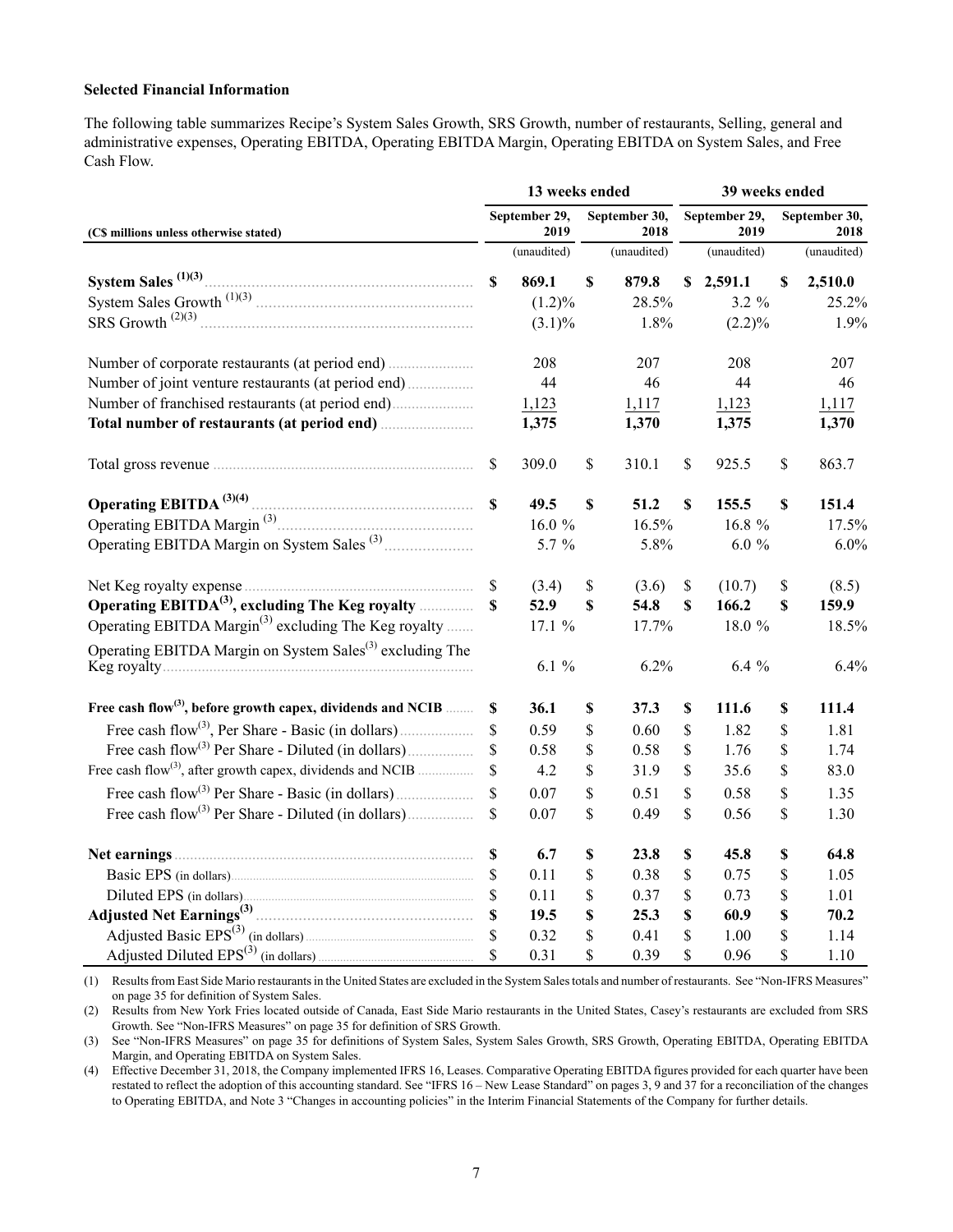**Selected Financial Information**

The following table summarizes Recipe's System Sales Growth, SRS Growth, number of restaurants, Selling, general and administrative expenses, Operating EBITDA, Operating EBITDA Margin, Operating EBITDA on System Sales, and Free Cash Flow.

| (C$ millions unless otherwise stated) | 13 weeks ended | | 39 weeks ended | |
|---|---|---|---|---|
| | September 29, 2019 | September 30, 2018 | September 29, 2019 | September 30, 2018 |
| | (unaudited) | (unaudited) | (unaudited) | (unaudited) |
| **System Sales (1)(3)** | **$ 869.1** | **$ 879.8** | **$ 2,591.1** | **$ 2,510.0** |
| System Sales Growth (1)(3) | (1.2)% | 28.5% | 3.2 % | 25.2% |
| SRS Growth (2)(3) | (3.1)% | 1.8% | (2.2)% | 1.9% |
| Number of corporate restaurants (at period end) | 208 | 207 | 208 | 207 |
| Number of joint venture restaurants (at period end) | 44 | 46 | 44 | 46 |
| Number of franchised restaurants (at period end) | 1,123 | 1,117 | 1,123 | 1,117 |
| **Total number of restaurants (at period end)** | **1,375** | **1,370** | **1,375** | **1,370** |
| Total gross revenue | $ 309.0 | $ 310.1 | $ 925.5 | $ 863.7 |
| **Operating EBITDA (3)(4)** | **$ 49.5** | **$ 51.2** | **$ 155.5** | **$ 151.4** |
| Operating EBITDA Margin (3) | 16.0 % | 16.5% | 16.8 % | 17.5% |
| Operating EBITDA Margin on System Sales (3) | 5.7 % | 5.8% | 6.0 % | 6.0% |
| Net Keg royalty expense | $ (3.4) | $ (3.6) | $ (10.7) | $ (8.5) |
| **Operating EBITDA(3), excluding The Keg royalty** | **$ 52.9** | **$ 54.8** | **$ 166.2** | **$ 159.9** |
| Operating EBITDA Margin(3) excluding The Keg royalty | 17.1 % | 17.7% | 18.0 % | 18.5% |
| Operating EBITDA Margin on System Sales(3) excluding The Keg royalty | 6.1 % | 6.2% | 6.4 % | 6.4% |
| **Free cash flow(3), before growth capex, dividends and NCIB** | **$ 36.1** | **$ 37.3** | **$ 111.6** | **$ 111.4** |
| Free cash flow(3), Per Share - Basic (in dollars) | $ 0.59 | $ 0.60 | $ 1.82 | $ 1.81 |
| Free cash flow(3) Per Share - Diluted (in dollars) | $ 0.58 | $ 0.58 | $ 1.76 | $ 1.74 |
| Free cash flow(3), after growth capex, dividends and NCIB | $ 4.2 | $ 31.9 | $ 35.6 | $ 83.0 |
| Free cash flow(3) Per Share - Basic (in dollars) | $ 0.07 | $ 0.51 | $ 0.58 | $ 1.35 |
| Free cash flow(3) Per Share - Diluted (in dollars) | $ 0.07 | $ 0.49 | $ 0.56 | $ 1.30 |
| **Net earnings** | **$ 6.7** | **$ 23.8** | **$ 45.8** | **$ 64.8** |
| Basic EPS (in dollars) | $ 0.11 | $ 0.38 | $ 0.75 | $ 1.05 |
| Diluted EPS (in dollars) | $ 0.11 | $ 0.37 | $ 0.73 | $ 1.01 |
| **Adjusted Net Earnings(3)** | **$ 19.5** | **$ 25.3** | **$ 60.9** | **$ 70.2** |
| Adjusted Basic EPS(3) (in dollars) | $ 0.32 | $ 0.41 | $ 1.00 | $ 1.14 |
| Adjusted Diluted EPS(3) (in dollars) | $ 0.31 | $ 0.39 | $ 0.96 | $ 1.10 |

(1) Results from East Side Mario restaurants in the United States are excluded in the System Sales totals and number of restaurants. See "Non-IFRS Measures" on page 35 for definition of System Sales.

(2) Results from New York Fries located outside of Canada, East Side Mario restaurants in the United States, Casey's restaurants are excluded from SRS Growth. See "Non-IFRS Measures" on page 35 for definition of SRS Growth.

(3) See "Non-IFRS Measures" on page 35 for definitions of System Sales, System Sales Growth, SRS Growth, Operating EBITDA, Operating EBITDA Margin, and Operating EBITDA on System Sales.

(4) Effective December 31, 2018, the Company implemented IFRS 16, Leases. Comparative Operating EBITDA figures provided for each quarter have been restated to reflect the adoption of this accounting standard. See "IFRS 16 – New Lease Standard" on pages 3, 9 and 37 for a reconciliation of the changes to Operating EBITDA, and Note 3 "Changes in accounting policies" in the Interim Financial Statements of the Company for further details.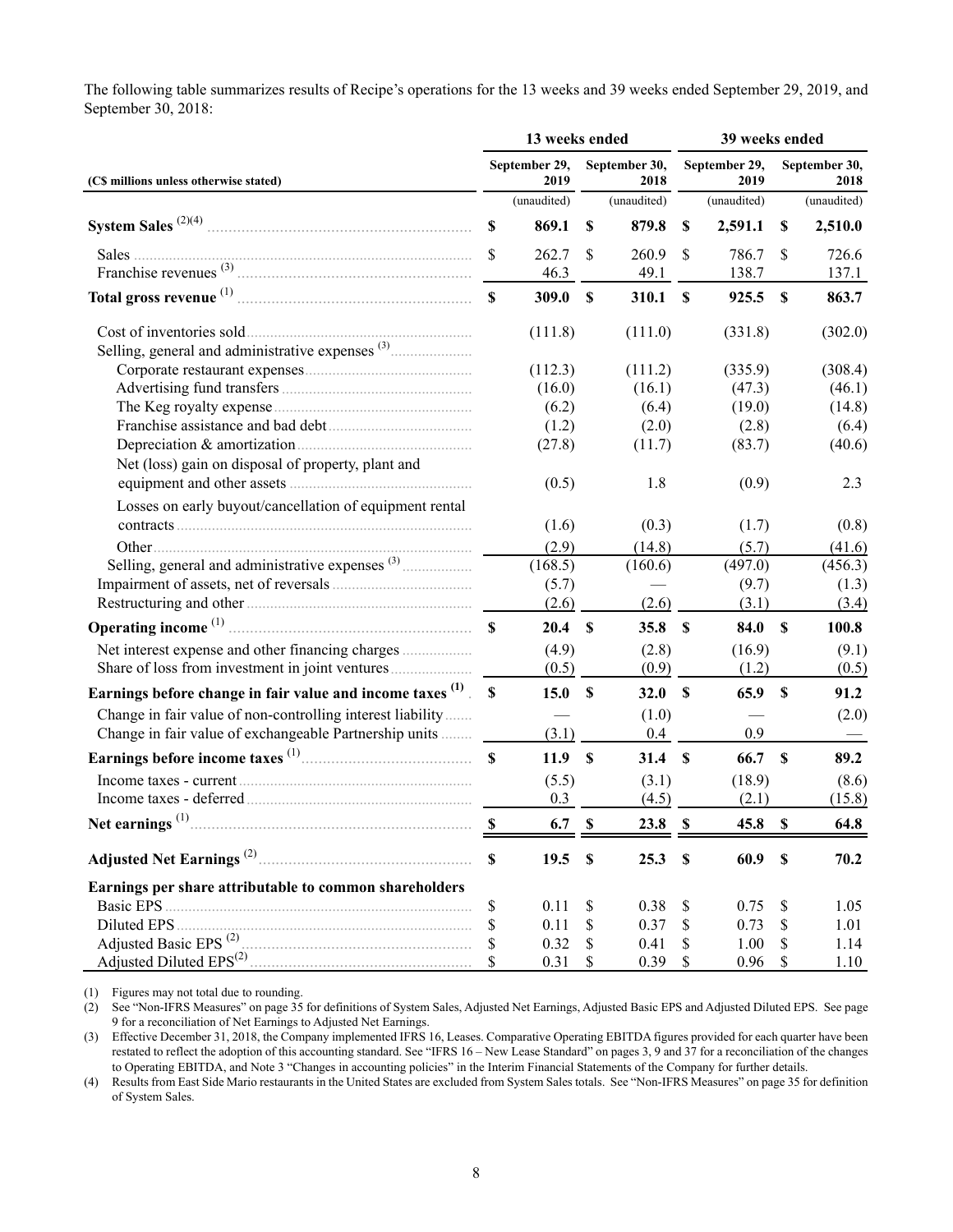The following table summarizes results of Recipe's operations for the 13 weeks and 39 weeks ended September 29, 2019, and September 30, 2018:

| (C$ millions unless otherwise stated) | 13 weeks ended | | 39 weeks ended | |
|---|---|---|---|---|
| | September 29, 2019 | September 30, 2018 | September 29, 2019 | September 30, 2018 |
| | (unaudited) | (unaudited) | (unaudited) | (unaudited) |
| **System Sales** (2)(4) | **$ 869.1** | **$ 879.8** | **$ 2,591.1** | **$ 2,510.0** |
| Sales | $ 262.7 | $ 260.9 | $ 786.7 | $ 726.6 |
| Franchise revenues (3) | 46.3 | 49.1 | 138.7 | 137.1 |
| **Total gross revenue** (1) | **$ 309.0** | **$ 310.1** | **$ 925.5** | **$ 863.7** |
| Cost of inventories sold | (111.8) | (111.0) | (331.8) | (302.0) |
| Selling, general and administrative expenses (3) | | | | |
| Corporate restaurant expenses | (112.3) | (111.2) | (335.9) | (308.4) |
| Advertising fund transfers | (16.0) | (16.1) | (47.3) | (46.1) |
| The Keg royalty expense | (6.2) | (6.4) | (19.0) | (14.8) |
| Franchise assistance and bad debt | (1.2) | (2.0) | (2.8) | (6.4) |
| Depreciation & amortization | (27.8) | (11.7) | (83.7) | (40.6) |
| Net (loss) gain on disposal of property, plant and equipment and other assets | (0.5) | 1.8 | (0.9) | 2.3 |
| Losses on early buyout/cancellation of equipment rental contracts | (1.6) | (0.3) | (1.7) | (0.8) |
| Other | (2.9) | (14.8) | (5.7) | (41.6) |
| Selling, general and administrative expenses (3) | (168.5) | (160.6) | (497.0) | (456.3) |
| Impairment of assets, net of reversals | (5.7) | — | (9.7) | (1.3) |
| Restructuring and other | (2.6) | (2.6) | (3.1) | (3.4) |
| **Operating income** (1) | **$ 20.4** | **$ 35.8** | **$ 84.0** | **$ 100.8** |
| Net interest expense and other financing charges | (4.9) | (2.8) | (16.9) | (9.1) |
| Share of loss from investment in joint ventures | (0.5) | (0.9) | (1.2) | (0.5) |
| **Earnings before change in fair value and income taxes** (1) | **$ 15.0** | **$ 32.0** | **$ 65.9** | **$ 91.2** |
| Change in fair value of non-controlling interest liability | — | (1.0) | — | (2.0) |
| Change in fair value of exchangeable Partnership units | (3.1) | 0.4 | 0.9 | — |
| **Earnings before income taxes** (1) | **$ 11.9** | **$ 31.4** | **$ 66.7** | **$ 89.2** |
| Income taxes - current | (5.5) | (3.1) | (18.9) | (8.6) |
| Income taxes - deferred | 0.3 | (4.5) | (2.1) | (15.8) |
| **Net earnings** (1) | **$ 6.7** | **$ 23.8** | **$ 45.8** | **$ 64.8** |
| **Adjusted Net Earnings** (2) | **$ 19.5** | **$ 25.3** | **$ 60.9** | **$ 70.2** |
| **Earnings per share attributable to common shareholders** | | | | |
| Basic EPS | $ 0.11 | $ 0.38 | $ 0.75 | $ 1.05 |
| Diluted EPS | $ 0.11 | $ 0.37 | $ 0.73 | $ 1.01 |
| Adjusted Basic EPS (2) | $ 0.32 | $ 0.41 | $ 1.00 | $ 1.14 |
| Adjusted Diluted EPS(2) | $ 0.31 | $ 0.39 | $ 0.96 | $ 1.10 |

(1) Figures may not total due to rounding.

(2) See "Non-IFRS Measures" on page 35 for definitions of System Sales, Adjusted Net Earnings, Adjusted Basic EPS and Adjusted Diluted EPS. See page 9 for a reconciliation of Net Earnings to Adjusted Net Earnings.

(3) Effective December 31, 2018, the Company implemented IFRS 16, Leases. Comparative Operating EBITDA figures provided for each quarter have been restated to reflect the adoption of this accounting standard. See "IFRS 16 – New Lease Standard" on pages 3, 9 and 37 for a reconciliation of the changes to Operating EBITDA, and Note 3 "Changes in accounting policies" in the Interim Financial Statements of the Company for further details.

(4) Results from East Side Mario restaurants in the United States are excluded from System Sales totals. See "Non-IFRS Measures" on page 35 for definition of System Sales.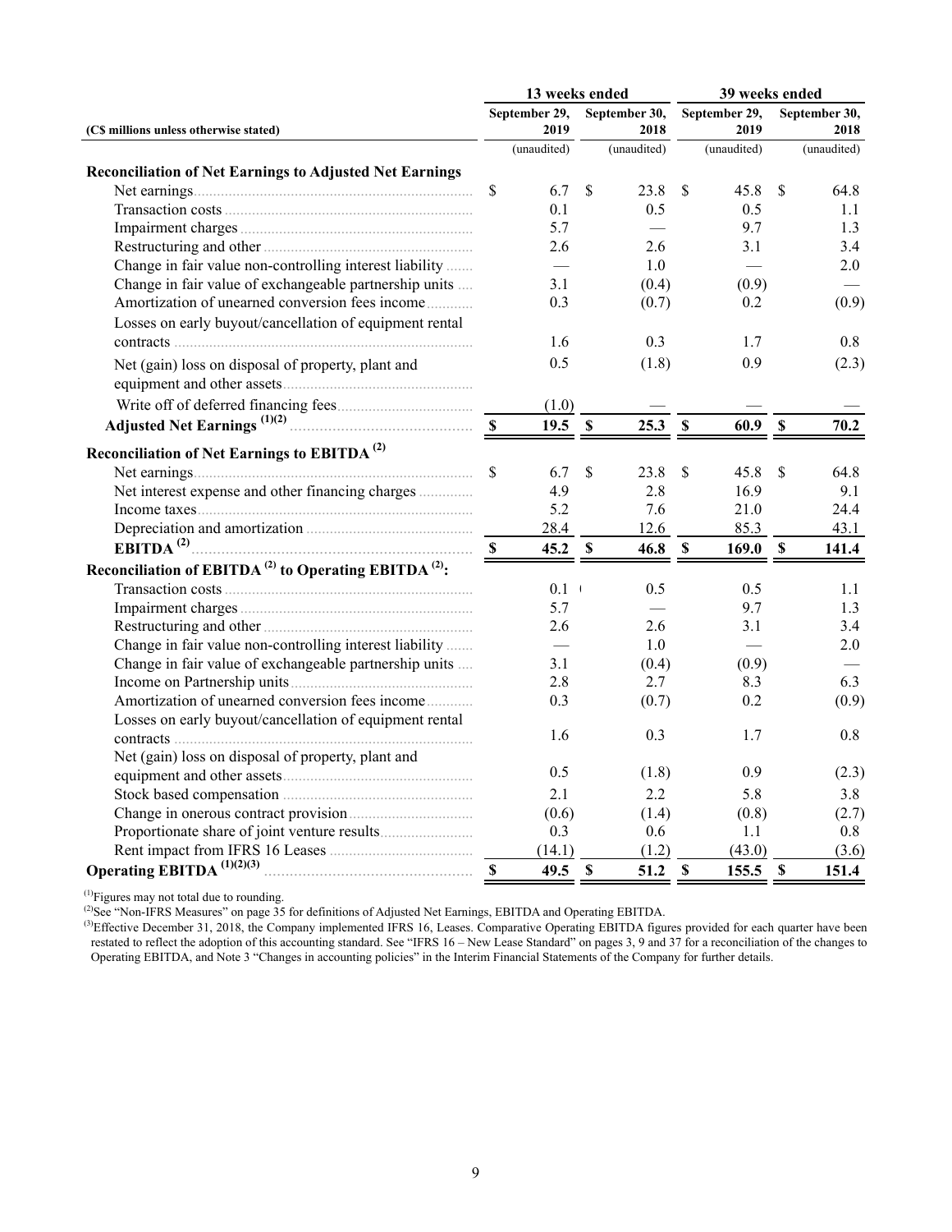| (C$ millions unless otherwise stated) | 13 weeks ended | | 39 weeks ended | |
|---|---|---|---|---|
| | September 29, 2019 | September 30, 2018 | September 29, 2019 | September 30, 2018 |
| | (unaudited) | (unaudited) | (unaudited) | (unaudited) |
| **Reconciliation of Net Earnings to Adjusted Net Earnings** | | | | |
| Net earnings | $ 6.7 | $ 23.8 | $ 45.8 | $ 64.8 |
| Transaction costs | 0.1 | 0.5 | 0.5 | 1.1 |
| Impairment charges | 5.7 | — | 9.7 | 1.3 |
| Restructuring and other | 2.6 | 2.6 | 3.1 | 3.4 |
| Change in fair value non-controlling interest liability | — | 1.0 | — | 2.0 |
| Change in fair value of exchangeable partnership units | 3.1 | (0.4) | (0.9) | — |
| Amortization of unearned conversion fees income | 0.3 | (0.7) | 0.2 | (0.9) |
| Losses on early buyout/cancellation of equipment rental contracts | 1.6 | 0.3 | 1.7 | 0.8 |
| Net (gain) loss on disposal of property, plant and equipment and other assets | 0.5 | (1.8) | 0.9 | (2.3) |
| Write off of deferred financing fees | (1.0) | — | — | — |
| **Adjusted Net Earnings [1][2]** | **$ 19.5** | **$ 25.3** | **$ 60.9** | **$ 70.2** |
| **Reconciliation of Net Earnings to EBITDA [2]** | | | | |
| Net earnings | $ 6.7 | $ 23.8 | $ 45.8 | $ 64.8 |
| Net interest expense and other financing charges | 4.9 | 2.8 | 16.9 | 9.1 |
| Income taxes | 5.2 | 7.6 | 21.0 | 24.4 |
| Depreciation and amortization | 28.4 | 12.6 | 85.3 | 43.1 |
| **EBITDA [2]** | **$ 45.2** | **$ 46.8** | **$ 169.0** | **$ 141.4** |
| **Reconciliation of EBITDA [2] to Operating EBITDA [2]:** | | | | |
| Transaction costs | 0.1 | 0.5 | 0.5 | 1.1 |
| Impairment charges | 5.7 | — | 9.7 | 1.3 |
| Restructuring and other | 2.6 | 2.6 | 3.1 | 3.4 |
| Change in fair value non-controlling interest liability | — | 1.0 | — | 2.0 |
| Change in fair value of exchangeable partnership units | 3.1 | (0.4) | (0.9) | — |
| Income on Partnership units | 2.8 | 2.7 | 8.3 | 6.3 |
| Amortization of unearned conversion fees income | 0.3 | (0.7) | 0.2 | (0.9) |
| Losses on early buyout/cancellation of equipment rental contracts | 1.6 | 0.3 | 1.7 | 0.8 |
| Net (gain) loss on disposal of property, plant and equipment and other assets | 0.5 | (1.8) | 0.9 | (2.3) |
| Stock based compensation | 2.1 | 2.2 | 5.8 | 3.8 |
| Change in onerous contract provision | (0.6) | (1.4) | (0.8) | (2.7) |
| Proportionate share of joint venture results | 0.3 | 0.6 | 1.1 | 0.8 |
| Rent impact from IFRS 16 Leases | (14.1) | (1.2) | (43.0) | (3.6) |
| **Operating EBITDA [1][2][3]** | **$ 49.5** | **$ 51.2** | **$ 155.5** | **$ 151.4** |

[1] Figures may not total due to rounding.

[2] See "Non-IFRS Measures" on page 35 for definitions of Adjusted Net Earnings, EBITDA and Operating EBITDA.

[3] Effective December 31, 2018, the Company implemented IFRS 16, Leases. Comparative Operating EBITDA figures provided for each quarter have been restated to reflect the adoption of this accounting standard. See "IFRS 16 – New Lease Standard" on pages 3, 9 and 37 for a reconciliation of the changes to Operating EBITDA, and Note 3 "Changes in accounting policies" in the Interim Financial Statements of the Company for further details.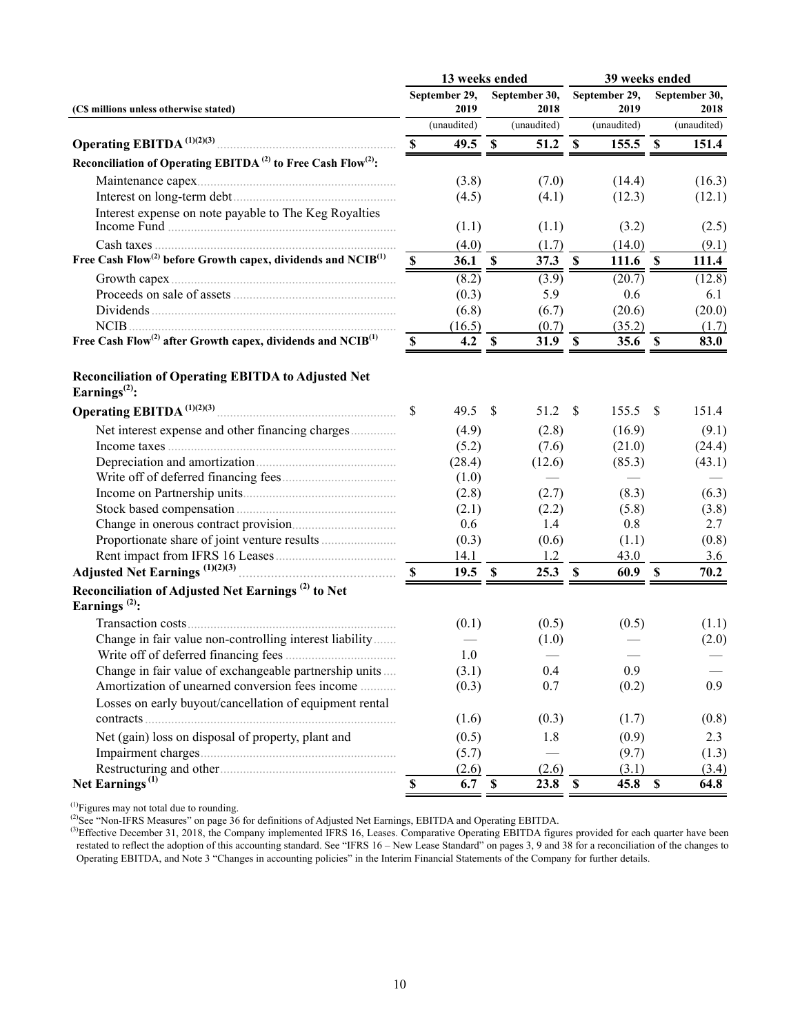| (C$ millions unless otherwise stated) | 13 weeks ended | | 39 weeks ended | |
|---|---|---|---|---|
| | September 29, 2019 | September 30, 2018 | September 29, 2019 | September 30, 2018 |
| | (unaudited) | (unaudited) | (unaudited) | (unaudited) |
| **Operating EBITDA [1][2][3]** | **$ 49.5** | **$ 51.2** | **$ 155.5** | **$ 151.4** |
| **Reconciliation of Operating EBITDA [2] to Free Cash Flow[2]:** | | | | |
| Maintenance capex | (3.8) | (7.0) | (14.4) | (16.3) |
| Interest on long-term debt | (4.5) | (4.1) | (12.3) | (12.1) |
| Interest expense on note payable to The Keg Royalties Income Fund | (1.1) | (1.1) | (3.2) | (2.5) |
| Cash taxes | (4.0) | (1.7) | (14.0) | (9.1) |
| **Free Cash Flow[2] before Growth capex, dividends and NCIB[1]** | **$ 36.1** | **$ 37.3** | **$ 111.6** | **$ 111.4** |
| Growth capex | (8.2) | (3.9) | (20.7) | (12.8) |
| Proceeds on sale of assets | (0.3) | 5.9 | 0.6 | 6.1 |
| Dividends | (6.8) | (6.7) | (20.6) | (20.0) |
| NCIB | (16.5) | (0.7) | (35.2) | (1.7) |
| **Free Cash Flow[2] after Growth capex, dividends and NCIB[1]** | **$ 4.2** | **$ 31.9** | **$ 35.6** | **$ 83.0** |
| **Reconciliation of Operating EBITDA to Adjusted Net Earnings[2]:** | | | | |
| **Operating EBITDA [1][2][3]** | $ 49.5 | $ 51.2 | $ 155.5 | $ 151.4 |
| Net interest expense and other financing charges | (4.9) | (2.8) | (16.9) | (9.1) |
| Income taxes | (5.2) | (7.6) | (21.0) | (24.4) |
| Depreciation and amortization | (28.4) | (12.6) | (85.3) | (43.1) |
| Write off of deferred financing fees | (1.0) | — | — | — |
| Income on Partnership units | (2.8) | (2.7) | (8.3) | (6.3) |
| Stock based compensation | (2.1) | (2.2) | (5.8) | (3.8) |
| Change in onerous contract provision | 0.6 | 1.4 | 0.8 | 2.7 |
| Proportionate share of joint venture results | (0.3) | (0.6) | (1.1) | (0.8) |
| Rent impact from IFRS 16 Leases | 14.1 | 1.2 | 43.0 | 3.6 |
| **Adjusted Net Earnings [1][2][3]** | **$ 19.5** | **$ 25.3** | **$ 60.9** | **$ 70.2** |
| **Reconciliation of Adjusted Net Earnings [2] to Net Earnings [2]:** | | | | |
| Transaction costs | (0.1) | (0.5) | (0.5) | (1.1) |
| Change in fair value non-controlling interest liability | — | (1.0) | — | (2.0) |
| Write off of deferred financing fees | 1.0 | — | — | — |
| Change in fair value of exchangeable partnership units | (3.1) | 0.4 | 0.9 | — |
| Amortization of unearned conversion fees income | (0.3) | 0.7 | (0.2) | 0.9 |
| Losses on early buyout/cancellation of equipment rental contracts | (1.6) | (0.3) | (1.7) | (0.8) |
| Net (gain) loss on disposal of property, plant and | (0.5) | 1.8 | (0.9) | 2.3 |
| Impairment charges | (5.7) | — | (9.7) | (1.3) |
| Restructuring and other | (2.6) | (2.6) | (3.1) | (3.4) |
| **Net Earnings [1]** | **$ 6.7** | **$ 23.8** | **$ 45.8** | **$ 64.8** |

[1]Figures may not total due to rounding.

[2]See "Non-IFRS Measures" on page 36 for definitions of Adjusted Net Earnings, EBITDA and Operating EBITDA.

[3]Effective December 31, 2018, the Company implemented IFRS 16, Leases. Comparative Operating EBITDA figures provided for each quarter have been restated to reflect the adoption of this accounting standard. See "IFRS 16 – New Lease Standard" on pages 3, 9 and 38 for a reconciliation of the changes to Operating EBITDA, and Note 3 "Changes in accounting policies" in the Interim Financial Statements of the Company for further details.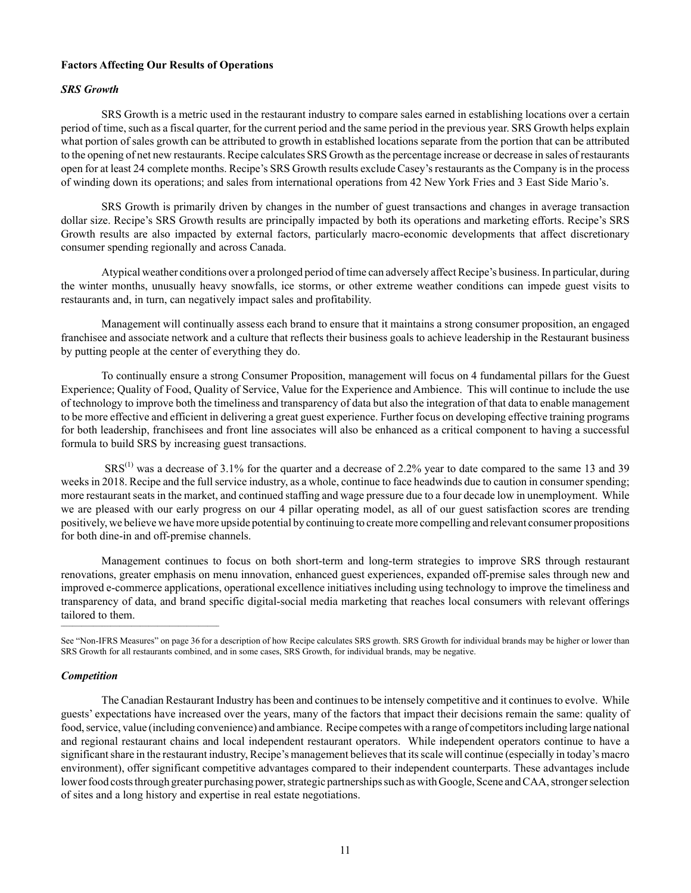**Factors Affecting Our Results of Operations**

***SRS Growth***

SRS Growth is a metric used in the restaurant industry to compare sales earned in establishing locations over a certain period of time, such as a fiscal quarter, for the current period and the same period in the previous year. SRS Growth helps explain what portion of sales growth can be attributed to growth in established locations separate from the portion that can be attributed to the opening of net new restaurants. Recipe calculates SRS Growth as the percentage increase or decrease in sales of restaurants open for at least 24 complete months. Recipe's SRS Growth results exclude Casey's restaurants as the Company is in the process of winding down its operations; and sales from international operations from 42 New York Fries and 3 East Side Mario's.

SRS Growth is primarily driven by changes in the number of guest transactions and changes in average transaction dollar size. Recipe's SRS Growth results are principally impacted by both its operations and marketing efforts. Recipe's SRS Growth results are also impacted by external factors, particularly macro-economic developments that affect discretionary consumer spending regionally and across Canada.

Atypical weather conditions over a prolonged period of time can adversely affect Recipe's business. In particular, during the winter months, unusually heavy snowfalls, ice storms, or other extreme weather conditions can impede guest visits to restaurants and, in turn, can negatively impact sales and profitability.

Management will continually assess each brand to ensure that it maintains a strong consumer proposition, an engaged franchisee and associate network and a culture that reflects their business goals to achieve leadership in the Restaurant business by putting people at the center of everything they do.

To continually ensure a strong Consumer Proposition, management will focus on 4 fundamental pillars for the Guest Experience; Quality of Food, Quality of Service, Value for the Experience and Ambience. This will continue to include the use of technology to improve both the timeliness and transparency of data but also the integration of that data to enable management to be more effective and efficient in delivering a great guest experience. Further focus on developing effective training programs for both leadership, franchisees and front line associates will also be enhanced as a critical component to having a successful formula to build SRS by increasing guest transactions.

SRS[1] was a decrease of 3.1% for the quarter and a decrease of 2.2% year to date compared to the same 13 and 39 weeks in 2018. Recipe and the full service industry, as a whole, continue to face headwinds due to caution in consumer spending; more restaurant seats in the market, and continued staffing and wage pressure due to a four decade low in unemployment. While we are pleased with our early progress on our 4 pillar operating model, as all of our guest satisfaction scores are trending positively, we believe we have more upside potential by continuing to create more compelling and relevant consumer propositions for both dine-in and off-premise channels.

Management continues to focus on both short-term and long-term strategies to improve SRS through restaurant renovations, greater emphasis on menu innovation, enhanced guest experiences, expanded off-premise sales through new and improved e-commerce applications, operational excellence initiatives including using technology to improve the timeliness and transparency of data, and brand specific digital-social media marketing that reaches local consumers with relevant offerings tailored to them.

---

See "Non-IFRS Measures" on page 36 for a description of how Recipe calculates SRS growth. SRS Growth for individual brands may be higher or lower than SRS Growth for all restaurants combined, and in some cases, SRS Growth, for individual brands, may be negative.

***Competition***

The Canadian Restaurant Industry has been and continues to be intensely competitive and it continues to evolve. While guests' expectations have increased over the years, many of the factors that impact their decisions remain the same: quality of food, service, value (including convenience) and ambiance. Recipe competes with a range of competitors including large national and regional restaurant chains and local independent restaurant operators. While independent operators continue to have a significant share in the restaurant industry, Recipe's management believes that its scale will continue (especially in today's macro environment), offer significant competitive advantages compared to their independent counterparts. These advantages include lower food costs through greater purchasing power, strategic partnerships such as with Google, Scene and CAA, stronger selection of sites and a long history and expertise in real estate negotiations.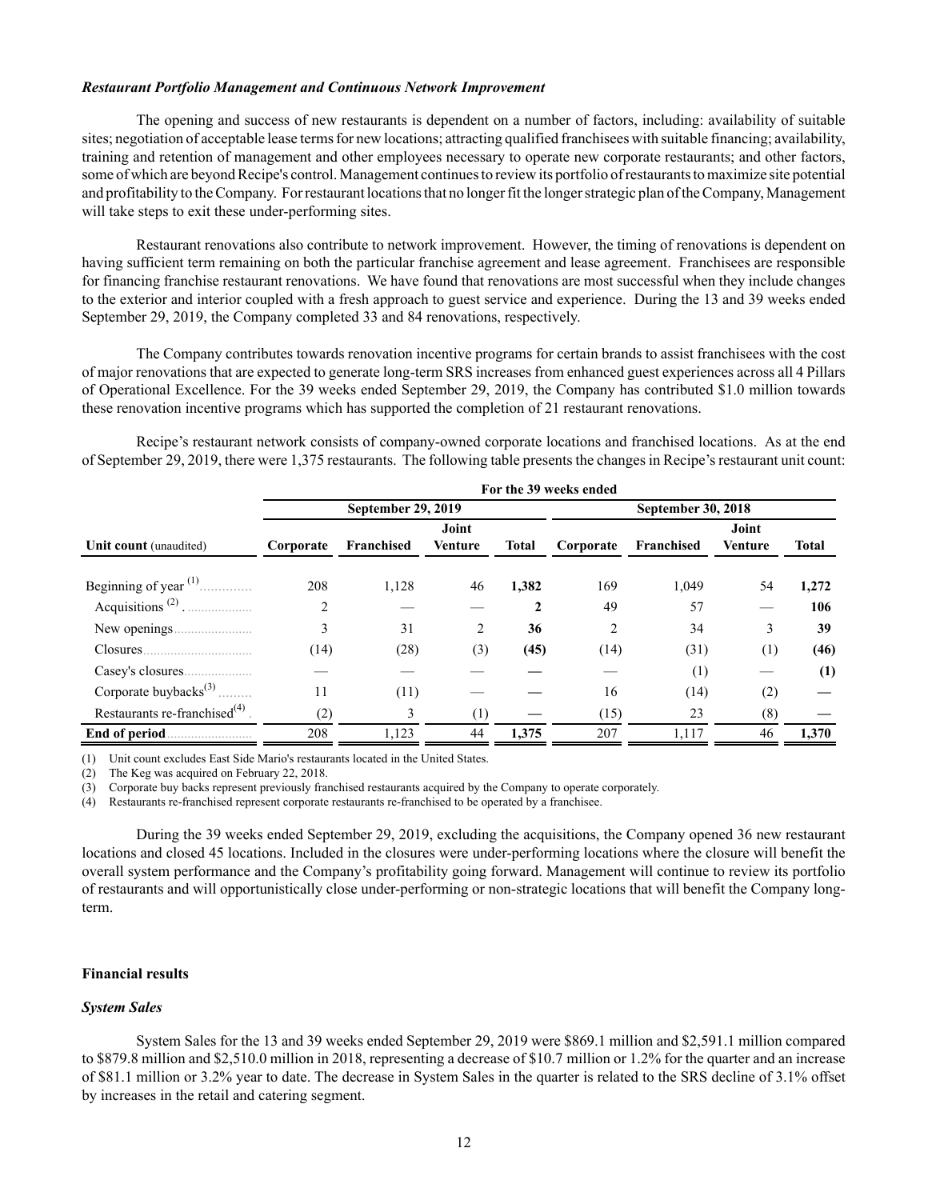### *Restaurant Portfolio Management and Continuous Network Improvement*

The opening and success of new restaurants is dependent on a number of factors, including: availability of suitable sites; negotiation of acceptable lease terms for new locations; attracting qualified franchisees with suitable financing; availability, training and retention of management and other employees necessary to operate new corporate restaurants; and other factors, some of which are beyond Recipe's control. Management continues to review its portfolio of restaurants to maximize site potential and profitability to the Company. For restaurant locations that no longer fit the longer strategic plan of the Company, Management will take steps to exit these under-performing sites.

Restaurant renovations also contribute to network improvement. However, the timing of renovations is dependent on having sufficient term remaining on both the particular franchise agreement and lease agreement. Franchisees are responsible for financing franchise restaurant renovations. We have found that renovations are most successful when they include changes to the exterior and interior coupled with a fresh approach to guest service and experience. During the 13 and 39 weeks ended September 29, 2019, the Company completed 33 and 84 renovations, respectively.

The Company contributes towards renovation incentive programs for certain brands to assist franchisees with the cost of major renovations that are expected to generate long-term SRS increases from enhanced guest experiences across all 4 Pillars of Operational Excellence. For the 39 weeks ended September 29, 2019, the Company has contributed $1.0 million towards these renovation incentive programs which has supported the completion of 21 restaurant renovations.

Recipe's restaurant network consists of company-owned corporate locations and franchised locations. As at the end of September 29, 2019, there were 1,375 restaurants. The following table presents the changes in Recipe's restaurant unit count:

| | For the 39 weeks ended | | | | | | | |
|---|---|---|---|---|---|---|---|---|
| | September 29, 2019 | | | | September 30, 2018 | | | |
| **Unit count** (unaudited) | Corporate | Franchised | Joint Venture | Total | Corporate | Franchised | Joint Venture | Total |
| Beginning of year [1] | 208 | 1,128 | 46 | **1,382** | 169 | 1,049 | 54 | **1,272** |
| Acquisitions [2] | 2 | — | — | **2** | 49 | 57 | — | **106** |
| New openings | 3 | 31 | 2 | **36** | 2 | 34 | 3 | **39** |
| Closures | (14) | (28) | (3) | **(45)** | (14) | (31) | (1) | **(46)** |
| Casey's closures | — | — | — | **—** | — | (1) | — | **(1)** |
| Corporate buybacks[3] | 11 | (11) | — | **—** | 16 | (14) | (2) | **—** |
| Restaurants re-franchised[4] | (2) | 3 | (1) | **—** | (15) | 23 | (8) | **—** |
| **End of period** | 208 | 1,123 | 44 | **1,375** | 207 | 1,117 | 46 | **1,370** |

(1) Unit count excludes East Side Mario's restaurants located in the United States.
(2) The Keg was acquired on February 22, 2018.
(3) Corporate buy backs represent previously franchised restaurants acquired by the Company to operate corporately.
(4) Restaurants re-franchised represent corporate restaurants re-franchised to be operated by a franchisee.

During the 39 weeks ended September 29, 2019, excluding the acquisitions, the Company opened 36 new restaurant locations and closed 45 locations. Included in the closures were under-performing locations where the closure will benefit the overall system performance and the Company's profitability going forward. Management will continue to review its portfolio of restaurants and will opportunistically close under-performing or non-strategic locations that will benefit the Company long-term.

## Financial results

### *System Sales*

System Sales for the 13 and 39 weeks ended September 29, 2019 were $869.1 million and $2,591.1 million compared to $879.8 million and $2,510.0 million in 2018, representing a decrease of $10.7 million or 1.2% for the quarter and an increase of $81.1 million or 3.2% year to date. The decrease in System Sales in the quarter is related to the SRS decline of 3.1% offset by increases in the retail and catering segment.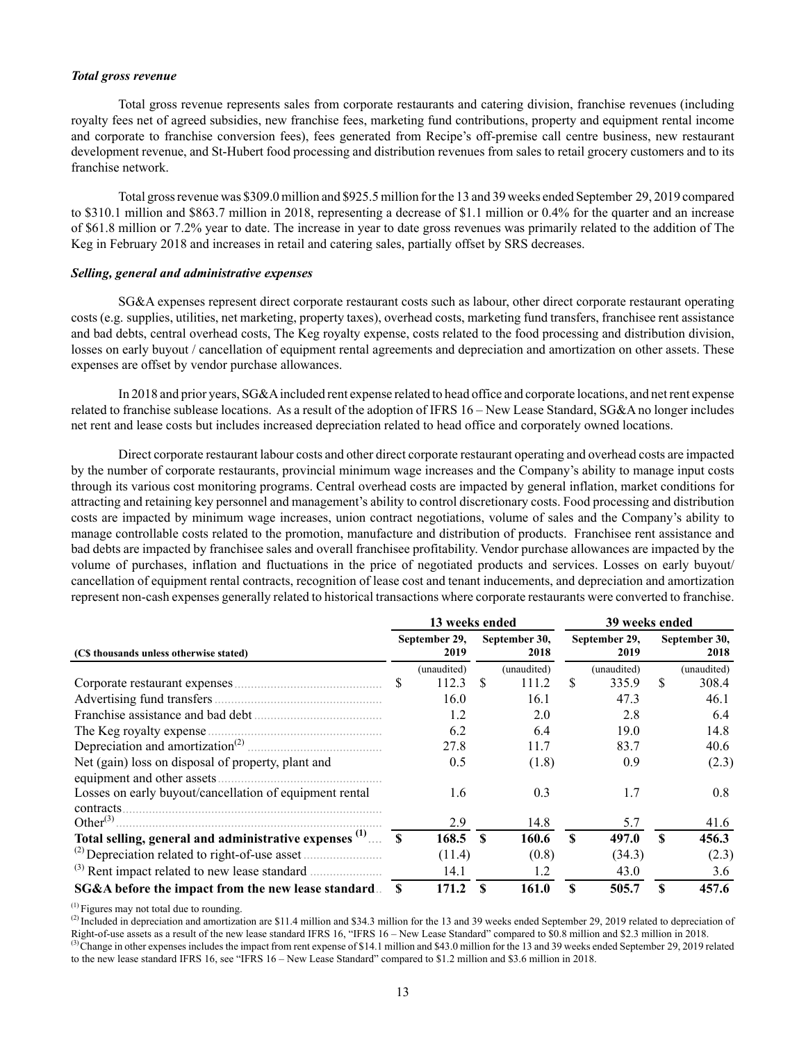***Total gross revenue***

Total gross revenue represents sales from corporate restaurants and catering division, franchise revenues (including royalty fees net of agreed subsidies, new franchise fees, marketing fund contributions, property and equipment rental income and corporate to franchise conversion fees), fees generated from Recipe's off-premise call centre business, new restaurant development revenue, and St-Hubert food processing and distribution revenues from sales to retail grocery customers and to its franchise network.

Total gross revenue was $309.0 million and $925.5 million for the 13 and 39 weeks ended September 29, 2019 compared to $310.1 million and $863.7 million in 2018, representing a decrease of $1.1 million or 0.4% for the quarter and an increase of $61.8 million or 7.2% year to date. The increase in year to date gross revenues was primarily related to the addition of The Keg in February 2018 and increases in retail and catering sales, partially offset by SRS decreases.

***Selling, general and administrative expenses***

SG&A expenses represent direct corporate restaurant costs such as labour, other direct corporate restaurant operating costs (e.g. supplies, utilities, net marketing, property taxes), overhead costs, marketing fund transfers, franchisee rent assistance and bad debts, central overhead costs, The Keg royalty expense, costs related to the food processing and distribution division, losses on early buyout / cancellation of equipment rental agreements and depreciation and amortization on other assets. These expenses are offset by vendor purchase allowances.

In 2018 and prior years, SG&A included rent expense related to head office and corporate locations, and net rent expense related to franchise sublease locations. As a result of the adoption of IFRS 16 – New Lease Standard, SG&A no longer includes net rent and lease costs but includes increased depreciation related to head office and corporately owned locations.

Direct corporate restaurant labour costs and other direct corporate restaurant operating and overhead costs are impacted by the number of corporate restaurants, provincial minimum wage increases and the Company's ability to manage input costs through its various cost monitoring programs. Central overhead costs are impacted by general inflation, market conditions for attracting and retaining key personnel and management's ability to control discretionary costs. Food processing and distribution costs are impacted by minimum wage increases, union contract negotiations, volume of sales and the Company's ability to manage controllable costs related to the promotion, manufacture and distribution of products. Franchisee rent assistance and bad debts are impacted by franchisee sales and overall franchisee profitability. Vendor purchase allowances are impacted by the volume of purchases, inflation and fluctuations in the price of negotiated products and services. Losses on early buyout/ cancellation of equipment rental contracts, recognition of lease cost and tenant inducements, and depreciation and amortization represent non-cash expenses generally related to historical transactions where corporate restaurants were converted to franchise.

| | 13 weeks ended | | 39 weeks ended | |
|---|---|---|---|---|
| **(C$ thousands unless otherwise stated)** | **September 29, 2019** | **September 30, 2018** | **September 29, 2019** | **September 30, 2018** |
| | (unaudited) | (unaudited) | (unaudited) | (unaudited) |
| Corporate restaurant expenses | $ 112.3 | $ 111.2 | $ 335.9 | $ 308.4 |
| Advertising fund transfers | 16.0 | 16.1 | 47.3 | 46.1 |
| Franchise assistance and bad debt | 1.2 | 2.0 | 2.8 | 6.4 |
| The Keg royalty expense | 6.2 | 6.4 | 19.0 | 14.8 |
| Depreciation and amortization[(2)] | 27.8 | 11.7 | 83.7 | 40.6 |
| Net (gain) loss on disposal of property, plant and equipment and other assets | 0.5 | (1.8) | 0.9 | (2.3) |
| Losses on early buyout/cancellation of equipment rental contracts | 1.6 | 0.3 | 1.7 | 0.8 |
| Other[(3)] | 2.9 | 14.8 | 5.7 | 41.6 |
| **Total selling, general and administrative expenses [(1)]** | **$ 168.5** | **$ 160.6** | **$ 497.0** | **$ 456.3** |
| [(2)] Depreciation related to right-of-use asset | (11.4) | (0.8) | (34.3) | (2.3) |
| [(3)] Rent impact related to new lease standard | 14.1 | 1.2 | 43.0 | 3.6 |
| **SG&A before the impact from the new lease standard** | **$ 171.2** | **$ 161.0** | **$ 505.7** | **$ 457.6** |

[(1)] Figures may not total due to rounding.

[(2)] Included in depreciation and amortization are $11.4 million and $34.3 million for the 13 and 39 weeks ended September 29, 2019 related to depreciation of Right-of-use assets as a result of the new lease standard IFRS 16, "IFRS 16 – New Lease Standard" compared to $0.8 million and $2.3 million in 2018.

[(3)] Change in other expenses includes the impact from rent expense of $14.1 million and $43.0 million for the 13 and 39 weeks ended September 29, 2019 related to the new lease standard IFRS 16, see "IFRS 16 – New Lease Standard" compared to $1.2 million and $3.6 million in 2018.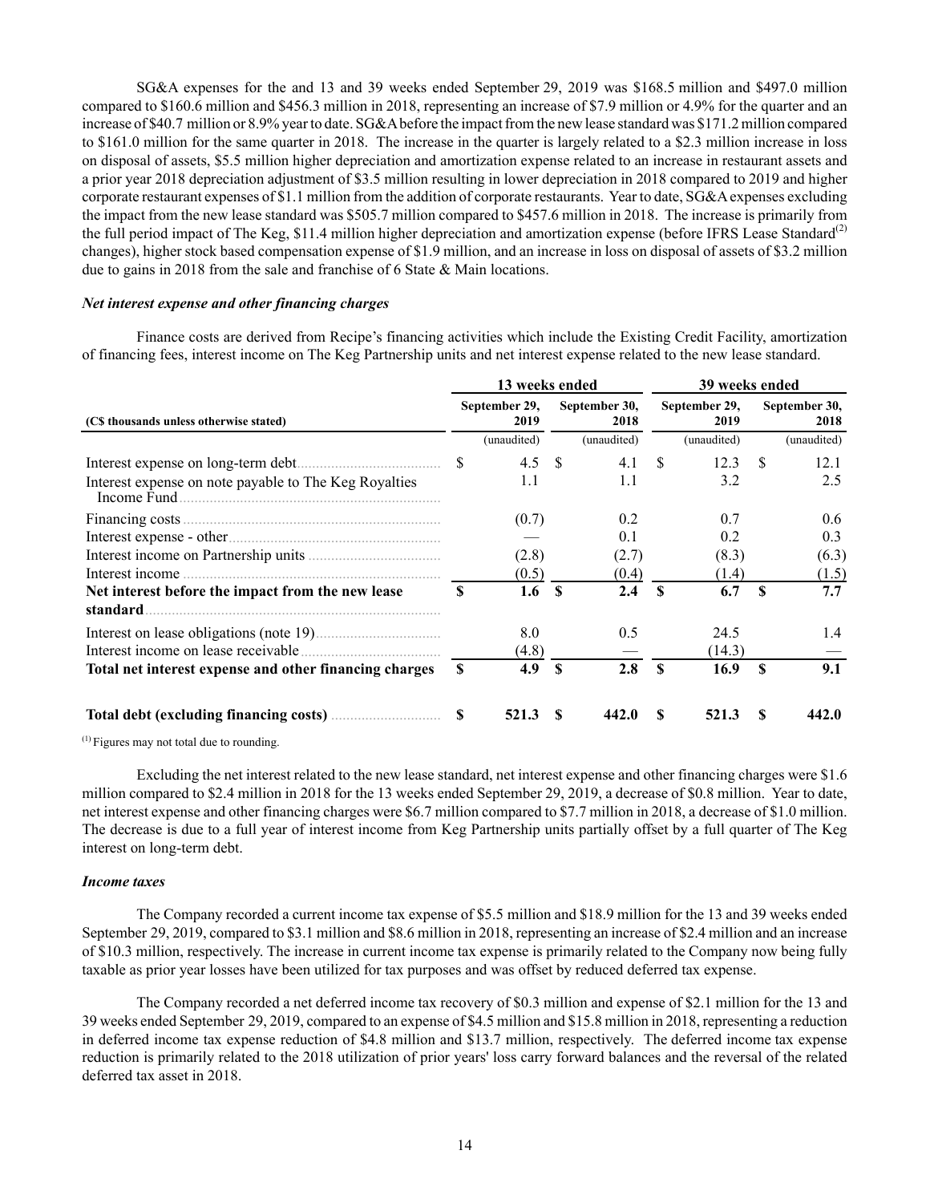SG&A expenses for the and 13 and 39 weeks ended September 29, 2019 was $168.5 million and $497.0 million compared to $160.6 million and $456.3 million in 2018, representing an increase of $7.9 million or 4.9% for the quarter and an increase of $40.7 million or 8.9% year to date. SG&A before the impact from the new lease standard was $171.2 million compared to $161.0 million for the same quarter in 2018. The increase in the quarter is largely related to a $2.3 million increase in loss on disposal of assets, $5.5 million higher depreciation and amortization expense related to an increase in restaurant assets and a prior year 2018 depreciation adjustment of $3.5 million resulting in lower depreciation in 2018 compared to 2019 and higher corporate restaurant expenses of $1.1 million from the addition of corporate restaurants. Year to date, SG&A expenses excluding the impact from the new lease standard was $505.7 million compared to $457.6 million in 2018. The increase is primarily from the full period impact of The Keg, $11.4 million higher depreciation and amortization expense (before IFRS Lease Standard[2] changes), higher stock based compensation expense of $1.9 million, and an increase in loss on disposal of assets of $3.2 million due to gains in 2018 from the sale and franchise of 6 State & Main locations.

### *Net interest expense and other financing charges*

Finance costs are derived from Recipe's financing activities which include the Existing Credit Facility, amortization of financing fees, interest income on The Keg Partnership units and net interest expense related to the new lease standard.

| (C$ thousands unless otherwise stated) | 13 weeks ended | | 39 weeks ended | |
|---|---|---|---|---|
| | September 29, 2019 | September 30, 2018 | September 29, 2019 | September 30, 2018 |
| | (unaudited) | (unaudited) | (unaudited) | (unaudited) |
| Interest expense on long-term debt | $ 4.5 | $ 4.1 | $ 12.3 | $ 12.1 |
| Interest expense on note payable to The Keg Royalties Income Fund | 1.1 | 1.1 | 3.2 | 2.5 |
| Financing costs | (0.7) | 0.2 | 0.7 | 0.6 |
| Interest expense - other | — | 0.1 | 0.2 | 0.3 |
| Interest income on Partnership units | (2.8) | (2.7) | (8.3) | (6.3) |
| Interest income | (0.5) | (0.4) | (1.4) | (1.5) |
| **Net interest before the impact from the new lease standard** | **$ 1.6** | **$ 2.4** | **$ 6.7** | **$ 7.7** |
| Interest on lease obligations (note 19) | 8.0 | 0.5 | 24.5 | 1.4 |
| Interest income on lease receivable | (4.8) | — | (14.3) | — |
| **Total net interest expense and other financing charges** | **$ 4.9** | **$ 2.8** | **$ 16.9** | **$ 9.1** |
| **Total debt (excluding financing costs)** | **$ 521.3** | **$ 442.0** | **$ 521.3** | **$ 442.0** |

[1] Figures may not total due to rounding.

Excluding the net interest related to the new lease standard, net interest expense and other financing charges were $1.6 million compared to $2.4 million in 2018 for the 13 weeks ended September 29, 2019, a decrease of $0.8 million. Year to date, net interest expense and other financing charges were $6.7 million compared to $7.7 million in 2018, a decrease of $1.0 million. The decrease is due to a full year of interest income from Keg Partnership units partially offset by a full quarter of The Keg interest on long-term debt.

### *Income taxes*

The Company recorded a current income tax expense of $5.5 million and $18.9 million for the 13 and 39 weeks ended September 29, 2019, compared to $3.1 million and $8.6 million in 2018, representing an increase of $2.4 million and an increase of $10.3 million, respectively. The increase in current income tax expense is primarily related to the Company now being fully taxable as prior year losses have been utilized for tax purposes and was offset by reduced deferred tax expense.

The Company recorded a net deferred income tax recovery of $0.3 million and expense of $2.1 million for the 13 and 39 weeks ended September 29, 2019, compared to an expense of $4.5 million and $15.8 million in 2018, representing a reduction in deferred income tax expense reduction of $4.8 million and $13.7 million, respectively. The deferred income tax expense reduction is primarily related to the 2018 utilization of prior years' loss carry forward balances and the reversal of the related deferred tax asset in 2018.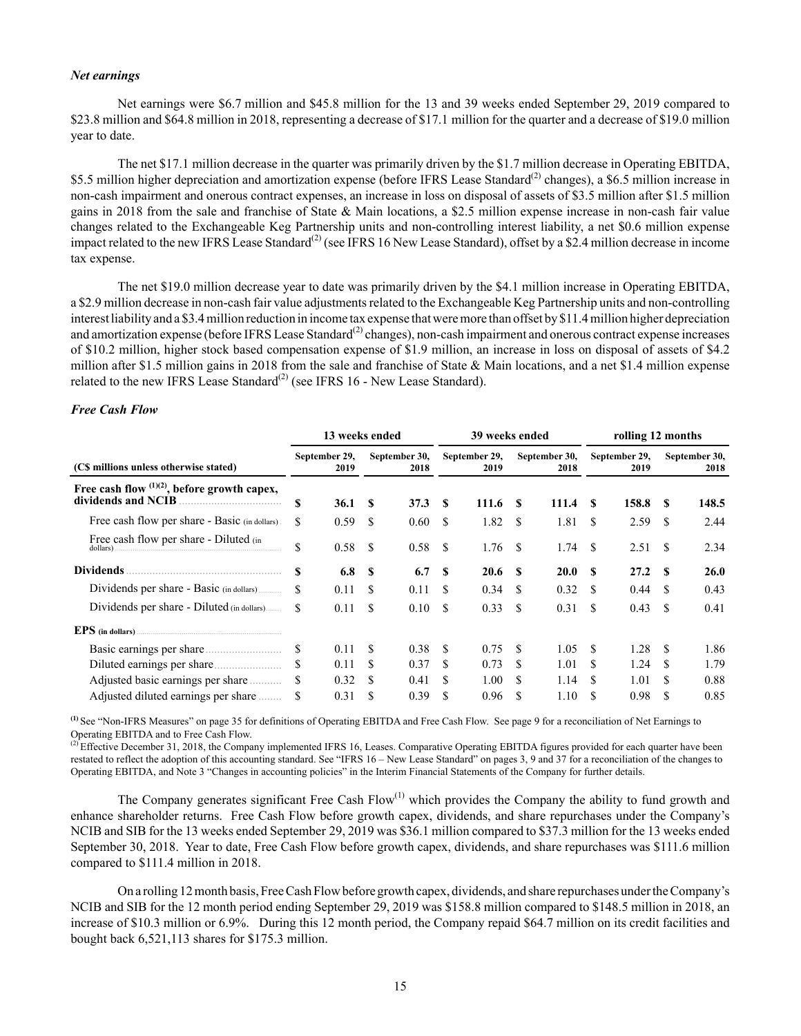### *Net earnings*

Net earnings were $6.7 million and $45.8 million for the 13 and 39 weeks ended September 29, 2019 compared to $23.8 million and $64.8 million in 2018, representing a decrease of $17.1 million for the quarter and a decrease of $19.0 million year to date.

The net $17.1 million decrease in the quarter was primarily driven by the $1.7 million decrease in Operating EBITDA, $5.5 million higher depreciation and amortization expense (before IFRS Lease Standard[(2)] changes), a $6.5 million increase in non-cash impairment and onerous contract expenses, an increase in loss on disposal of assets of $3.5 million after $1.5 million gains in 2018 from the sale and franchise of State & Main locations, a $2.5 million expense increase in non-cash fair value changes related to the Exchangeable Keg Partnership units and non-controlling interest liability, a net $0.6 million expense impact related to the new IFRS Lease Standard[(2)] (see IFRS 16 New Lease Standard), offset by a $2.4 million decrease in income tax expense.

The net $19.0 million decrease year to date was primarily driven by the $4.1 million increase in Operating EBITDA, a $2.9 million decrease in non-cash fair value adjustments related to the Exchangeable Keg Partnership units and non-controlling interest liability and a $3.4 million reduction in income tax expense that were more than offset by $11.4 million higher depreciation and amortization expense (before IFRS Lease Standard[(2)] changes), non-cash impairment and onerous contract expense increases of $10.2 million, higher stock based compensation expense of $1.9 million, an increase in loss on disposal of assets of $4.2 million after $1.5 million gains in 2018 from the sale and franchise of State & Main locations, and a net $1.4 million expense related to the new IFRS Lease Standard[(2)] (see IFRS 16 - New Lease Standard).

### *Free Cash Flow*

| | 13 weeks ended | | 39 weeks ended | | rolling 12 months | |
|---|---|---|---|---|---|---|
| (C$ millions unless otherwise stated) | September 29, 2019 | September 30, 2018 | September 29, 2019 | September 30, 2018 | September 29, 2019 | September 30, 2018 |
| **Free cash flow [(1)(2)], before growth capex, dividends and NCIB** | **$ 36.1** | **$ 37.3** | **$ 111.6** | **$ 111.4** | **$ 158.8** | **$ 148.5** |
| Free cash flow per share - Basic (in dollars) | $ 0.59 | $ 0.60 | $ 1.82 | $ 1.81 | $ 2.59 | $ 2.44 |
| Free cash flow per share - Diluted (in dollars) | $ 0.58 | $ 0.58 | $ 1.76 | $ 1.74 | $ 2.51 | $ 2.34 |
| **Dividends** | **$ 6.8** | **$ 6.7** | **$ 20.6** | **$ 20.0** | **$ 27.2** | **$ 26.0** |
| Dividends per share - Basic (in dollars) | $ 0.11 | $ 0.11 | $ 0.34 | $ 0.32 | $ 0.44 | $ 0.43 |
| Dividends per share - Diluted (in dollars) | $ 0.11 | $ 0.10 | $ 0.33 | $ 0.31 | $ 0.43 | $ 0.41 |
| **EPS (in dollars)** | | | | | | |
| Basic earnings per share | $ 0.11 | $ 0.38 | $ 0.75 | $ 1.05 | $ 1.28 | $ 1.86 |
| Diluted earnings per share | $ 0.11 | $ 0.37 | $ 0.73 | $ 1.01 | $ 1.24 | $ 1.79 |
| Adjusted basic earnings per share | $ 0.32 | $ 0.41 | $ 1.00 | $ 1.14 | $ 1.01 | $ 0.88 |
| Adjusted diluted earnings per share | $ 0.31 | $ 0.39 | $ 0.96 | $ 1.10 | $ 0.98 | $ 0.85 |

[(1)] See "Non-IFRS Measures" on page 35 for definitions of Operating EBITDA and Free Cash Flow. See page 9 for a reconciliation of Net Earnings to Operating EBITDA and to Free Cash Flow.

[(2)] Effective December 31, 2018, the Company implemented IFRS 16, Leases. Comparative Operating EBITDA figures provided for each quarter have been restated to reflect the adoption of this accounting standard. See "IFRS 16 – New Lease Standard" on pages 3, 9 and 37 for a reconciliation of the changes to Operating EBITDA, and Note 3 "Changes in accounting policies" in the Interim Financial Statements of the Company for further details.

The Company generates significant Free Cash Flow[(1)] which provides the Company the ability to fund growth and enhance shareholder returns. Free Cash Flow before growth capex, dividends, and share repurchases under the Company's NCIB and SIB for the 13 weeks ended September 29, 2019 was $36.1 million compared to $37.3 million for the 13 weeks ended September 30, 2018. Year to date, Free Cash Flow before growth capex, dividends, and share repurchases was $111.6 million compared to $111.4 million in 2018.

On a rolling 12 month basis, Free Cash Flow before growth capex, dividends, and share repurchases under the Company's NCIB and SIB for the 12 month period ending September 29, 2019 was $158.8 million compared to $148.5 million in 2018, an increase of $10.3 million or 6.9%. During this 12 month period, the Company repaid $64.7 million on its credit facilities and bought back 6,521,113 shares for $175.3 million.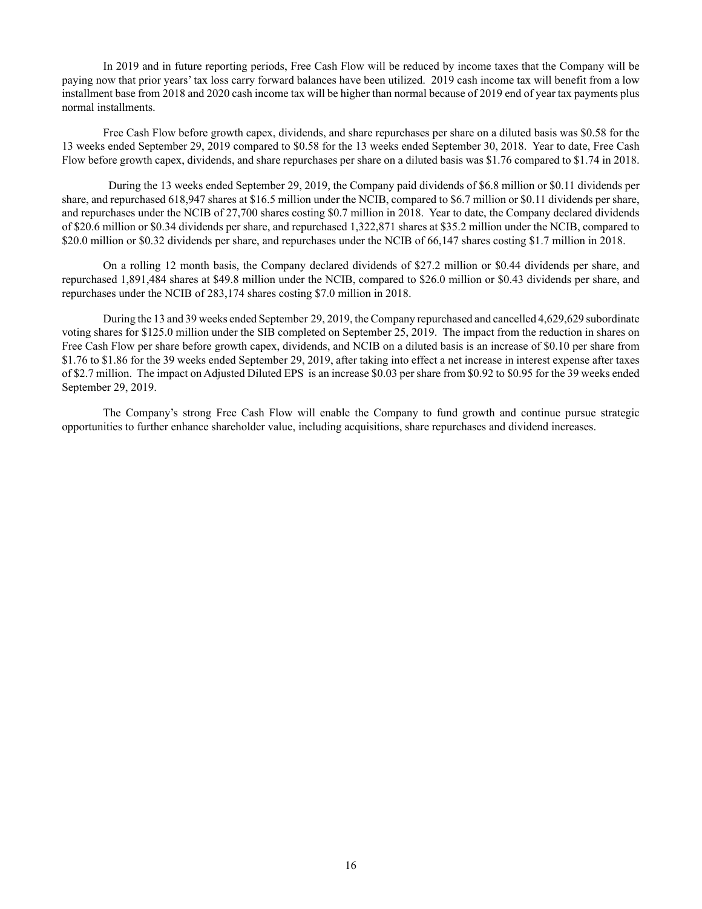In 2019 and in future reporting periods, Free Cash Flow will be reduced by income taxes that the Company will be paying now that prior years' tax loss carry forward balances have been utilized. 2019 cash income tax will benefit from a low installment base from 2018 and 2020 cash income tax will be higher than normal because of 2019 end of year tax payments plus normal installments.

Free Cash Flow before growth capex, dividends, and share repurchases per share on a diluted basis was $0.58 for the 13 weeks ended September 29, 2019 compared to $0.58 for the 13 weeks ended September 30, 2018. Year to date, Free Cash Flow before growth capex, dividends, and share repurchases per share on a diluted basis was $1.76 compared to $1.74 in 2018.

During the 13 weeks ended September 29, 2019, the Company paid dividends of $6.8 million or $0.11 dividends per share, and repurchased 618,947 shares at $16.5 million under the NCIB, compared to $6.7 million or $0.11 dividends per share, and repurchases under the NCIB of 27,700 shares costing $0.7 million in 2018. Year to date, the Company declared dividends of $20.6 million or $0.34 dividends per share, and repurchased 1,322,871 shares at $35.2 million under the NCIB, compared to $20.0 million or $0.32 dividends per share, and repurchases under the NCIB of 66,147 shares costing $1.7 million in 2018.

On a rolling 12 month basis, the Company declared dividends of $27.2 million or $0.44 dividends per share, and repurchased 1,891,484 shares at $49.8 million under the NCIB, compared to $26.0 million or $0.43 dividends per share, and repurchases under the NCIB of 283,174 shares costing $7.0 million in 2018.

During the 13 and 39 weeks ended September 29, 2019, the Company repurchased and cancelled 4,629,629 subordinate voting shares for $125.0 million under the SIB completed on September 25, 2019. The impact from the reduction in shares on Free Cash Flow per share before growth capex, dividends, and NCIB on a diluted basis is an increase of $0.10 per share from $1.76 to $1.86 for the 39 weeks ended September 29, 2019, after taking into effect a net increase in interest expense after taxes of $2.7 million. The impact on Adjusted Diluted EPS is an increase $0.03 per share from $0.92 to $0.95 for the 39 weeks ended September 29, 2019.

The Company's strong Free Cash Flow will enable the Company to fund growth and continue pursue strategic opportunities to further enhance shareholder value, including acquisitions, share repurchases and dividend increases.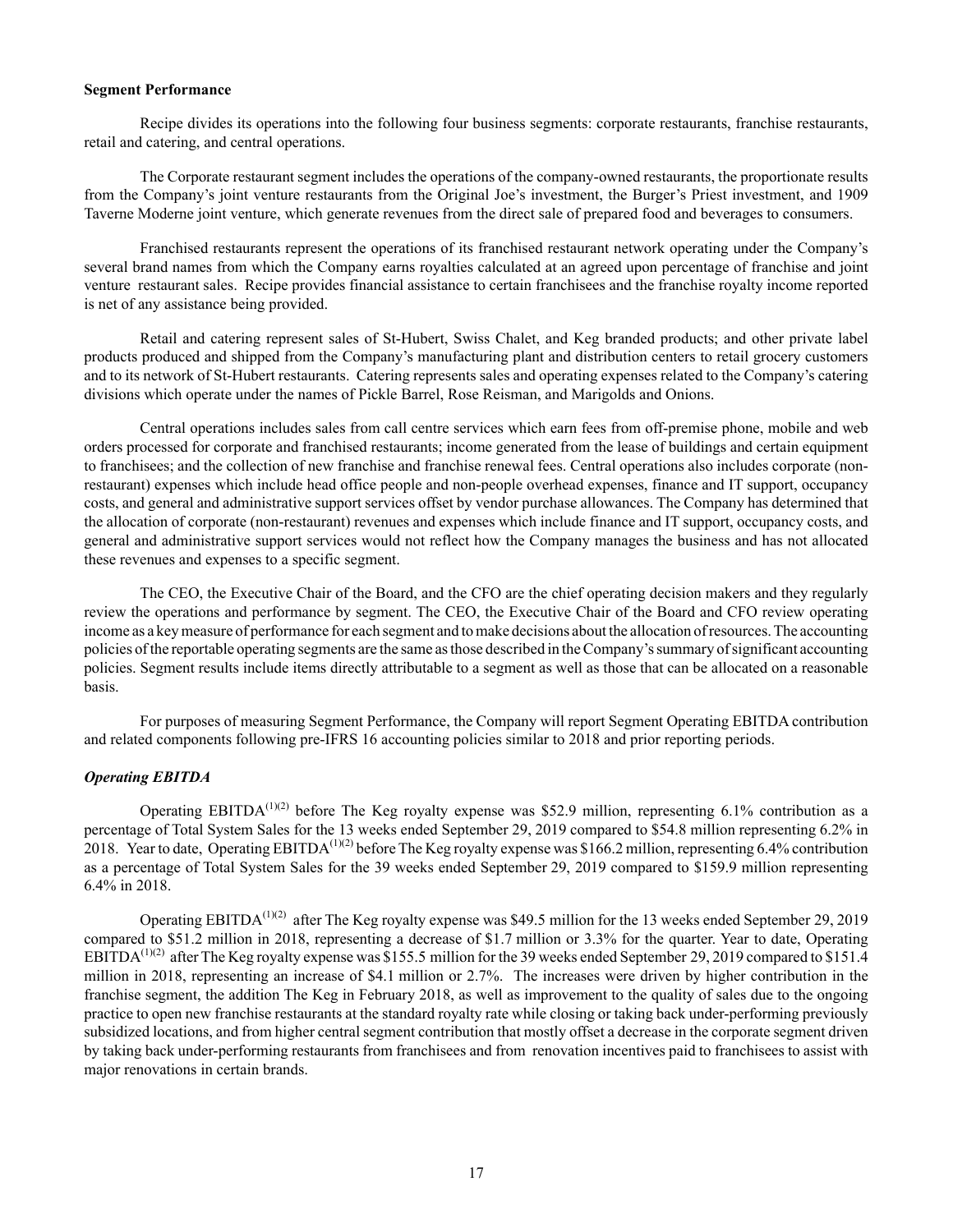**Segment Performance**

Recipe divides its operations into the following four business segments: corporate restaurants, franchise restaurants, retail and catering, and central operations.

The Corporate restaurant segment includes the operations of the company-owned restaurants, the proportionate results from the Company's joint venture restaurants from the Original Joe's investment, the Burger's Priest investment, and 1909 Taverne Moderne joint venture, which generate revenues from the direct sale of prepared food and beverages to consumers.

Franchised restaurants represent the operations of its franchised restaurant network operating under the Company's several brand names from which the Company earns royalties calculated at an agreed upon percentage of franchise and joint venture restaurant sales. Recipe provides financial assistance to certain franchisees and the franchise royalty income reported is net of any assistance being provided.

Retail and catering represent sales of St-Hubert, Swiss Chalet, and Keg branded products; and other private label products produced and shipped from the Company's manufacturing plant and distribution centers to retail grocery customers and to its network of St-Hubert restaurants. Catering represents sales and operating expenses related to the Company's catering divisions which operate under the names of Pickle Barrel, Rose Reisman, and Marigolds and Onions.

Central operations includes sales from call centre services which earn fees from off-premise phone, mobile and web orders processed for corporate and franchised restaurants; income generated from the lease of buildings and certain equipment to franchisees; and the collection of new franchise and franchise renewal fees. Central operations also includes corporate (non-restaurant) expenses which include head office people and non-people overhead expenses, finance and IT support, occupancy costs, and general and administrative support services offset by vendor purchase allowances. The Company has determined that the allocation of corporate (non-restaurant) revenues and expenses which include finance and IT support, occupancy costs, and general and administrative support services would not reflect how the Company manages the business and has not allocated these revenues and expenses to a specific segment.

The CEO, the Executive Chair of the Board, and the CFO are the chief operating decision makers and they regularly review the operations and performance by segment. The CEO, the Executive Chair of the Board and CFO review operating income as a key measure of performance for each segment and to make decisions about the allocation of resources. The accounting policies of the reportable operating segments are the same as those described in the Company's summary of significant accounting policies. Segment results include items directly attributable to a segment as well as those that can be allocated on a reasonable basis.

For purposes of measuring Segment Performance, the Company will report Segment Operating EBITDA contribution and related components following pre-IFRS 16 accounting policies similar to 2018 and prior reporting periods.

***Operating EBITDA***

Operating EBITDA[(1)(2)] before The Keg royalty expense was $52.9 million, representing 6.1% contribution as a percentage of Total System Sales for the 13 weeks ended September 29, 2019 compared to $54.8 million representing 6.2% in 2018. Year to date, Operating EBITDA[(1)(2)] before The Keg royalty expense was $166.2 million, representing 6.4% contribution as a percentage of Total System Sales for the 39 weeks ended September 29, 2019 compared to $159.9 million representing 6.4% in 2018.

Operating EBITDA[(1)(2)] after The Keg royalty expense was $49.5 million for the 13 weeks ended September 29, 2019 compared to $51.2 million in 2018, representing a decrease of $1.7 million or 3.3% for the quarter. Year to date, Operating EBITDA[(1)(2)] after The Keg royalty expense was $155.5 million for the 39 weeks ended September 29, 2019 compared to $151.4 million in 2018, representing an increase of $4.1 million or 2.7%. The increases were driven by higher contribution in the franchise segment, the addition The Keg in February 2018, as well as improvement to the quality of sales due to the ongoing practice to open new franchise restaurants at the standard royalty rate while closing or taking back under-performing previously subsidized locations, and from higher central segment contribution that mostly offset a decrease in the corporate segment driven by taking back under-performing restaurants from franchisees and from renovation incentives paid to franchisees to assist with major renovations in certain brands.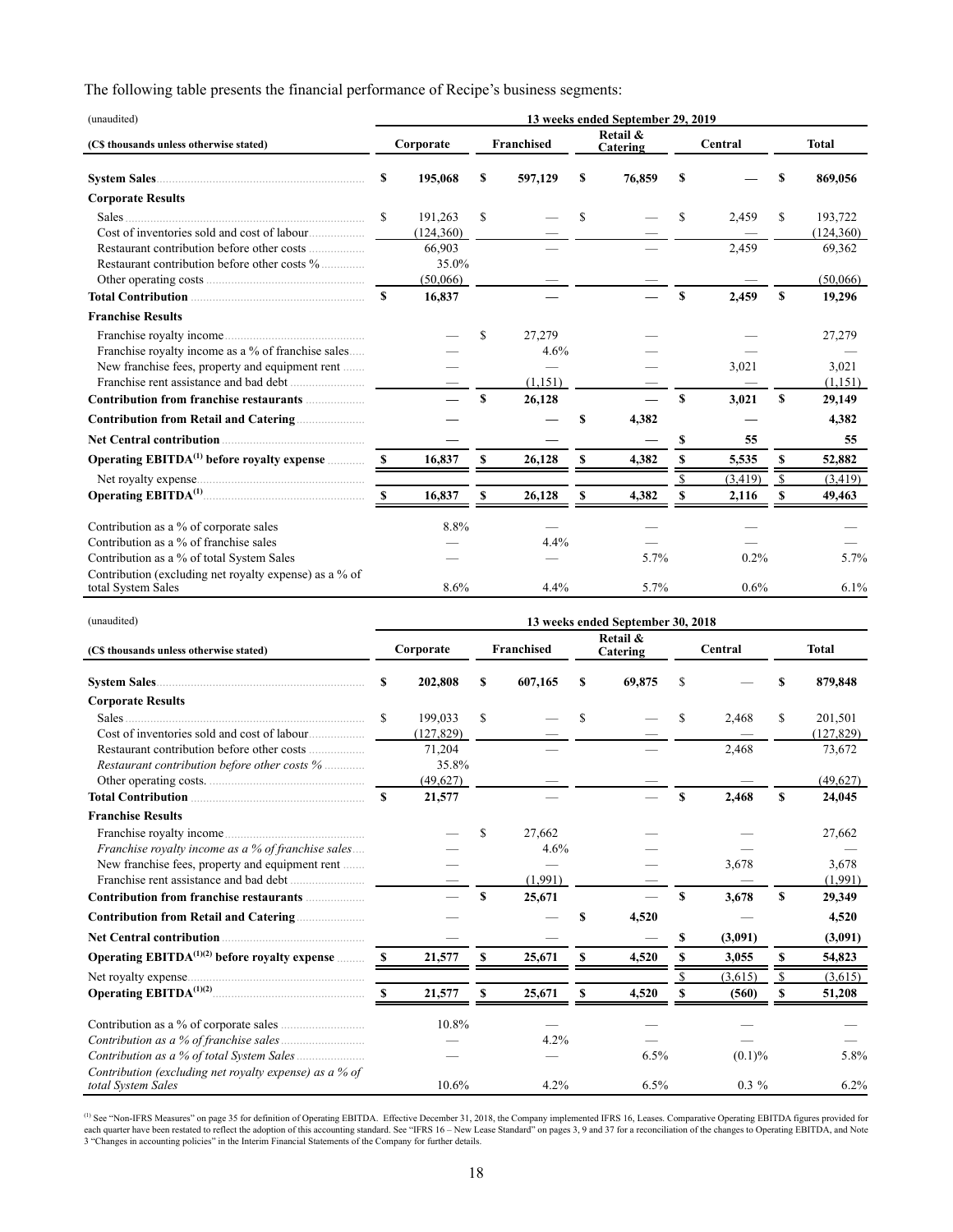The following table presents the financial performance of Recipe's business segments:

| (unaudited) | 13 weeks ended September 29, 2019 | | | | |
|---|---|---|---|---|---|
| **(C$ thousands unless otherwise stated)** | **Corporate** | **Franchised** | **Retail & Catering** | **Central** | **Total** |
| **System Sales** | **$ 195,068** | **$ 597,129** | **$ 76,859** | **$ —** | **$ 869,056** |
| **Corporate Results** | | | | | |
| Sales | $ 191,263 | $ — | $ — | $ 2,459 | $ 193,722 |
| Cost of inventories sold and cost of labour | (124,360) | — | — | — | (124,360) |
| Restaurant contribution before other costs | 66,903 | — | — | 2,459 | 69,362 |
| Restaurant contribution before other costs % | 35.0% | | | | |
| Other operating costs | (50,066) | — | — | — | (50,066) |
| **Total Contribution** | **$ 16,837** | **—** | **—** | **$ 2,459** | **$ 19,296** |
| **Franchise Results** | | | | | |
| Franchise royalty income | — | $ 27,279 | — | — | 27,279 |
| Franchise royalty income as a % of franchise sales | — | 4.6% | — | — | — |
| New franchise fees, property and equipment rent | — | — | — | 3,021 | 3,021 |
| Franchise rent assistance and bad debt | — | (1,151) | — | — | (1,151) |
| **Contribution from franchise restaurants** | **—** | **$ 26,128** | **—** | **$ 3,021** | **$ 29,149** |
| **Contribution from Retail and Catering** | **—** | **—** | **$ 4,382** | **—** | **4,382** |
| **Net Central contribution** | **—** | **—** | **—** | **$ 55** | **55** |
| **Operating EBITDA[1] before royalty expense** | **$ 16,837** | **$ 26,128** | **$ 4,382** | **$ 5,535** | **$ 52,882** |
| Net royalty expense | | | | $ (3,419) | $ (3,419) |
| **Operating EBITDA[1]** | **$ 16,837** | **$ 26,128** | **$ 4,382** | **$ 2,116** | **$ 49,463** |
| Contribution as a % of corporate sales | 8.8% | — | — | — | — |
| Contribution as a % of franchise sales | — | 4.4% | — | — | — |
| Contribution as a % of total System Sales | — | — | 5.7% | 0.2% | 5.7% |
| Contribution (excluding net royalty expense) as a % of total System Sales | 8.6% | 4.4% | 5.7% | 0.6% | 6.1% |

| (unaudited) | 13 weeks ended September 30, 2018 | | | | |
|---|---|---|---|---|---|
| **(C$ thousands unless otherwise stated)** | **Corporate** | **Franchised** | **Retail & Catering** | **Central** | **Total** |
| **System Sales** | **$ 202,808** | **$ 607,165** | **$ 69,875** | $ — | **$ 879,848** |
| **Corporate Results** | | | | | |
| Sales | $ 199,033 | $ — | $ — | $ 2,468 | $ 201,501 |
| Cost of inventories sold and cost of labour | (127,829) | — | — | — | (127,829) |
| Restaurant contribution before other costs | 71,204 | — | — | 2,468 | 73,672 |
| *Restaurant contribution before other costs %* | 35.8% | | | | |
| Other operating costs. | (49,627) | — | — | — | (49,627) |
| **Total Contribution** | **$ 21,577** | **—** | **—** | **$ 2,468** | **$ 24,045** |
| **Franchise Results** | | | | | |
| Franchise royalty income | — | $ 27,662 | — | — | 27,662 |
| *Franchise royalty income as a % of franchise sales* | — | 4.6% | — | — | — |
| New franchise fees, property and equipment rent | — | — | — | 3,678 | 3,678 |
| Franchise rent assistance and bad debt | — | (1,991) | — | — | (1,991) |
| **Contribution from franchise restaurants** | **—** | **$ 25,671** | **—** | **$ 3,678** | **$ 29,349** |
| **Contribution from Retail and Catering** | **—** | **—** | **$ 4,520** | **—** | **4,520** |
| **Net Central contribution** | **—** | **—** | **—** | **$ (3,091)** | **(3,091)** |
| **Operating EBITDA[1][2] before royalty expense** | **$ 21,577** | **$ 25,671** | **$ 4,520** | **$ 3,055** | **$ 54,823** |
| Net royalty expense | | | | $ (3,615) | $ (3,615) |
| **Operating EBITDA[1][2]** | **$ 21,577** | **$ 25,671** | **$ 4,520** | **$ (560)** | **$ 51,208** |
| Contribution as a % of corporate sales | 10.8% | — | — | — | — |
| *Contribution as a % of franchise sales* | — | 4.2% | — | — | — |
| *Contribution as a % of total System Sales* | — | — | 6.5% | (0.1)% | 5.8% |
| *Contribution (excluding net royalty expense) as a % of total System Sales* | 10.6% | 4.2% | 6.5% | 0.3 % | 6.2% |

[1] See "Non-IFRS Measures" on page 35 for definition of Operating EBITDA. Effective December 31, 2018, the Company implemented IFRS 16, Leases. Comparative Operating EBITDA figures provided for each quarter have been restated to reflect the adoption of this accounting standard. See "IFRS 16 – New Lease Standard" on pages 3, 9 and 37 for a reconciliation of the changes to Operating EBITDA, and Note 3 "Changes in accounting policies" in the Interim Financial Statements of the Company for further details.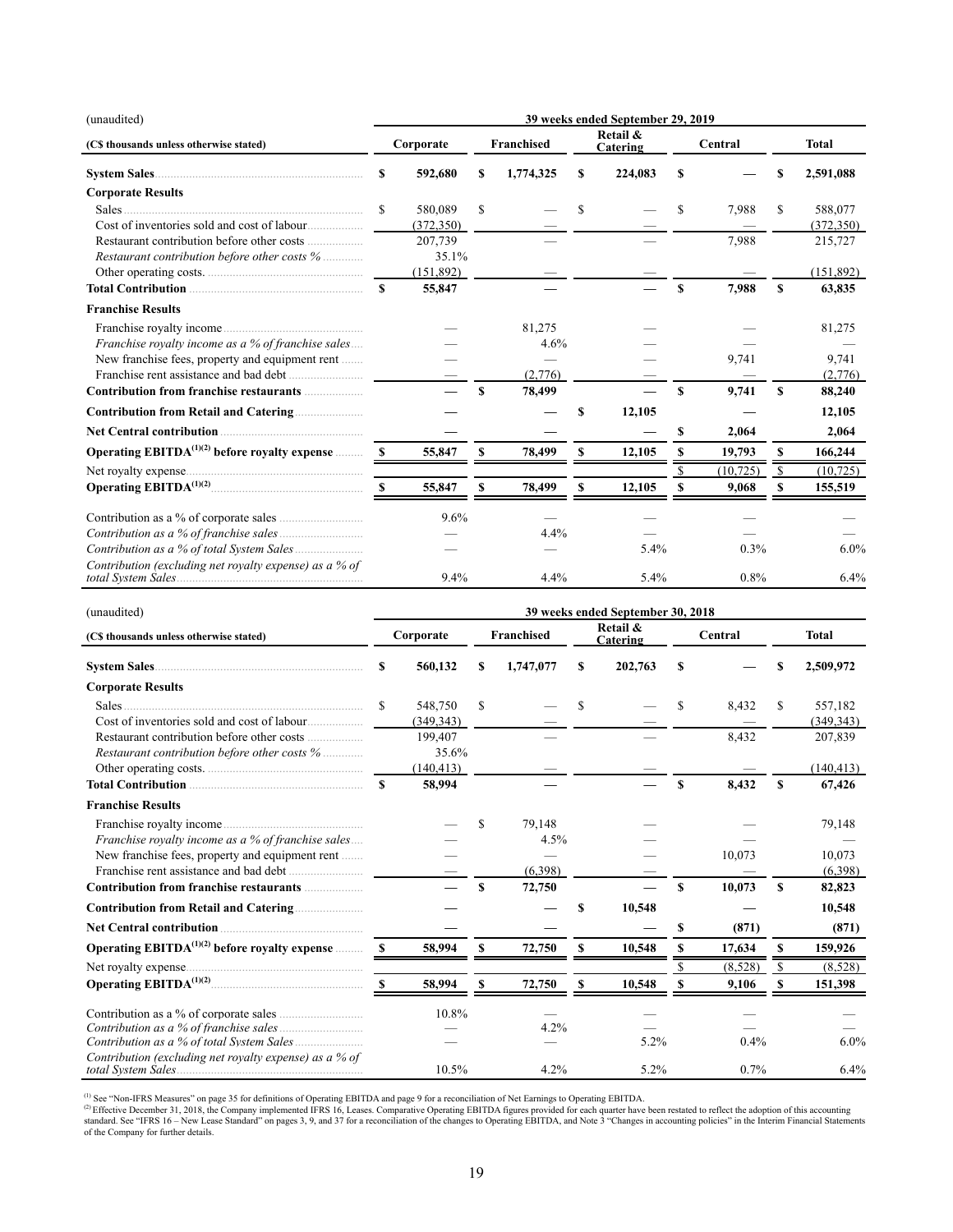| (unaudited) | 39 weeks ended September 29, 2019 | | | | |
|---|---|---|---|---|---|
| **(C$ thousands unless otherwise stated)** | **Corporate** | **Franchised** | **Retail & Catering** | **Central** | **Total** |
| **System Sales** | **$ 592,680** | **$ 1,774,325** | **$ 224,083** | **$ —** | **$ 2,591,088** |
| **Corporate Results** | | | | | |
| Sales | $ 580,089 | $ — | $ — | $ 7,988 | $ 588,077 |
| Cost of inventories sold and cost of labour | (372,350) | — | — | — | (372,350) |
| Restaurant contribution before other costs | 207,739 | — | — | 7,988 | 215,727 |
| *Restaurant contribution before other costs %* | 35.1% | | | | |
| Other operating costs | (151,892) | — | — | — | (151,892) |
| **Total Contribution** | **$ 55,847** | **—** | **—** | **$ 7,988** | **$ 63,835** |
| **Franchise Results** | | | | | |
| Franchise royalty income | — | 81,275 | — | — | 81,275 |
| *Franchise royalty income as a % of franchise sales* | — | 4.6% | — | — | — |
| New franchise fees, property and equipment rent | — | — | — | 9,741 | 9,741 |
| Franchise rent assistance and bad debt | — | (2,776) | — | — | (2,776) |
| **Contribution from franchise restaurants** | **—** | **$ 78,499** | **—** | **$ 9,741** | **$ 88,240** |
| **Contribution from Retail and Catering** | **—** | **—** | **$ 12,105** | **—** | **12,105** |
| **Net Central contribution** | **—** | **—** | **—** | **$ 2,064** | **2,064** |
| **Operating EBITDA[(1)(2)] before royalty expense** | **$ 55,847** | **$ 78,499** | **$ 12,105** | **$ 19,793** | **$ 166,244** |
| Net royalty expense | | | | $ (10,725) | $ (10,725) |
| **Operating EBITDA[(1)(2)]** | **$ 55,847** | **$ 78,499** | **$ 12,105** | **$ 9,068** | **$ 155,519** |
| Contribution as a % of corporate sales | 9.6% | — | — | — | — |
| *Contribution as a % of franchise sales* | — | 4.4% | — | — | — |
| *Contribution as a % of total System Sales* | — | — | 5.4% | 0.3% | 6.0% |
| *Contribution (excluding net royalty expense) as a % of total System Sales* | 9.4% | 4.4% | 5.4% | 0.8% | 6.4% |

| (unaudited) | 39 weeks ended September 30, 2018 | | | | |
|---|---|---|---|---|---|
| **(C$ thousands unless otherwise stated)** | **Corporate** | **Franchised** | **Retail & Catering** | **Central** | **Total** |
| **System Sales** | **$ 560,132** | **$ 1,747,077** | **$ 202,763** | **$ —** | **$ 2,509,972** |
| **Corporate Results** | | | | | |
| Sales | $ 548,750 | $ — | $ — | $ 8,432 | $ 557,182 |
| Cost of inventories sold and cost of labour | (349,343) | — | — | — | (349,343) |
| Restaurant contribution before other costs | 199,407 | — | — | 8,432 | 207,839 |
| *Restaurant contribution before other costs %* | 35.6% | | | | |
| Other operating costs | (140,413) | — | — | — | (140,413) |
| **Total Contribution** | **$ 58,994** | **—** | **—** | **$ 8,432** | **$ 67,426** |
| **Franchise Results** | | | | | |
| Franchise royalty income | — | $ 79,148 | — | — | 79,148 |
| *Franchise royalty income as a % of franchise sales* | — | 4.5% | — | — | — |
| New franchise fees, property and equipment rent | — | — | — | 10,073 | 10,073 |
| Franchise rent assistance and bad debt | — | (6,398) | — | — | (6,398) |
| **Contribution from franchise restaurants** | **—** | **$ 72,750** | **—** | **$ 10,073** | **$ 82,823** |
| **Contribution from Retail and Catering** | **—** | **—** | **$ 10,548** | **—** | **10,548** |
| **Net Central contribution** | **—** | **—** | **—** | **$ (871)** | **(871)** |
| **Operating EBITDA[(1)(2)] before royalty expense** | **$ 58,994** | **$ 72,750** | **$ 10,548** | **$ 17,634** | **$ 159,926** |
| Net royalty expense | | | | $ (8,528) | $ (8,528) |
| **Operating EBITDA[(1)(2)]** | **$ 58,994** | **$ 72,750** | **$ 10,548** | **$ 9,106** | **$ 151,398** |
| Contribution as a % of corporate sales | 10.8% | — | — | — | — |
| *Contribution as a % of franchise sales* | — | 4.2% | — | — | — |
| *Contribution as a % of total System Sales* | — | — | 5.2% | 0.4% | 6.0% |
| *Contribution (excluding net royalty expense) as a % of total System Sales* | 10.5% | 4.2% | 5.2% | 0.7% | 6.4% |

[(1)] See "Non-IFRS Measures" on page 35 for definitions of Operating EBITDA and page 9 for a reconciliation of Net Earnings to Operating EBITDA.

[(2)] Effective December 31, 2018, the Company implemented IFRS 16, Leases. Comparative Operating EBITDA figures provided for each quarter have been restated to reflect the adoption of this accounting standard. See "IFRS 16 – New Lease Standard" on pages 3, 9, and 37 for a reconciliation of the changes to Operating EBITDA, and Note 3 "Changes in accounting policies" in the Interim Financial Statements of the Company for further details.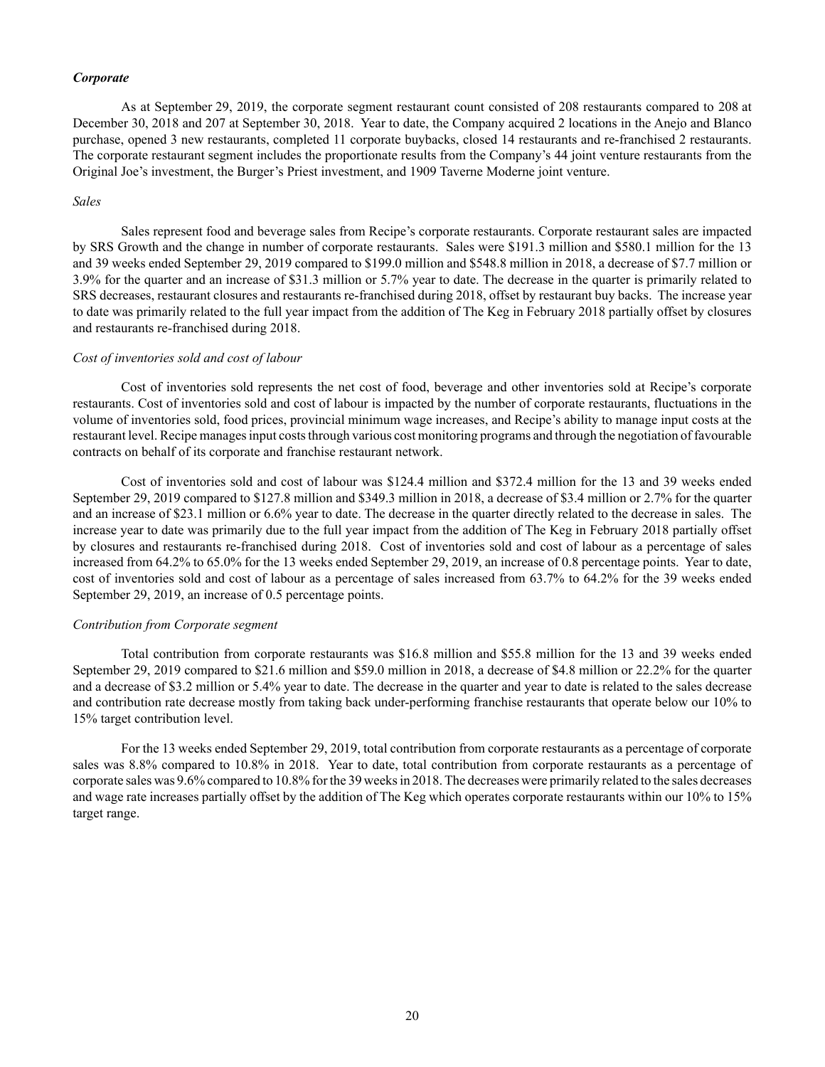### *Corporate*

As at September 29, 2019, the corporate segment restaurant count consisted of 208 restaurants compared to 208 at December 30, 2018 and 207 at September 30, 2018. Year to date, the Company acquired 2 locations in the Anejo and Blanco purchase, opened 3 new restaurants, completed 11 corporate buybacks, closed 14 restaurants and re-franchised 2 restaurants. The corporate restaurant segment includes the proportionate results from the Company's 44 joint venture restaurants from the Original Joe's investment, the Burger's Priest investment, and 1909 Taverne Moderne joint venture.

*Sales*

Sales represent food and beverage sales from Recipe's corporate restaurants. Corporate restaurant sales are impacted by SRS Growth and the change in number of corporate restaurants. Sales were $191.3 million and $580.1 million for the 13 and 39 weeks ended September 29, 2019 compared to $199.0 million and $548.8 million in 2018, a decrease of $7.7 million or 3.9% for the quarter and an increase of $31.3 million or 5.7% year to date. The decrease in the quarter is primarily related to SRS decreases, restaurant closures and restaurants re-franchised during 2018, offset by restaurant buy backs. The increase year to date was primarily related to the full year impact from the addition of The Keg in February 2018 partially offset by closures and restaurants re-franchised during 2018.

*Cost of inventories sold and cost of labour*

Cost of inventories sold represents the net cost of food, beverage and other inventories sold at Recipe's corporate restaurants. Cost of inventories sold and cost of labour is impacted by the number of corporate restaurants, fluctuations in the volume of inventories sold, food prices, provincial minimum wage increases, and Recipe's ability to manage input costs at the restaurant level. Recipe manages input costs through various cost monitoring programs and through the negotiation of favourable contracts on behalf of its corporate and franchise restaurant network.

Cost of inventories sold and cost of labour was $124.4 million and $372.4 million for the 13 and 39 weeks ended September 29, 2019 compared to $127.8 million and $349.3 million in 2018, a decrease of $3.4 million or 2.7% for the quarter and an increase of $23.1 million or 6.6% year to date. The decrease in the quarter directly related to the decrease in sales. The increase year to date was primarily due to the full year impact from the addition of The Keg in February 2018 partially offset by closures and restaurants re-franchised during 2018. Cost of inventories sold and cost of labour as a percentage of sales increased from 64.2% to 65.0% for the 13 weeks ended September 29, 2019, an increase of 0.8 percentage points. Year to date, cost of inventories sold and cost of labour as a percentage of sales increased from 63.7% to 64.2% for the 39 weeks ended September 29, 2019, an increase of 0.5 percentage points.

*Contribution from Corporate segment*

Total contribution from corporate restaurants was $16.8 million and $55.8 million for the 13 and 39 weeks ended September 29, 2019 compared to $21.6 million and $59.0 million in 2018, a decrease of $4.8 million or 22.2% for the quarter and a decrease of $3.2 million or 5.4% year to date. The decrease in the quarter and year to date is related to the sales decrease and contribution rate decrease mostly from taking back under-performing franchise restaurants that operate below our 10% to 15% target contribution level.

For the 13 weeks ended September 29, 2019, total contribution from corporate restaurants as a percentage of corporate sales was 8.8% compared to 10.8% in 2018. Year to date, total contribution from corporate restaurants as a percentage of corporate sales was 9.6% compared to 10.8% for the 39 weeks in 2018. The decreases were primarily related to the sales decreases and wage rate increases partially offset by the addition of The Keg which operates corporate restaurants within our 10% to 15% target range.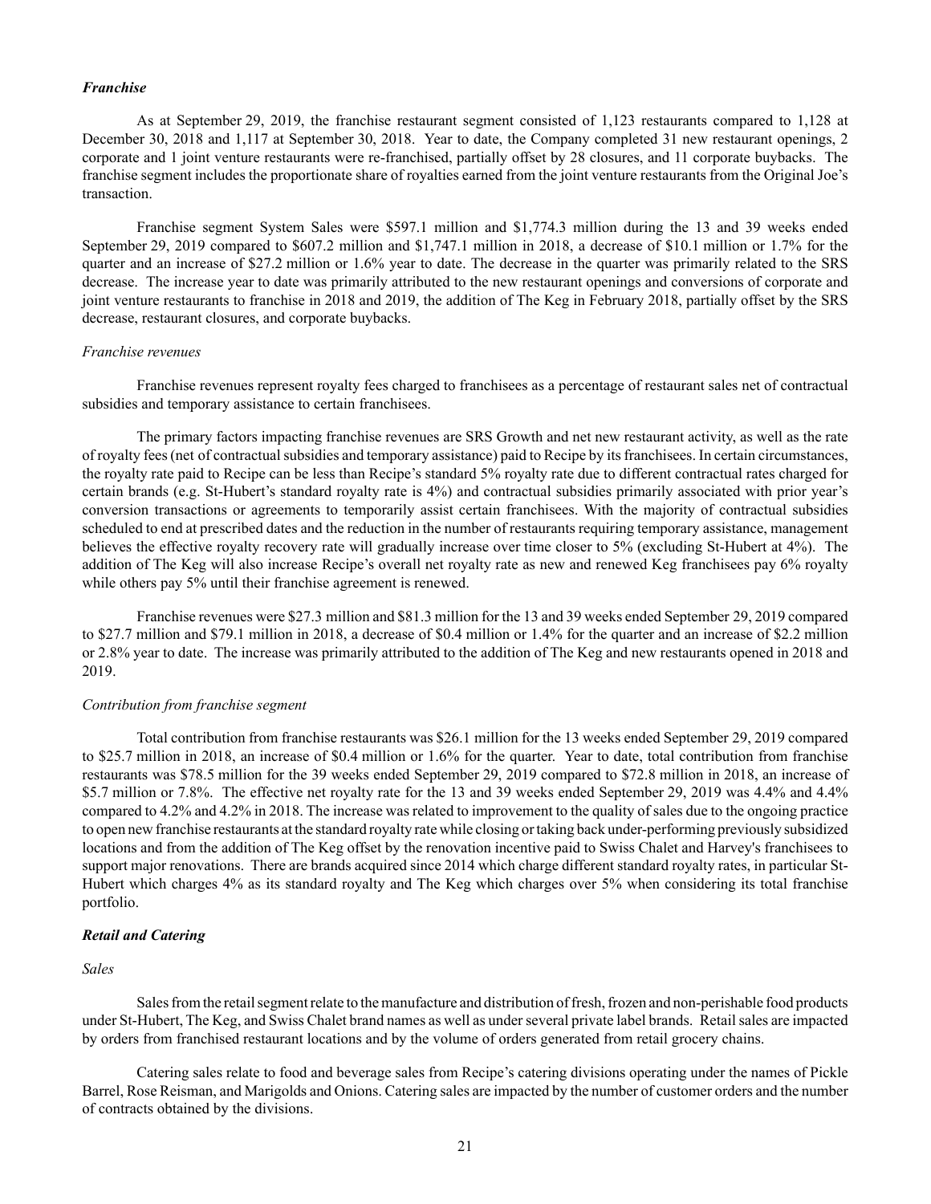### *Franchise*

As at September 29, 2019, the franchise restaurant segment consisted of 1,123 restaurants compared to 1,128 at December 30, 2018 and 1,117 at September 30, 2018. Year to date, the Company completed 31 new restaurant openings, 2 corporate and 1 joint venture restaurants were re-franchised, partially offset by 28 closures, and 11 corporate buybacks. The franchise segment includes the proportionate share of royalties earned from the joint venture restaurants from the Original Joe's transaction.

Franchise segment System Sales were $597.1 million and $1,774.3 million during the 13 and 39 weeks ended September 29, 2019 compared to $607.2 million and $1,747.1 million in 2018, a decrease of $10.1 million or 1.7% for the quarter and an increase of $27.2 million or 1.6% year to date. The decrease in the quarter was primarily related to the SRS decrease. The increase year to date was primarily attributed to the new restaurant openings and conversions of corporate and joint venture restaurants to franchise in 2018 and 2019, the addition of The Keg in February 2018, partially offset by the SRS decrease, restaurant closures, and corporate buybacks.

*Franchise revenues*

Franchise revenues represent royalty fees charged to franchisees as a percentage of restaurant sales net of contractual subsidies and temporary assistance to certain franchisees.

The primary factors impacting franchise revenues are SRS Growth and net new restaurant activity, as well as the rate of royalty fees (net of contractual subsidies and temporary assistance) paid to Recipe by its franchisees. In certain circumstances, the royalty rate paid to Recipe can be less than Recipe's standard 5% royalty rate due to different contractual rates charged for certain brands (e.g. St-Hubert's standard royalty rate is 4%) and contractual subsidies primarily associated with prior year's conversion transactions or agreements to temporarily assist certain franchisees. With the majority of contractual subsidies scheduled to end at prescribed dates and the reduction in the number of restaurants requiring temporary assistance, management believes the effective royalty recovery rate will gradually increase over time closer to 5% (excluding St-Hubert at 4%). The addition of The Keg will also increase Recipe's overall net royalty rate as new and renewed Keg franchisees pay 6% royalty while others pay 5% until their franchise agreement is renewed.

Franchise revenues were $27.3 million and $81.3 million for the 13 and 39 weeks ended September 29, 2019 compared to $27.7 million and $79.1 million in 2018, a decrease of $0.4 million or 1.4% for the quarter and an increase of $2.2 million or 2.8% year to date. The increase was primarily attributed to the addition of The Keg and new restaurants opened in 2018 and 2019.

*Contribution from franchise segment*

Total contribution from franchise restaurants was $26.1 million for the 13 weeks ended September 29, 2019 compared to $25.7 million in 2018, an increase of $0.4 million or 1.6% for the quarter. Year to date, total contribution from franchise restaurants was $78.5 million for the 39 weeks ended September 29, 2019 compared to $72.8 million in 2018, an increase of $5.7 million or 7.8%. The effective net royalty rate for the 13 and 39 weeks ended September 29, 2019 was 4.4% and 4.4% compared to 4.2% and 4.2% in 2018. The increase was related to improvement to the quality of sales due to the ongoing practice to open new franchise restaurants at the standard royalty rate while closing or taking back under-performing previously subsidized locations and from the addition of The Keg offset by the renovation incentive paid to Swiss Chalet and Harvey's franchisees to support major renovations. There are brands acquired since 2014 which charge different standard royalty rates, in particular St-Hubert which charges 4% as its standard royalty and The Keg which charges over 5% when considering its total franchise portfolio.

### *Retail and Catering*

*Sales*

Sales from the retail segment relate to the manufacture and distribution of fresh, frozen and non-perishable food products under St-Hubert, The Keg, and Swiss Chalet brand names as well as under several private label brands. Retail sales are impacted by orders from franchised restaurant locations and by the volume of orders generated from retail grocery chains.

Catering sales relate to food and beverage sales from Recipe's catering divisions operating under the names of Pickle Barrel, Rose Reisman, and Marigolds and Onions. Catering sales are impacted by the number of customer orders and the number of contracts obtained by the divisions.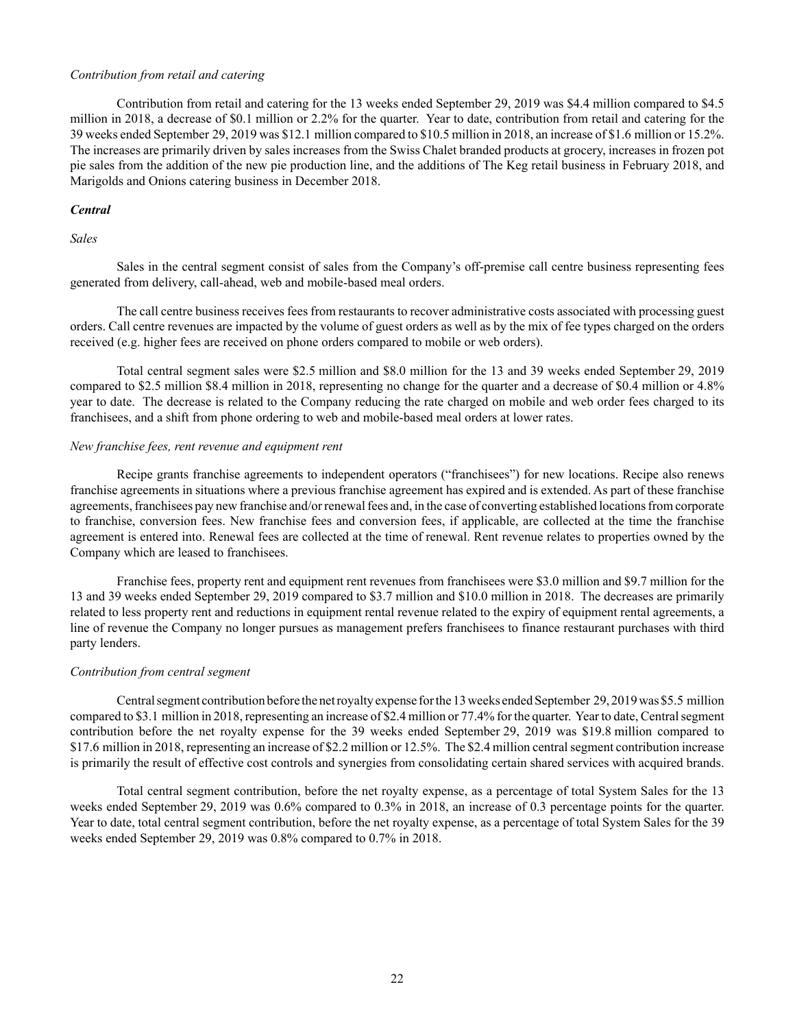*Contribution from retail and catering*

Contribution from retail and catering for the 13 weeks ended September 29, 2019 was $4.4 million compared to $4.5 million in 2018, a decrease of $0.1 million or 2.2% for the quarter. Year to date, contribution from retail and catering for the 39 weeks ended September 29, 2019 was $12.1 million compared to $10.5 million in 2018, an increase of $1.6 million or 15.2%. The increases are primarily driven by sales increases from the Swiss Chalet branded products at grocery, increases in frozen pot pie sales from the addition of the new pie production line, and the additions of The Keg retail business in February 2018, and Marigolds and Onions catering business in December 2018.

***Central***

*Sales*

Sales in the central segment consist of sales from the Company's off-premise call centre business representing fees generated from delivery, call-ahead, web and mobile-based meal orders.

The call centre business receives fees from restaurants to recover administrative costs associated with processing guest orders. Call centre revenues are impacted by the volume of guest orders as well as by the mix of fee types charged on the orders received (e.g. higher fees are received on phone orders compared to mobile or web orders).

Total central segment sales were $2.5 million and $8.0 million for the 13 and 39 weeks ended September 29, 2019 compared to $2.5 million $8.4 million in 2018, representing no change for the quarter and a decrease of $0.4 million or 4.8% year to date. The decrease is related to the Company reducing the rate charged on mobile and web order fees charged to its franchisees, and a shift from phone ordering to web and mobile-based meal orders at lower rates.

*New franchise fees, rent revenue and equipment rent*

Recipe grants franchise agreements to independent operators ("franchisees") for new locations. Recipe also renews franchise agreements in situations where a previous franchise agreement has expired and is extended. As part of these franchise agreements, franchisees pay new franchise and/or renewal fees and, in the case of converting established locations from corporate to franchise, conversion fees. New franchise fees and conversion fees, if applicable, are collected at the time the franchise agreement is entered into. Renewal fees are collected at the time of renewal. Rent revenue relates to properties owned by the Company which are leased to franchisees.

Franchise fees, property rent and equipment rent revenues from franchisees were $3.0 million and $9.7 million for the 13 and 39 weeks ended September 29, 2019 compared to $3.7 million and $10.0 million in 2018. The decreases are primarily related to less property rent and reductions in equipment rental revenue related to the expiry of equipment rental agreements, a line of revenue the Company no longer pursues as management prefers franchisees to finance restaurant purchases with third party lenders.

*Contribution from central segment*

Central segment contribution before the net royalty expense for the 13 weeks ended September 29, 2019 was $5.5 million compared to $3.1 million in 2018, representing an increase of $2.4 million or 77.4% for the quarter. Year to date, Central segment contribution before the net royalty expense for the 39 weeks ended September 29, 2019 was $19.8 million compared to $17.6 million in 2018, representing an increase of $2.2 million or 12.5%. The $2.4 million central segment contribution increase is primarily the result of effective cost controls and synergies from consolidating certain shared services with acquired brands.

Total central segment contribution, before the net royalty expense, as a percentage of total System Sales for the 13 weeks ended September 29, 2019 was 0.6% compared to 0.3% in 2018, an increase of 0.3 percentage points for the quarter. Year to date, total central segment contribution, before the net royalty expense, as a percentage of total System Sales for the 39 weeks ended September 29, 2019 was 0.8% compared to 0.7% in 2018.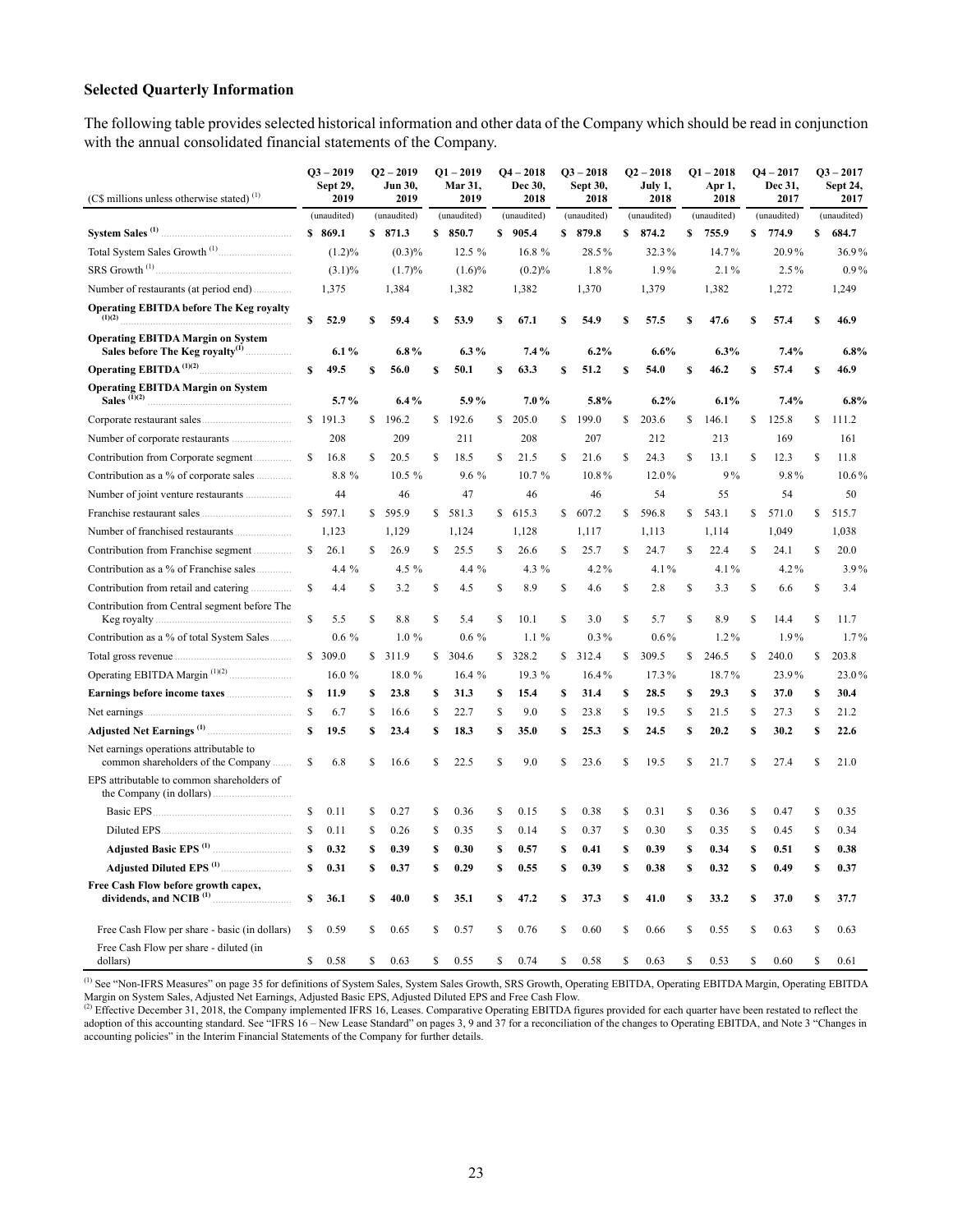### Selected Quarterly Information

The following table provides selected historical information and other data of the Company which should be read in conjunction with the annual consolidated financial statements of the Company.

| (C$ millions unless otherwise stated) [1] | Q3 – 2019 Sept 29, 2019 | Q2 – 2019 Jun 30, 2019 | Q1 – 2019 Mar 31, 2019 | Q4 – 2018 Dec 30, 2018 | Q3 – 2018 Sept 30, 2018 | Q2 – 2018 July 1, 2018 | Q1 – 2018 Apr 1, 2018 | Q4 – 2017 Dec 31, 2017 | Q3 – 2017 Sept 24, 2017 |
|---|---|---|---|---|---|---|---|---|---|
| | (unaudited) | (unaudited) | (unaudited) | (unaudited) | (unaudited) | (unaudited) | (unaudited) | (unaudited) | (unaudited) |
| **System Sales [1]** | **$ 869.1** | **$ 871.3** | **$ 850.7** | **$ 905.4** | **$ 879.8** | **$ 874.2** | **$ 755.9** | **$ 774.9** | **$ 684.7** |
| Total System Sales Growth [1] | (1.2)% | (0.3)% | 12.5 % | 16.8 % | 28.5% | 32.3% | 14.7% | 20.9% | 36.9% |
| SRS Growth [1] | (3.1)% | (1.7)% | (1.6)% | (0.2)% | 1.8% | 1.9% | 2.1% | 2.5% | 0.9% |
| Number of restaurants (at period end) | 1,375 | 1,384 | 1,382 | 1,382 | 1,370 | 1,379 | 1,382 | 1,272 | 1,249 |
| **Operating EBITDA before The Keg royalty [1][2]** | **$ 52.9** | **$ 59.4** | **$ 53.9** | **$ 67.1** | **$ 54.9** | **$ 57.5** | **$ 47.6** | **$ 57.4** | **$ 46.9** |
| **Operating EBITDA Margin on System Sales before The Keg royalty[1]** | **6.1 %** | **6.8 %** | **6.3 %** | **7.4 %** | **6.2%** | **6.6%** | **6.3%** | **7.4%** | **6.8%** |
| **Operating EBITDA [1][2]** | **$ 49.5** | **$ 56.0** | **$ 50.1** | **$ 63.3** | **$ 51.2** | **$ 54.0** | **$ 46.2** | **$ 57.4** | **$ 46.9** |
| **Operating EBITDA Margin on System Sales [1][2]** | **5.7 %** | **6.4 %** | **5.9 %** | **7.0 %** | **5.8%** | **6.2%** | **6.1%** | **7.4%** | **6.8%** |
| Corporate restaurant sales | $ 191.3 | $ 196.2 | $ 192.6 | $ 205.0 | $ 199.0 | $ 203.6 | $ 146.1 | $ 125.8 | $ 111.2 |
| Number of corporate restaurants | 208 | 209 | 211 | 208 | 207 | 212 | 213 | 169 | 161 |
| Contribution from Corporate segment | $ 16.8 | $ 20.5 | $ 18.5 | $ 21.5 | $ 21.6 | $ 24.3 | $ 13.1 | $ 12.3 | $ 11.8 |
| Contribution as a % of corporate sales | 8.8 % | 10.5 % | 9.6 % | 10.7 % | 10.8% | 12.0% | 9% | 9.8% | 10.6% |
| Number of joint venture restaurants | 44 | 46 | 47 | 46 | 46 | 54 | 55 | 54 | 50 |
| Franchise restaurant sales | $ 597.1 | $ 595.9 | $ 581.3 | $ 615.3 | $ 607.2 | $ 596.8 | $ 543.1 | $ 571.0 | $ 515.7 |
| Number of franchised restaurants | 1,123 | 1,129 | 1,124 | 1,128 | 1,117 | 1,113 | 1,114 | 1,049 | 1,038 |
| Contribution from Franchise segment | $ 26.1 | $ 26.9 | $ 25.5 | $ 26.6 | $ 25.7 | $ 24.7 | $ 22.4 | $ 24.1 | $ 20.0 |
| Contribution as a % of Franchise sales | 4.4 % | 4.5 % | 4.4 % | 4.3 % | 4.2% | 4.1% | 4.1% | 4.2% | 3.9% |
| Contribution from retail and catering | $ 4.4 | $ 3.2 | $ 4.5 | $ 8.9 | $ 4.6 | $ 2.8 | $ 3.3 | $ 6.6 | $ 3.4 |
| Contribution from Central segment before The Keg royalty | $ 5.5 | $ 8.8 | $ 5.4 | $ 10.1 | $ 3.0 | $ 5.7 | $ 8.9 | $ 14.4 | $ 11.7 |
| Contribution as a % of total System Sales | 0.6 % | 1.0 % | 0.6 % | 1.1 % | 0.3% | 0.6% | 1.2% | 1.9% | 1.7% |
| Total gross revenue | $ 309.0 | $ 311.9 | $ 304.6 | $ 328.2 | $ 312.4 | $ 309.5 | $ 246.5 | $ 240.0 | $ 203.8 |
| Operating EBITDA Margin [1][2] | 16.0 % | 18.0 % | 16.4 % | 19.3 % | 16.4% | 17.3% | 18.7% | 23.9% | 23.0% |
| **Earnings before income taxes** | **$ 11.9** | **$ 23.8** | **$ 31.3** | **$ 15.4** | **$ 31.4** | **$ 28.5** | **$ 29.3** | **$ 37.0** | **$ 30.4** |
| Net earnings | $ 6.7 | $ 16.6 | $ 22.7 | $ 9.0 | $ 23.8 | $ 19.5 | $ 21.5 | $ 27.3 | $ 21.2 |
| **Adjusted Net Earnings [1]** | **$ 19.5** | **$ 23.4** | **$ 18.3** | **$ 35.0** | **$ 25.3** | **$ 24.5** | **$ 20.2** | **$ 30.2** | **$ 22.6** |
| Net earnings operations attributable to common shareholders of the Company | $ 6.8 | $ 16.6 | $ 22.5 | $ 9.0 | $ 23.6 | $ 19.5 | $ 21.7 | $ 27.4 | $ 21.0 |
| EPS attributable to common shareholders of the Company (in dollars) | | | | | | | | | |
| Basic EPS | $ 0.11 | $ 0.27 | $ 0.36 | $ 0.15 | $ 0.38 | $ 0.31 | $ 0.36 | $ 0.47 | $ 0.35 |
| Diluted EPS | $ 0.11 | $ 0.26 | $ 0.35 | $ 0.14 | $ 0.37 | $ 0.30 | $ 0.35 | $ 0.45 | $ 0.34 |
| **Adjusted Basic EPS [1]** | **$ 0.32** | **$ 0.39** | **$ 0.30** | **$ 0.57** | **$ 0.41** | **$ 0.39** | **$ 0.34** | **$ 0.51** | **$ 0.38** |
| **Adjusted Diluted EPS [1]** | **$ 0.31** | **$ 0.37** | **$ 0.29** | **$ 0.55** | **$ 0.39** | **$ 0.38** | **$ 0.32** | **$ 0.49** | **$ 0.37** |
| **Free Cash Flow before growth capex, dividends, and NCIB [1]** | **$ 36.1** | **$ 40.0** | **$ 35.1** | **$ 47.2** | **$ 37.3** | **$ 41.0** | **$ 33.2** | **$ 37.0** | **$ 37.7** |
| Free Cash Flow per share - basic (in dollars) | $ 0.59 | $ 0.65 | $ 0.57 | $ 0.76 | $ 0.60 | $ 0.66 | $ 0.55 | $ 0.63 | $ 0.63 |
| Free Cash Flow per share - diluted (in dollars) | $ 0.58 | $ 0.63 | $ 0.55 | $ 0.74 | $ 0.58 | $ 0.63 | $ 0.53 | $ 0.60 | $ 0.61 |

[1] See "Non-IFRS Measures" on page 35 for definitions of System Sales, System Sales Growth, SRS Growth, Operating EBITDA, Operating EBITDA Margin, Operating EBITDA Margin on System Sales, Adjusted Net Earnings, Adjusted Basic EPS, Adjusted Diluted EPS and Free Cash Flow.

[2] Effective December 31, 2018, the Company implemented IFRS 16, Leases. Comparative Operating EBITDA figures provided for each quarter have been restated to reflect the adoption of this accounting standard. See "IFRS 16 – New Lease Standard" on pages 3, 9 and 37 for a reconciliation of the changes to Operating EBITDA, and Note 3 "Changes in accounting policies" in the Interim Financial Statements of the Company for further details.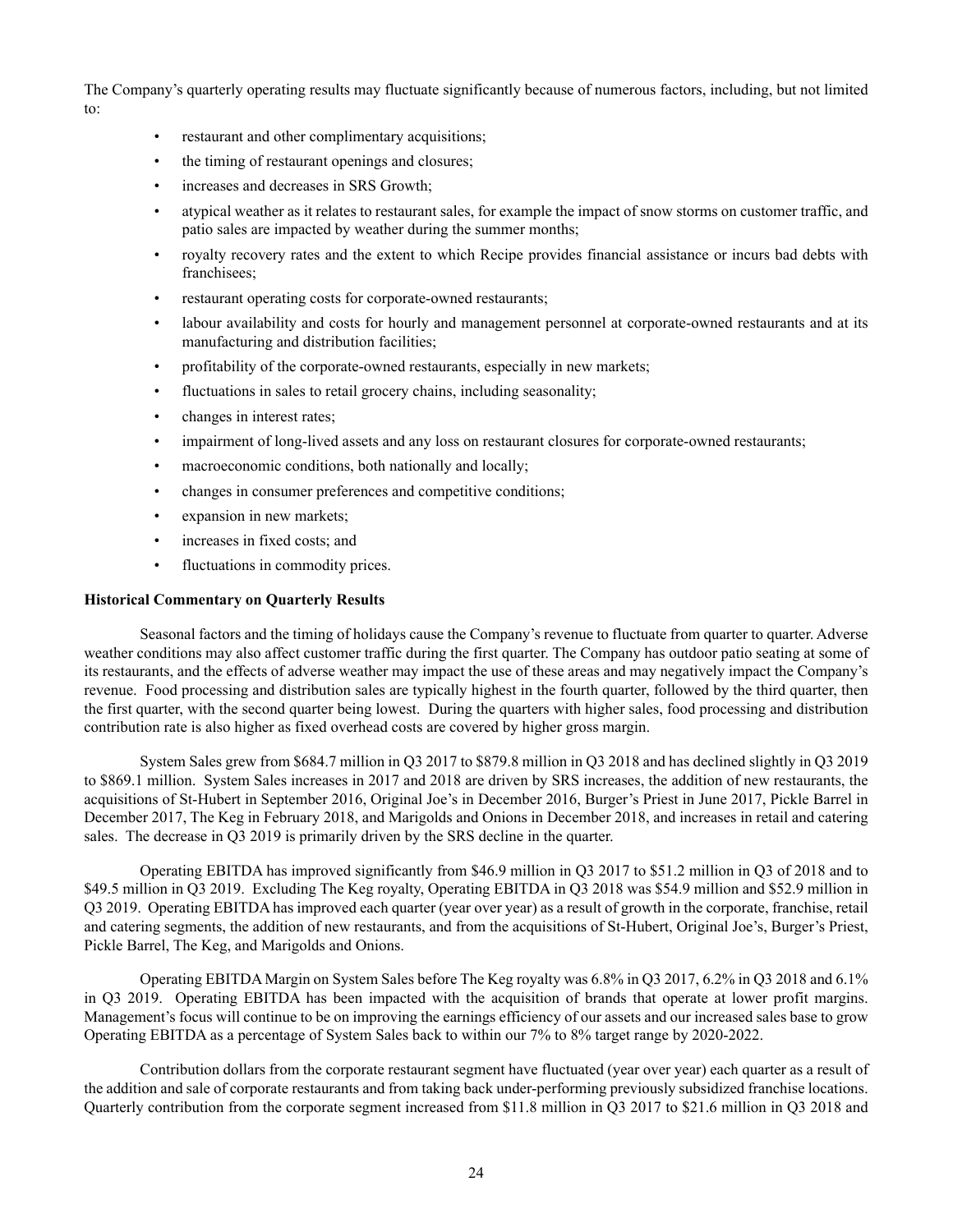The Company's quarterly operating results may fluctuate significantly because of numerous factors, including, but not limited to:

- restaurant and other complimentary acquisitions;
- the timing of restaurant openings and closures;
- increases and decreases in SRS Growth;
- atypical weather as it relates to restaurant sales, for example the impact of snow storms on customer traffic, and patio sales are impacted by weather during the summer months;
- royalty recovery rates and the extent to which Recipe provides financial assistance or incurs bad debts with franchisees;
- restaurant operating costs for corporate-owned restaurants;
- labour availability and costs for hourly and management personnel at corporate-owned restaurants and at its manufacturing and distribution facilities;
- profitability of the corporate-owned restaurants, especially in new markets;
- fluctuations in sales to retail grocery chains, including seasonality;
- changes in interest rates;
- impairment of long-lived assets and any loss on restaurant closures for corporate-owned restaurants;
- macroeconomic conditions, both nationally and locally;
- changes in consumer preferences and competitive conditions;
- expansion in new markets;
- increases in fixed costs; and
- fluctuations in commodity prices.

**Historical Commentary on Quarterly Results**

Seasonal factors and the timing of holidays cause the Company's revenue to fluctuate from quarter to quarter. Adverse weather conditions may also affect customer traffic during the first quarter. The Company has outdoor patio seating at some of its restaurants, and the effects of adverse weather may impact the use of these areas and may negatively impact the Company's revenue. Food processing and distribution sales are typically highest in the fourth quarter, followed by the third quarter, then the first quarter, with the second quarter being lowest. During the quarters with higher sales, food processing and distribution contribution rate is also higher as fixed overhead costs are covered by higher gross margin.

System Sales grew from $684.7 million in Q3 2017 to $879.8 million in Q3 2018 and has declined slightly in Q3 2019 to $869.1 million. System Sales increases in 2017 and 2018 are driven by SRS increases, the addition of new restaurants, the acquisitions of St-Hubert in September 2016, Original Joe's in December 2016, Burger's Priest in June 2017, Pickle Barrel in December 2017, The Keg in February 2018, and Marigolds and Onions in December 2018, and increases in retail and catering sales. The decrease in Q3 2019 is primarily driven by the SRS decline in the quarter.

Operating EBITDA has improved significantly from $46.9 million in Q3 2017 to $51.2 million in Q3 of 2018 and to $49.5 million in Q3 2019. Excluding The Keg royalty, Operating EBITDA in Q3 2018 was $54.9 million and $52.9 million in Q3 2019. Operating EBITDA has improved each quarter (year over year) as a result of growth in the corporate, franchise, retail and catering segments, the addition of new restaurants, and from the acquisitions of St-Hubert, Original Joe's, Burger's Priest, Pickle Barrel, The Keg, and Marigolds and Onions.

Operating EBITDA Margin on System Sales before The Keg royalty was 6.8% in Q3 2017, 6.2% in Q3 2018 and 6.1% in Q3 2019. Operating EBITDA has been impacted with the acquisition of brands that operate at lower profit margins. Management's focus will continue to be on improving the earnings efficiency of our assets and our increased sales base to grow Operating EBITDA as a percentage of System Sales back to within our 7% to 8% target range by 2020-2022.

Contribution dollars from the corporate restaurant segment have fluctuated (year over year) each quarter as a result of the addition and sale of corporate restaurants and from taking back under-performing previously subsidized franchise locations. Quarterly contribution from the corporate segment increased from $11.8 million in Q3 2017 to $21.6 million in Q3 2018 and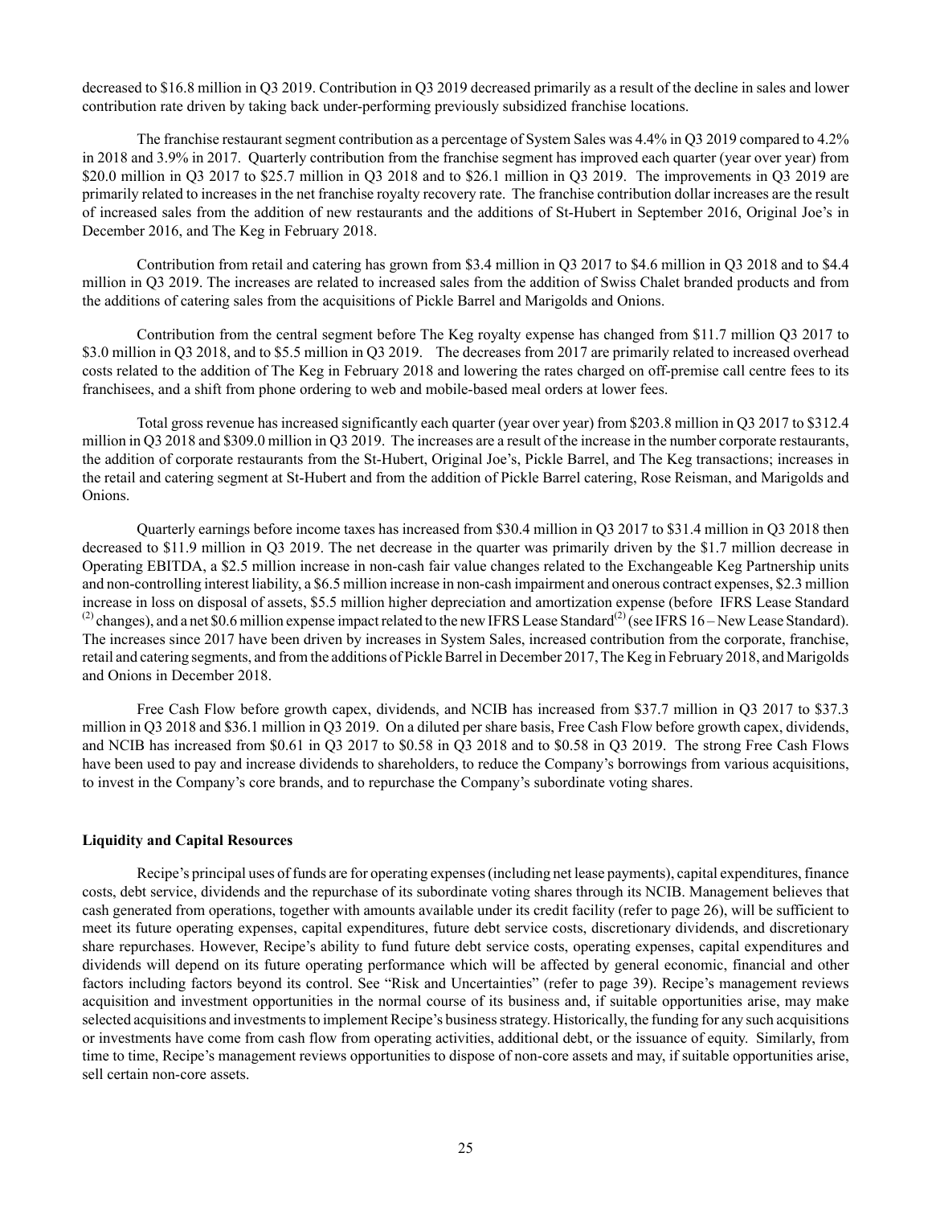decreased to $16.8 million in Q3 2019. Contribution in Q3 2019 decreased primarily as a result of the decline in sales and lower contribution rate driven by taking back under-performing previously subsidized franchise locations.

The franchise restaurant segment contribution as a percentage of System Sales was 4.4% in Q3 2019 compared to 4.2% in 2018 and 3.9% in 2017. Quarterly contribution from the franchise segment has improved each quarter (year over year) from $20.0 million in Q3 2017 to $25.7 million in Q3 2018 and to $26.1 million in Q3 2019. The improvements in Q3 2019 are primarily related to increases in the net franchise royalty recovery rate. The franchise contribution dollar increases are the result of increased sales from the addition of new restaurants and the additions of St-Hubert in September 2016, Original Joe's in December 2016, and The Keg in February 2018.

Contribution from retail and catering has grown from $3.4 million in Q3 2017 to $4.6 million in Q3 2018 and to $4.4 million in Q3 2019. The increases are related to increased sales from the addition of Swiss Chalet branded products and from the additions of catering sales from the acquisitions of Pickle Barrel and Marigolds and Onions.

Contribution from the central segment before The Keg royalty expense has changed from $11.7 million Q3 2017 to $3.0 million in Q3 2018, and to $5.5 million in Q3 2019. The decreases from 2017 are primarily related to increased overhead costs related to the addition of The Keg in February 2018 and lowering the rates charged on off-premise call centre fees to its franchisees, and a shift from phone ordering to web and mobile-based meal orders at lower fees.

Total gross revenue has increased significantly each quarter (year over year) from $203.8 million in Q3 2017 to $312.4 million in Q3 2018 and $309.0 million in Q3 2019. The increases are a result of the increase in the number corporate restaurants, the addition of corporate restaurants from the St-Hubert, Original Joe's, Pickle Barrel, and The Keg transactions; increases in the retail and catering segment at St-Hubert and from the addition of Pickle Barrel catering, Rose Reisman, and Marigolds and Onions.

Quarterly earnings before income taxes has increased from $30.4 million in Q3 2017 to $31.4 million in Q3 2018 then decreased to $11.9 million in Q3 2019. The net decrease in the quarter was primarily driven by the $1.7 million decrease in Operating EBITDA, a $2.5 million increase in non-cash fair value changes related to the Exchangeable Keg Partnership units and non-controlling interest liability, a $6.5 million increase in non-cash impairment and onerous contract expenses, $2.3 million increase in loss on disposal of assets, $5.5 million higher depreciation and amortization expense (before IFRS Lease Standard [(2)] changes), and a net $0.6 million expense impact related to the new IFRS Lease Standard[(2)] (see IFRS 16 – New Lease Standard). The increases since 2017 have been driven by increases in System Sales, increased contribution from the corporate, franchise, retail and catering segments, and from the additions of Pickle Barrel in December 2017, The Keg in February 2018, and Marigolds and Onions in December 2018.

Free Cash Flow before growth capex, dividends, and NCIB has increased from $37.7 million in Q3 2017 to $37.3 million in Q3 2018 and $36.1 million in Q3 2019. On a diluted per share basis, Free Cash Flow before growth capex, dividends, and NCIB has increased from $0.61 in Q3 2017 to $0.58 in Q3 2018 and to $0.58 in Q3 2019. The strong Free Cash Flows have been used to pay and increase dividends to shareholders, to reduce the Company's borrowings from various acquisitions, to invest in the Company's core brands, and to repurchase the Company's subordinate voting shares.

**Liquidity and Capital Resources**

Recipe's principal uses of funds are for operating expenses (including net lease payments), capital expenditures, finance costs, debt service, dividends and the repurchase of its subordinate voting shares through its NCIB. Management believes that cash generated from operations, together with amounts available under its credit facility (refer to page 26), will be sufficient to meet its future operating expenses, capital expenditures, future debt service costs, discretionary dividends, and discretionary share repurchases. However, Recipe's ability to fund future debt service costs, operating expenses, capital expenditures and dividends will depend on its future operating performance which will be affected by general economic, financial and other factors including factors beyond its control. See "Risk and Uncertainties" (refer to page 39). Recipe's management reviews acquisition and investment opportunities in the normal course of its business and, if suitable opportunities arise, may make selected acquisitions and investments to implement Recipe's business strategy. Historically, the funding for any such acquisitions or investments have come from cash flow from operating activities, additional debt, or the issuance of equity. Similarly, from time to time, Recipe's management reviews opportunities to dispose of non-core assets and may, if suitable opportunities arise, sell certain non-core assets.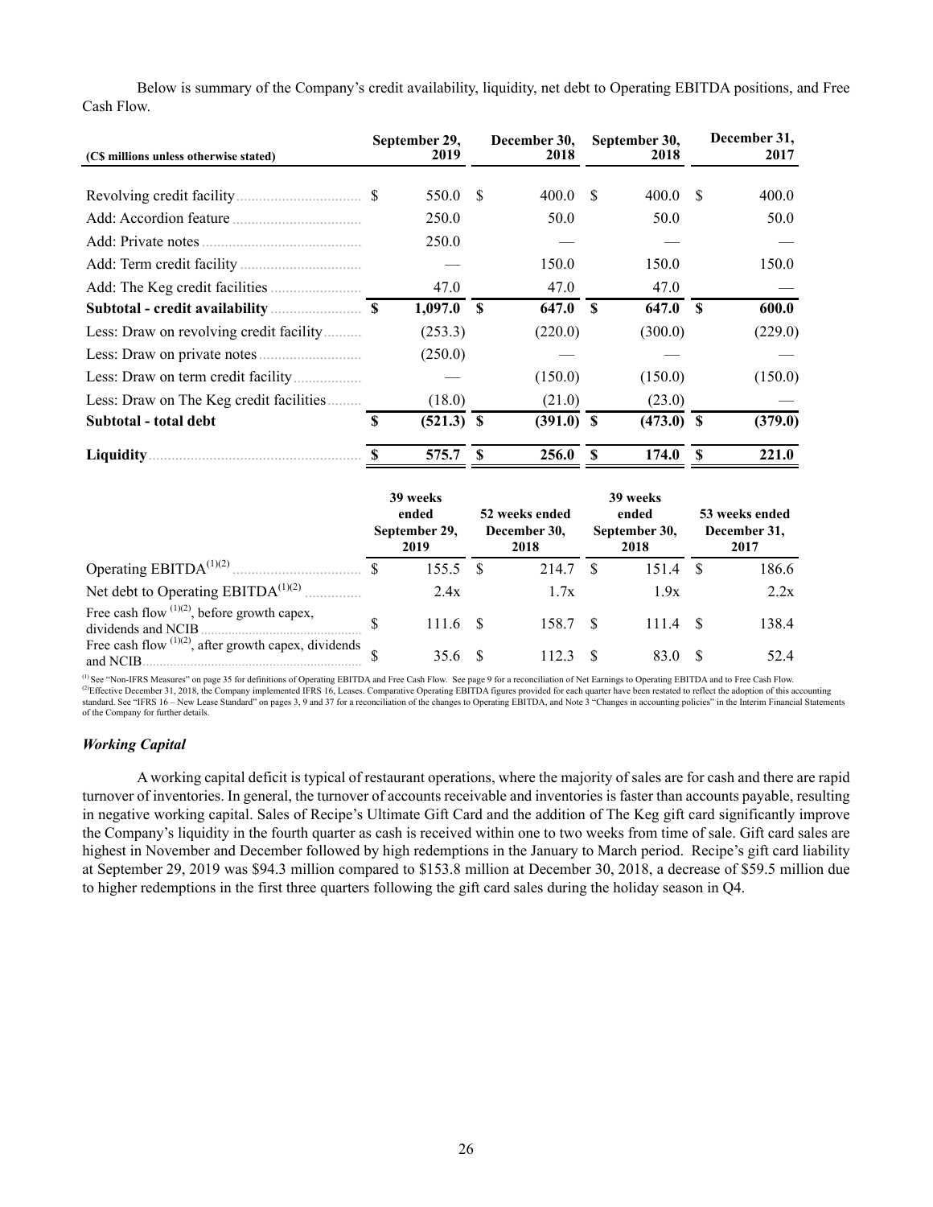Below is summary of the Company's credit availability, liquidity, net debt to Operating EBITDA positions, and Free Cash Flow.

| (C$ millions unless otherwise stated) | September 29, 2019 | December 30, 2018 | September 30, 2018 | December 31, 2017 |
|---|---|---|---|---|
| Revolving credit facility | $ 550.0 | $ 400.0 | $ 400.0 | $ 400.0 |
| Add: Accordion feature | 250.0 | 50.0 | 50.0 | 50.0 |
| Add: Private notes | 250.0 | — | — | — |
| Add: Term credit facility | — | 150.0 | 150.0 | 150.0 |
| Add: The Keg credit facilities | 47.0 | 47.0 | 47.0 | — |
| **Subtotal - credit availability** | **$ 1,097.0** | **$ 647.0** | **$ 647.0** | **$ 600.0** |
| Less: Draw on revolving credit facility | (253.3) | (220.0) | (300.0) | (229.0) |
| Less: Draw on private notes | (250.0) | — | — | — |
| Less: Draw on term credit facility | — | (150.0) | (150.0) | (150.0) |
| Less: Draw on The Keg credit facilities | (18.0) | (21.0) | (23.0) | — |
| **Subtotal - total debt** | **$ (521.3)** | **$ (391.0)** | **$ (473.0)** | **$ (379.0)** |
| **Liquidity** | **$ 575.7** | **$ 256.0** | **$ 174.0** | **$ 221.0** |

| | 39 weeks ended September 29, 2019 | 52 weeks ended December 30, 2018 | 39 weeks ended September 30, 2018 | 53 weeks ended December 31, 2017 |
|---|---|---|---|---|
| Operating EBITDA[(1)(2)] | $ 155.5 | $ 214.7 | $ 151.4 | $ 186.6 |
| Net debt to Operating EBITDA[(1)(2)] | 2.4x | 1.7x | 1.9x | 2.2x |
| Free cash flow [(1)(2)], before growth capex, dividends and NCIB | $ 111.6 | $ 158.7 | $ 111.4 | $ 138.4 |
| Free cash flow [(1)(2)], after growth capex, dividends and NCIB | $ 35.6 | $ 112.3 | $ 83.0 | $ 52.4 |

[(1)] See "Non-IFRS Measures" on page 35 for definitions of Operating EBITDA and Free Cash Flow. See page 9 for a reconciliation of Net Earnings to Operating EBITDA and to Free Cash Flow.
[(2)]Effective December 31, 2018, the Company implemented IFRS 16, Leases. Comparative Operating EBITDA figures provided for each quarter have been restated to reflect the adoption of this accounting standard. See "IFRS 16 – New Lease Standard" on pages 3, 9 and 37 for a reconciliation of the changes to Operating EBITDA, and Note 3 "Changes in accounting policies" in the Interim Financial Statements of the Company for further details.

### *Working Capital*

A working capital deficit is typical of restaurant operations, where the majority of sales are for cash and there are rapid turnover of inventories. In general, the turnover of accounts receivable and inventories is faster than accounts payable, resulting in negative working capital. Sales of Recipe's Ultimate Gift Card and the addition of The Keg gift card significantly improve the Company's liquidity in the fourth quarter as cash is received within one to two weeks from time of sale. Gift card sales are highest in November and December followed by high redemptions in the January to March period. Recipe's gift card liability at September 29, 2019 was $94.3 million compared to $153.8 million at December 30, 2018, a decrease of $59.5 million due to higher redemptions in the first three quarters following the gift card sales during the holiday season in Q4.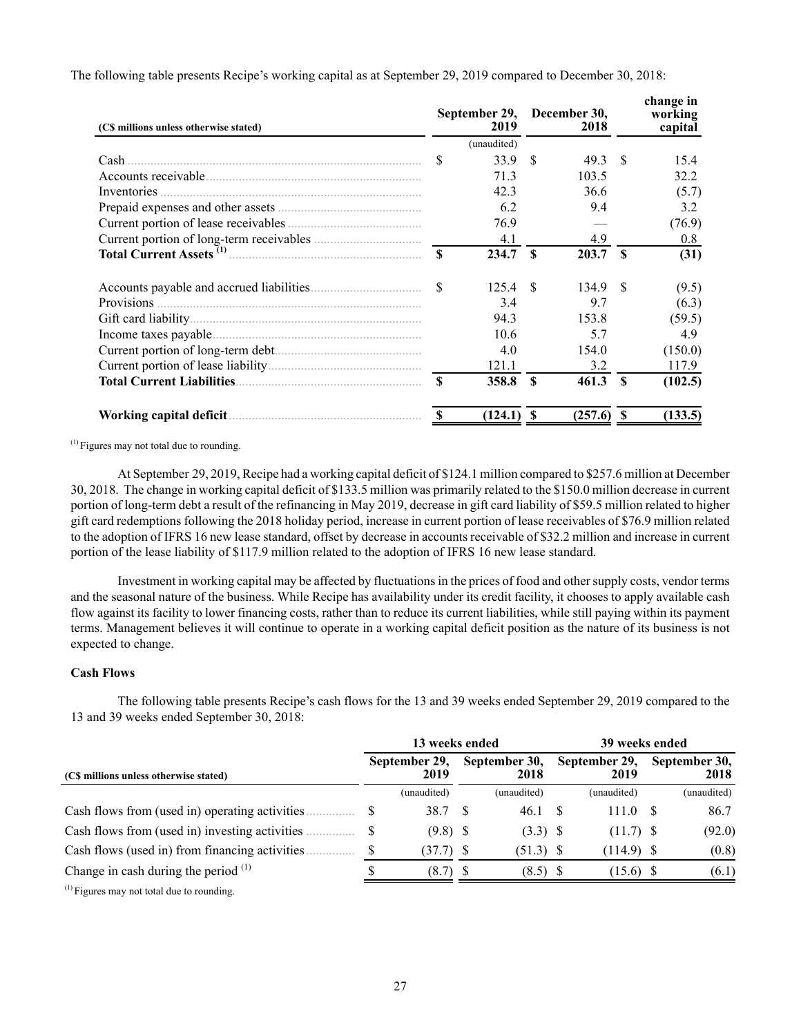The following table presents Recipe's working capital as at September 29, 2019 compared to December 30, 2018:

| (C$ millions unless otherwise stated) | September 29, 2019 | December 30, 2018 | change in working capital |
|---|---|---|---|
| | (unaudited) | | |
| Cash | $ 33.9 | $ 49.3 | $ 15.4 |
| Accounts receivable | 71.3 | 103.5 | 32.2 |
| Inventories | 42.3 | 36.6 | (5.7) |
| Prepaid expenses and other assets | 6.2 | 9.4 | 3.2 |
| Current portion of lease receivables | 76.9 | — | (76.9) |
| Current portion of long-term receivables | 4.1 | 4.9 | 0.8 |
| **Total Current Assets [(1)]** | **$ 234.7** | **$ 203.7** | **$ (31)** |
| Accounts payable and accrued liabilities | $ 125.4 | $ 134.9 | $ (9.5) |
| Provisions | 3.4 | 9.7 | (6.3) |
| Gift card liability | 94.3 | 153.8 | (59.5) |
| Income taxes payable | 10.6 | 5.7 | 4.9 |
| Current portion of long-term debt | 4.0 | 154.0 | (150.0) |
| Current portion of lease liability | 121.1 | 3.2 | 117.9 |
| **Total Current Liabilities** | **$ 358.8** | **$ 461.3** | **$ (102.5)** |
| **Working capital deficit** | **$ (124.1)** | **$ (257.6)** | **$ (133.5)** |

[(1)] Figures may not total due to rounding.

At September 29, 2019, Recipe had a working capital deficit of $124.1 million compared to $257.6 million at December 30, 2018. The change in working capital deficit of $133.5 million was primarily related to the $150.0 million decrease in current portion of long-term debt a result of the refinancing in May 2019, decrease in gift card liability of $59.5 million related to higher gift card redemptions following the 2018 holiday period, increase in current portion of lease receivables of $76.9 million related to the adoption of IFRS 16 new lease standard, offset by decrease in accounts receivable of $32.2 million and increase in current portion of the lease liability of $117.9 million related to the adoption of IFRS 16 new lease standard.

Investment in working capital may be affected by fluctuations in the prices of food and other supply costs, vendor terms and the seasonal nature of the business. While Recipe has availability under its credit facility, it chooses to apply available cash flow against its facility to lower financing costs, rather than to reduce its current liabilities, while still paying within its payment terms. Management believes it will continue to operate in a working capital deficit position as the nature of its business is not expected to change.

### Cash Flows

The following table presents Recipe's cash flows for the 13 and 39 weeks ended September 29, 2019 compared to the 13 and 39 weeks ended September 30, 2018:

| | 13 weeks ended | | 39 weeks ended | |
|---|---|---|---|---|
| (C$ millions unless otherwise stated) | September 29, 2019 | September 30, 2018 | September 29, 2019 | September 30, 2018 |
| | (unaudited) | (unaudited) | (unaudited) | (unaudited) |
| Cash flows from (used in) operating activities | $ 38.7 | $ 46.1 | $ 111.0 | $ 86.7 |
| Cash flows from (used in) investing activities | $ (9.8) | $ (3.3) | $ (11.7) | $ (92.0) |
| Cash flows (used in) from financing activities | $ (37.7) | $ (51.3) | $ (114.9) | $ (0.8) |
| Change in cash during the period [(1)] | $ (8.7) | $ (8.5) | $ (15.6) | $ (6.1) |

[(1)] Figures may not total due to rounding.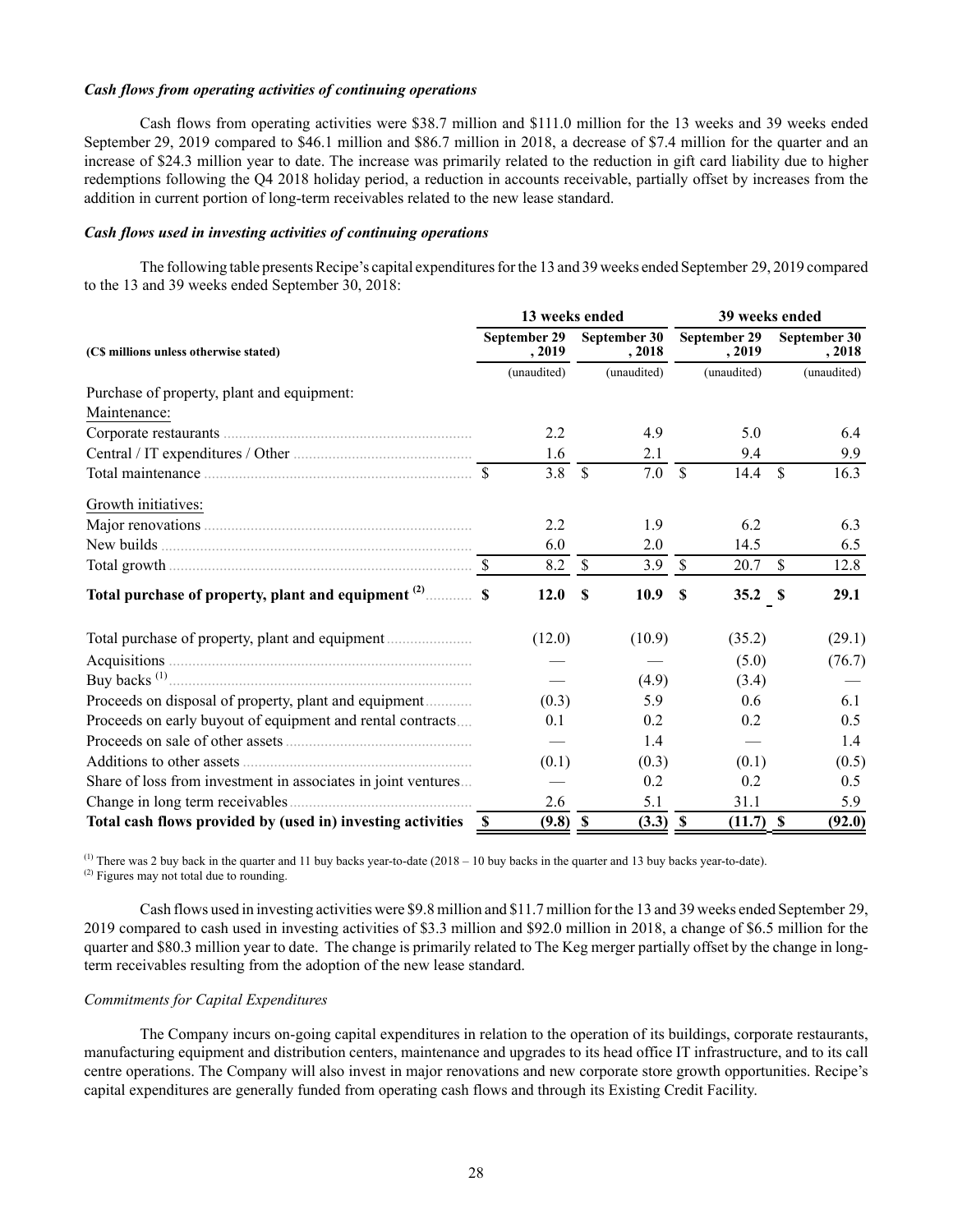***Cash flows from operating activities of continuing operations***

Cash flows from operating activities were $38.7 million and $111.0 million for the 13 weeks and 39 weeks ended September 29, 2019 compared to $46.1 million and $86.7 million in 2018, a decrease of $7.4 million for the quarter and an increase of $24.3 million year to date. The increase was primarily related to the reduction in gift card liability due to higher redemptions following the Q4 2018 holiday period, a reduction in accounts receivable, partially offset by increases from the addition in current portion of long-term receivables related to the new lease standard.

***Cash flows used in investing activities of continuing operations***

The following table presents Recipe's capital expenditures for the 13 and 39 weeks ended September 29, 2019 compared to the 13 and 39 weeks ended September 30, 2018:

| | 13 weeks ended | | 39 weeks ended | |
|---|---|---|---|---|
| **(C$ millions unless otherwise stated)** | **September 29, 2019** | **September 30, 2018** | **September 29, 2019** | **September 30, 2018** |
| | (unaudited) | (unaudited) | (unaudited) | (unaudited) |
| Purchase of property, plant and equipment: | | | | |
| Maintenance: | | | | |
| Corporate restaurants | 2.2 | 4.9 | 5.0 | 6.4 |
| Central / IT expenditures / Other | 1.6 | 2.1 | 9.4 | 9.9 |
| Total maintenance | $ 3.8 | $ 7.0 | $ 14.4 | $ 16.3 |
| Growth initiatives: | | | | |
| Major renovations | 2.2 | 1.9 | 6.2 | 6.3 |
| New builds | 6.0 | 2.0 | 14.5 | 6.5 |
| Total growth | $ 8.2 | $ 3.9 | $ 20.7 | $ 12.8 |
| **Total purchase of property, plant and equipment (2)** | **$ 12.0** | **$ 10.9** | **$ 35.2** | **$ 29.1** |
| Total purchase of property, plant and equipment | (12.0) | (10.9) | (35.2) | (29.1) |
| Acquisitions | — | — | (5.0) | (76.7) |
| Buy backs (1) | — | (4.9) | (3.4) | — |
| Proceeds on disposal of property, plant and equipment | (0.3) | 5.9 | 0.6 | 6.1 |
| Proceeds on early buyout of equipment and rental contracts | 0.1 | 0.2 | 0.2 | 0.5 |
| Proceeds on sale of other assets | — | 1.4 | — | 1.4 |
| Additions to other assets | (0.1) | (0.3) | (0.1) | (0.5) |
| Share of loss from investment in associates in joint ventures | — | 0.2 | 0.2 | 0.5 |
| Change in long term receivables | 2.6 | 5.1 | 31.1 | 5.9 |
| **Total cash flows provided by (used in) investing activities** | **$ (9.8)** | **$ (3.3)** | **$ (11.7)** | **$ (92.0)** |

(1) There was 2 buy back in the quarter and 11 buy backs year-to-date (2018 – 10 buy backs in the quarter and 13 buy backs year-to-date).
(2) Figures may not total due to rounding.

Cash flows used in investing activities were $9.8 million and $11.7 million for the 13 and 39 weeks ended September 29, 2019 compared to cash used in investing activities of $3.3 million and $92.0 million in 2018, a change of $6.5 million for the quarter and $80.3 million year to date. The change is primarily related to The Keg merger partially offset by the change in long-term receivables resulting from the adoption of the new lease standard.

*Commitments for Capital Expenditures*

The Company incurs on-going capital expenditures in relation to the operation of its buildings, corporate restaurants, manufacturing equipment and distribution centers, maintenance and upgrades to its head office IT infrastructure, and to its call centre operations. The Company will also invest in major renovations and new corporate store growth opportunities. Recipe's capital expenditures are generally funded from operating cash flows and through its Existing Credit Facility.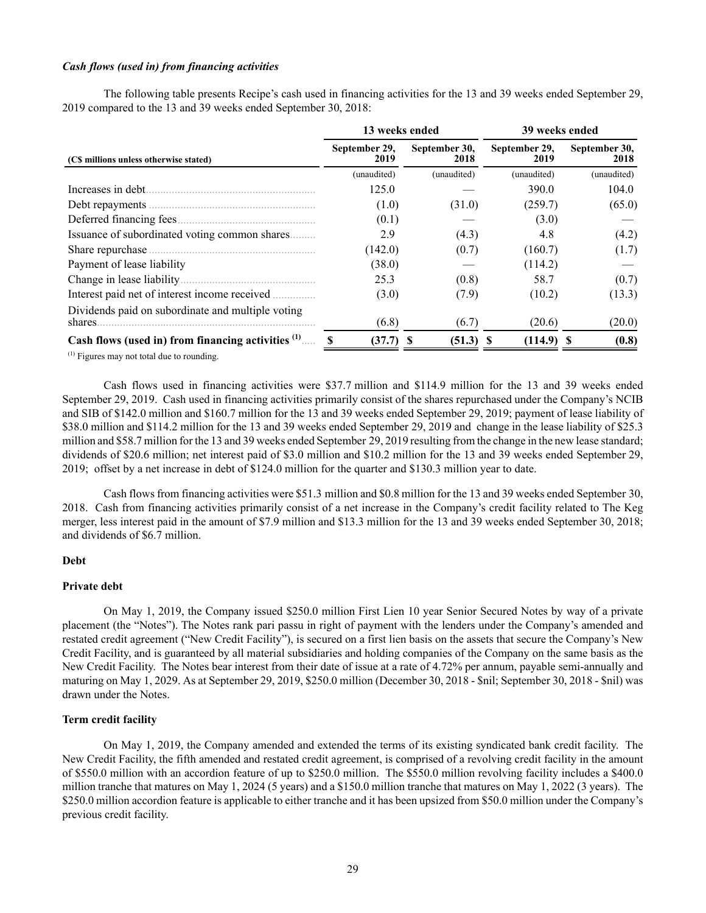### *Cash flows (used in) from financing activities*

The following table presents Recipe's cash used in financing activities for the 13 and 39 weeks ended September 29, 2019 compared to the 13 and 39 weeks ended September 30, 2018:

| | 13 weeks ended | | 39 weeks ended | |
|---|---|---|---|---|
| **(C$ millions unless otherwise stated)** | **September 29, 2019** | **September 30, 2018** | **September 29, 2019** | **September 30, 2018** |
| | (unaudited) | (unaudited) | (unaudited) | (unaudited) |
| Increases in debt | 125.0 | — | 390.0 | 104.0 |
| Debt repayments | (1.0) | (31.0) | (259.7) | (65.0) |
| Deferred financing fees | (0.1) | — | (3.0) | — |
| Issuance of subordinated voting common shares | 2.9 | (4.3) | 4.8 | (4.2) |
| Share repurchase | (142.0) | (0.7) | (160.7) | (1.7) |
| Payment of lease liability | (38.0) | — | (114.2) | — |
| Change in lease liability | 25.3 | (0.8) | 58.7 | (0.7) |
| Interest paid net of interest income received | (3.0) | (7.9) | (10.2) | (13.3) |
| Dividends paid on subordinate and multiple voting shares | (6.8) | (6.7) | (20.6) | (20.0) |
| **Cash flows (used in) from financing activities [(1)]** | **$ (37.7)** | **$ (51.3)** | **$ (114.9)** | **$ (0.8)** |

[(1)] Figures may not total due to rounding.

Cash flows used in financing activities were $37.7 million and $114.9 million for the 13 and 39 weeks ended September 29, 2019. Cash used in financing activities primarily consist of the shares repurchased under the Company's NCIB and SIB of $142.0 million and $160.7 million for the 13 and 39 weeks ended September 29, 2019; payment of lease liability of $38.0 million and $114.2 million for the 13 and 39 weeks ended September 29, 2019 and change in the lease liability of $25.3 million and $58.7 million for the 13 and 39 weeks ended September 29, 2019 resulting from the change in the new lease standard; dividends of $20.6 million; net interest paid of $3.0 million and $10.2 million for the 13 and 39 weeks ended September 29, 2019; offset by a net increase in debt of $124.0 million for the quarter and $130.3 million year to date.

Cash flows from financing activities were $51.3 million and $0.8 million for the 13 and 39 weeks ended September 30, 2018. Cash from financing activities primarily consist of a net increase in the Company's credit facility related to The Keg merger, less interest paid in the amount of $7.9 million and $13.3 million for the 13 and 39 weeks ended September 30, 2018; and dividends of $6.7 million.

**Debt**

**Private debt**

On May 1, 2019, the Company issued $250.0 million First Lien 10 year Senior Secured Notes by way of a private placement (the "Notes"). The Notes rank pari passu in right of payment with the lenders under the Company's amended and restated credit agreement ("New Credit Facility"), is secured on a first lien basis on the assets that secure the Company's New Credit Facility, and is guaranteed by all material subsidiaries and holding companies of the Company on the same basis as the New Credit Facility. The Notes bear interest from their date of issue at a rate of 4.72% per annum, payable semi-annually and maturing on May 1, 2029. As at September 29, 2019, $250.0 million (December 30, 2018 - $nil; September 30, 2018 - $nil) was drawn under the Notes.

**Term credit facility**

On May 1, 2019, the Company amended and extended the terms of its existing syndicated bank credit facility. The New Credit Facility, the fifth amended and restated credit agreement, is comprised of a revolving credit facility in the amount of $550.0 million with an accordion feature of up to $250.0 million. The $550.0 million revolving facility includes a $400.0 million tranche that matures on May 1, 2024 (5 years) and a $150.0 million tranche that matures on May 1, 2022 (3 years). The $250.0 million accordion feature is applicable to either tranche and it has been upsized from $50.0 million under the Company's previous credit facility.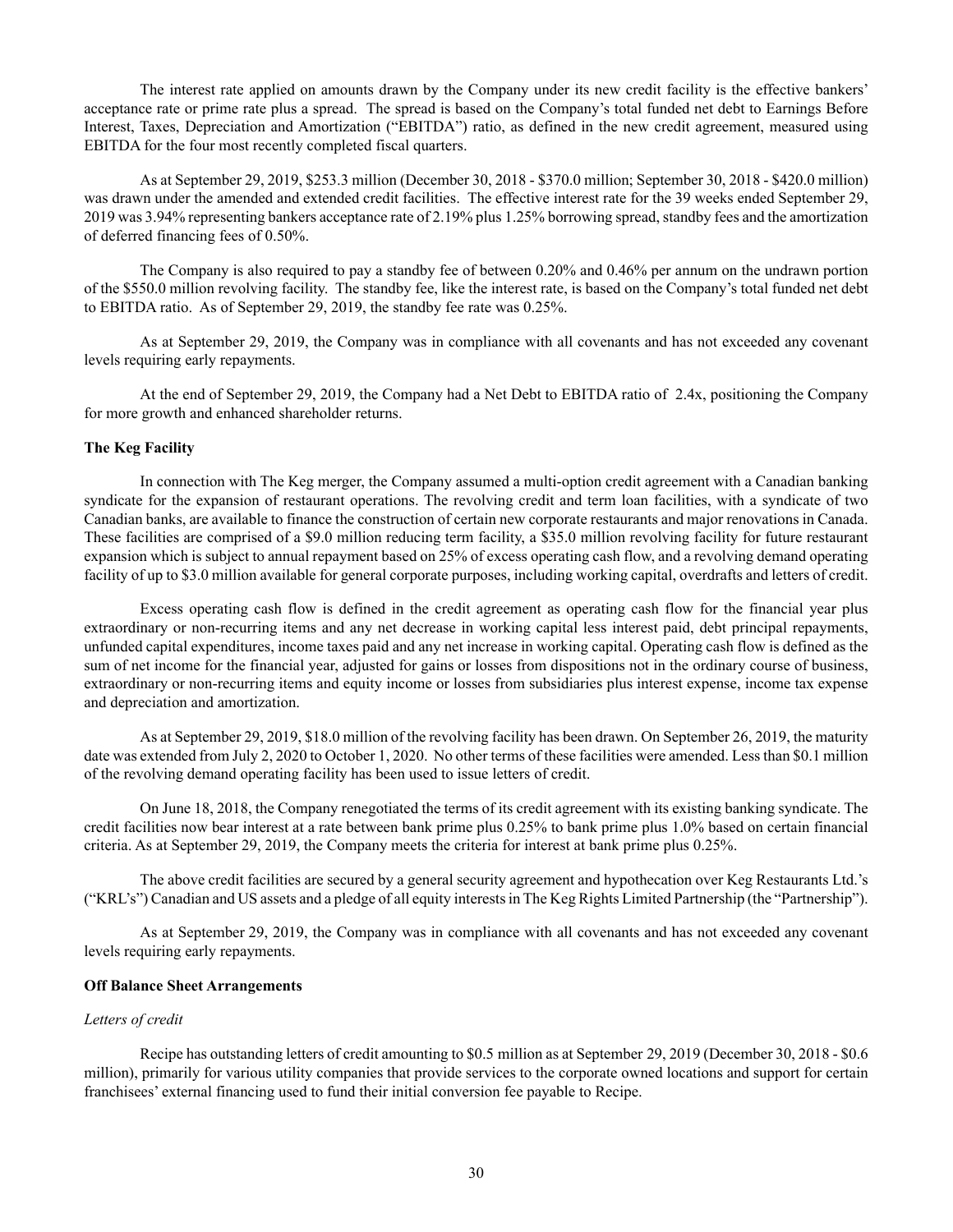The interest rate applied on amounts drawn by the Company under its new credit facility is the effective bankers' acceptance rate or prime rate plus a spread. The spread is based on the Company's total funded net debt to Earnings Before Interest, Taxes, Depreciation and Amortization ("EBITDA") ratio, as defined in the new credit agreement, measured using EBITDA for the four most recently completed fiscal quarters.

As at September 29, 2019, $253.3 million (December 30, 2018 - $370.0 million; September 30, 2018 - $420.0 million) was drawn under the amended and extended credit facilities. The effective interest rate for the 39 weeks ended September 29, 2019 was 3.94% representing bankers acceptance rate of 2.19% plus 1.25% borrowing spread, standby fees and the amortization of deferred financing fees of 0.50%.

The Company is also required to pay a standby fee of between 0.20% and 0.46% per annum on the undrawn portion of the $550.0 million revolving facility. The standby fee, like the interest rate, is based on the Company's total funded net debt to EBITDA ratio. As of September 29, 2019, the standby fee rate was 0.25%.

As at September 29, 2019, the Company was in compliance with all covenants and has not exceeded any covenant levels requiring early repayments.

At the end of September 29, 2019, the Company had a Net Debt to EBITDA ratio of 2.4x, positioning the Company for more growth and enhanced shareholder returns.

**The Keg Facility**

In connection with The Keg merger, the Company assumed a multi-option credit agreement with a Canadian banking syndicate for the expansion of restaurant operations. The revolving credit and term loan facilities, with a syndicate of two Canadian banks, are available to finance the construction of certain new corporate restaurants and major renovations in Canada. These facilities are comprised of a $9.0 million reducing term facility, a $35.0 million revolving facility for future restaurant expansion which is subject to annual repayment based on 25% of excess operating cash flow, and a revolving demand operating facility of up to $3.0 million available for general corporate purposes, including working capital, overdrafts and letters of credit.

Excess operating cash flow is defined in the credit agreement as operating cash flow for the financial year plus extraordinary or non-recurring items and any net decrease in working capital less interest paid, debt principal repayments, unfunded capital expenditures, income taxes paid and any net increase in working capital. Operating cash flow is defined as the sum of net income for the financial year, adjusted for gains or losses from dispositions not in the ordinary course of business, extraordinary or non-recurring items and equity income or losses from subsidiaries plus interest expense, income tax expense and depreciation and amortization.

As at September 29, 2019, $18.0 million of the revolving facility has been drawn. On September 26, 2019, the maturity date was extended from July 2, 2020 to October 1, 2020. No other terms of these facilities were amended. Less than $0.1 million of the revolving demand operating facility has been used to issue letters of credit.

On June 18, 2018, the Company renegotiated the terms of its credit agreement with its existing banking syndicate. The credit facilities now bear interest at a rate between bank prime plus 0.25% to bank prime plus 1.0% based on certain financial criteria. As at September 29, 2019, the Company meets the criteria for interest at bank prime plus 0.25%.

The above credit facilities are secured by a general security agreement and hypothecation over Keg Restaurants Ltd.'s ("KRL's") Canadian and US assets and a pledge of all equity interests in The Keg Rights Limited Partnership (the "Partnership").

As at September 29, 2019, the Company was in compliance with all covenants and has not exceeded any covenant levels requiring early repayments.

**Off Balance Sheet Arrangements**

*Letters of credit*

Recipe has outstanding letters of credit amounting to $0.5 million as at September 29, 2019 (December 30, 2018 - $0.6 million), primarily for various utility companies that provide services to the corporate owned locations and support for certain franchisees' external financing used to fund their initial conversion fee payable to Recipe.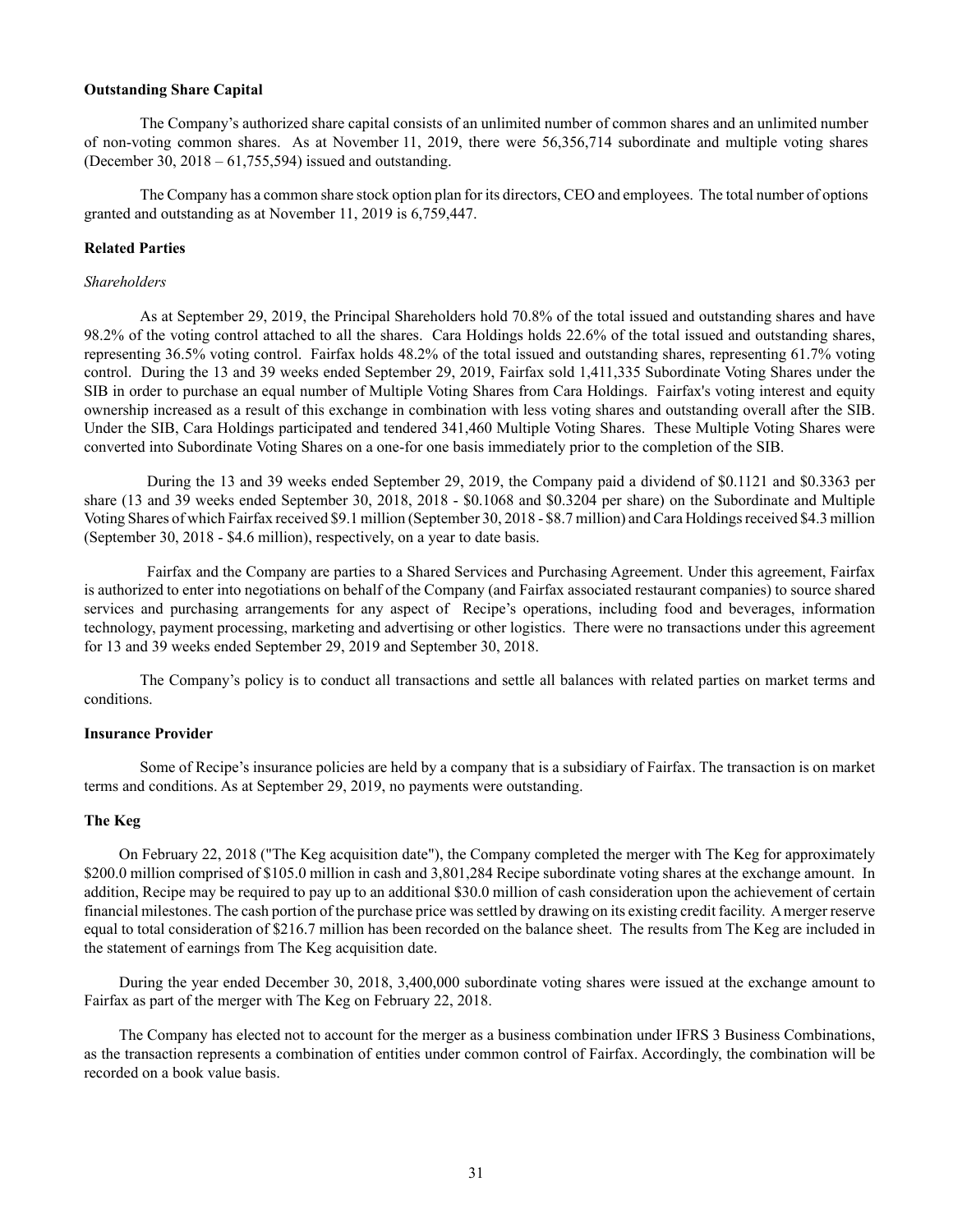**Outstanding Share Capital**

The Company's authorized share capital consists of an unlimited number of common shares and an unlimited number of non-voting common shares. As at November 11, 2019, there were 56,356,714 subordinate and multiple voting shares (December 30, 2018 – 61,755,594) issued and outstanding.

The Company has a common share stock option plan for its directors, CEO and employees. The total number of options granted and outstanding as at November 11, 2019 is 6,759,447.

**Related Parties**

*Shareholders*

As at September 29, 2019, the Principal Shareholders hold 70.8% of the total issued and outstanding shares and have 98.2% of the voting control attached to all the shares. Cara Holdings holds 22.6% of the total issued and outstanding shares, representing 36.5% voting control. Fairfax holds 48.2% of the total issued and outstanding shares, representing 61.7% voting control. During the 13 and 39 weeks ended September 29, 2019, Fairfax sold 1,411,335 Subordinate Voting Shares under the SIB in order to purchase an equal number of Multiple Voting Shares from Cara Holdings. Fairfax's voting interest and equity ownership increased as a result of this exchange in combination with less voting shares and outstanding overall after the SIB. Under the SIB, Cara Holdings participated and tendered 341,460 Multiple Voting Shares. These Multiple Voting Shares were converted into Subordinate Voting Shares on a one-for one basis immediately prior to the completion of the SIB.

During the 13 and 39 weeks ended September 29, 2019, the Company paid a dividend of $0.1121 and $0.3363 per share (13 and 39 weeks ended September 30, 2018, 2018 - $0.1068 and $0.3204 per share) on the Subordinate and Multiple Voting Shares of which Fairfax received $9.1 million (September 30, 2018 - $8.7 million) and Cara Holdings received $4.3 million (September 30, 2018 - $4.6 million), respectively, on a year to date basis.

Fairfax and the Company are parties to a Shared Services and Purchasing Agreement. Under this agreement, Fairfax is authorized to enter into negotiations on behalf of the Company (and Fairfax associated restaurant companies) to source shared services and purchasing arrangements for any aspect of Recipe's operations, including food and beverages, information technology, payment processing, marketing and advertising or other logistics. There were no transactions under this agreement for 13 and 39 weeks ended September 29, 2019 and September 30, 2018.

The Company's policy is to conduct all transactions and settle all balances with related parties on market terms and conditions.

**Insurance Provider**

Some of Recipe's insurance policies are held by a company that is a subsidiary of Fairfax. The transaction is on market terms and conditions. As at September 29, 2019, no payments were outstanding.

**The Keg**

On February 22, 2018 ("The Keg acquisition date"), the Company completed the merger with The Keg for approximately $200.0 million comprised of $105.0 million in cash and 3,801,284 Recipe subordinate voting shares at the exchange amount. In addition, Recipe may be required to pay up to an additional $30.0 million of cash consideration upon the achievement of certain financial milestones. The cash portion of the purchase price was settled by drawing on its existing credit facility. A merger reserve equal to total consideration of $216.7 million has been recorded on the balance sheet. The results from The Keg are included in the statement of earnings from The Keg acquisition date.

During the year ended December 30, 2018, 3,400,000 subordinate voting shares were issued at the exchange amount to Fairfax as part of the merger with The Keg on February 22, 2018.

The Company has elected not to account for the merger as a business combination under IFRS 3 Business Combinations, as the transaction represents a combination of entities under common control of Fairfax. Accordingly, the combination will be recorded on a book value basis.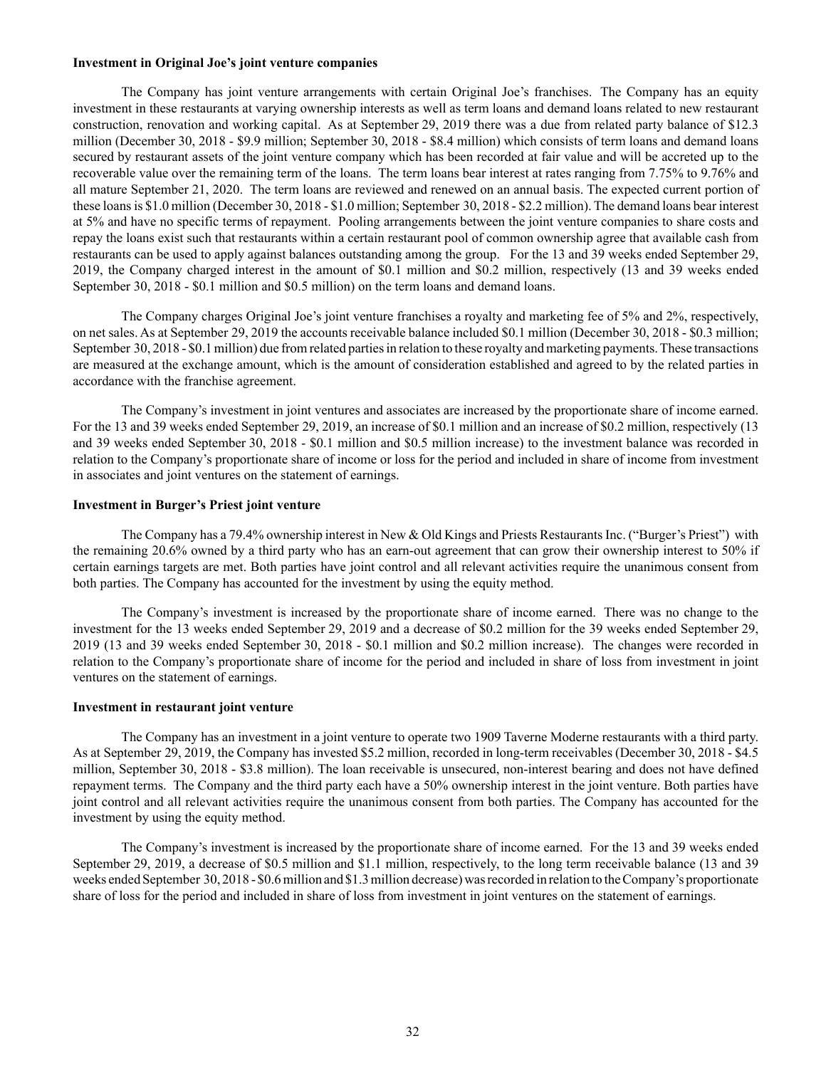**Investment in Original Joe's joint venture companies**

The Company has joint venture arrangements with certain Original Joe's franchises. The Company has an equity investment in these restaurants at varying ownership interests as well as term loans and demand loans related to new restaurant construction, renovation and working capital. As at September 29, 2019 there was a due from related party balance of $12.3 million (December 30, 2018 - $9.9 million; September 30, 2018 - $8.4 million) which consists of term loans and demand loans secured by restaurant assets of the joint venture company which has been recorded at fair value and will be accreted up to the recoverable value over the remaining term of the loans. The term loans bear interest at rates ranging from 7.75% to 9.76% and all mature September 21, 2020. The term loans are reviewed and renewed on an annual basis. The expected current portion of these loans is $1.0 million (December 30, 2018 - $1.0 million; September 30, 2018 - $2.2 million). The demand loans bear interest at 5% and have no specific terms of repayment. Pooling arrangements between the joint venture companies to share costs and repay the loans exist such that restaurants within a certain restaurant pool of common ownership agree that available cash from restaurants can be used to apply against balances outstanding among the group. For the 13 and 39 weeks ended September 29, 2019, the Company charged interest in the amount of $0.1 million and $0.2 million, respectively (13 and 39 weeks ended September 30, 2018 - $0.1 million and $0.5 million) on the term loans and demand loans.

The Company charges Original Joe's joint venture franchises a royalty and marketing fee of 5% and 2%, respectively, on net sales. As at September 29, 2019 the accounts receivable balance included $0.1 million (December 30, 2018 - $0.3 million; September 30, 2018 - $0.1 million) due from related parties in relation to these royalty and marketing payments. These transactions are measured at the exchange amount, which is the amount of consideration established and agreed to by the related parties in accordance with the franchise agreement.

The Company's investment in joint ventures and associates are increased by the proportionate share of income earned. For the 13 and 39 weeks ended September 29, 2019, an increase of $0.1 million and an increase of $0.2 million, respectively (13 and 39 weeks ended September 30, 2018 - $0.1 million and $0.5 million increase) to the investment balance was recorded in relation to the Company's proportionate share of income or loss for the period and included in share of income from investment in associates and joint ventures on the statement of earnings.

**Investment in Burger's Priest joint venture**

The Company has a 79.4% ownership interest in New & Old Kings and Priests Restaurants Inc. ("Burger's Priest") with the remaining 20.6% owned by a third party who has an earn-out agreement that can grow their ownership interest to 50% if certain earnings targets are met. Both parties have joint control and all relevant activities require the unanimous consent from both parties. The Company has accounted for the investment by using the equity method.

The Company's investment is increased by the proportionate share of income earned. There was no change to the investment for the 13 weeks ended September 29, 2019 and a decrease of $0.2 million for the 39 weeks ended September 29, 2019 (13 and 39 weeks ended September 30, 2018 - $0.1 million and $0.2 million increase). The changes were recorded in relation to the Company's proportionate share of income for the period and included in share of loss from investment in joint ventures on the statement of earnings.

**Investment in restaurant joint venture**

The Company has an investment in a joint venture to operate two 1909 Taverne Moderne restaurants with a third party. As at September 29, 2019, the Company has invested $5.2 million, recorded in long-term receivables (December 30, 2018 - $4.5 million, September 30, 2018 - $3.8 million). The loan receivable is unsecured, non-interest bearing and does not have defined repayment terms. The Company and the third party each have a 50% ownership interest in the joint venture. Both parties have joint control and all relevant activities require the unanimous consent from both parties. The Company has accounted for the investment by using the equity method.

The Company's investment is increased by the proportionate share of income earned. For the 13 and 39 weeks ended September 29, 2019, a decrease of $0.5 million and $1.1 million, respectively, to the long term receivable balance (13 and 39 weeks ended September 30, 2018 - $0.6 million and $1.3 million decrease) was recorded in relation to the Company's proportionate share of loss for the period and included in share of loss from investment in joint ventures on the statement of earnings.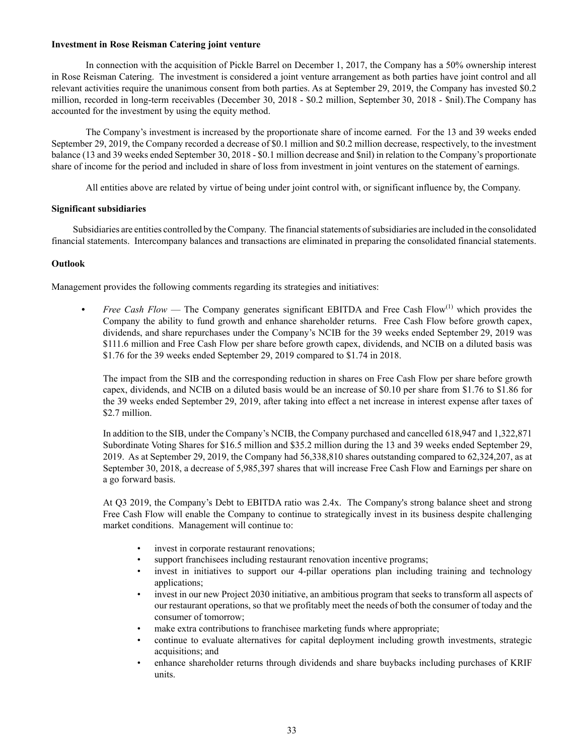**Investment in Rose Reisman Catering joint venture**

In connection with the acquisition of Pickle Barrel on December 1, 2017, the Company has a 50% ownership interest in Rose Reisman Catering. The investment is considered a joint venture arrangement as both parties have joint control and all relevant activities require the unanimous consent from both parties. As at September 29, 2019, the Company has invested \$0.2 million, recorded in long-term receivables (December 30, 2018 - \$0.2 million, September 30, 2018 - \$nil).The Company has accounted for the investment by using the equity method.

The Company's investment is increased by the proportionate share of income earned. For the 13 and 39 weeks ended September 29, 2019, the Company recorded a decrease of \$0.1 million and \$0.2 million decrease, respectively, to the investment balance (13 and 39 weeks ended September 30, 2018 - \$0.1 million decrease and \$nil) in relation to the Company's proportionate share of income for the period and included in share of loss from investment in joint ventures on the statement of earnings.

All entities above are related by virtue of being under joint control with, or significant influence by, the Company.

**Significant subsidiaries**

Subsidiaries are entities controlled by the Company. The financial statements of subsidiaries are included in the consolidated financial statements. Intercompany balances and transactions are eliminated in preparing the consolidated financial statements.

**Outlook**

Management provides the following comments regarding its strategies and initiatives:

- *Free Cash Flow* — The Company generates significant EBITDA and Free Cash Flow[1] which provides the Company the ability to fund growth and enhance shareholder returns. Free Cash Flow before growth capex, dividends, and share repurchases under the Company's NCIB for the 39 weeks ended September 29, 2019 was \$111.6 million and Free Cash Flow per share before growth capex, dividends, and NCIB on a diluted basis was \$1.76 for the 39 weeks ended September 29, 2019 compared to \$1.74 in 2018.

  The impact from the SIB and the corresponding reduction in shares on Free Cash Flow per share before growth capex, dividends, and NCIB on a diluted basis would be an increase of \$0.10 per share from \$1.76 to \$1.86 for the 39 weeks ended September 29, 2019, after taking into effect a net increase in interest expense after taxes of \$2.7 million.

  In addition to the SIB, under the Company's NCIB, the Company purchased and cancelled 618,947 and 1,322,871 Subordinate Voting Shares for \$16.5 million and \$35.2 million during the 13 and 39 weeks ended September 29, 2019. As at September 29, 2019, the Company had 56,338,810 shares outstanding compared to 62,324,207, as at September 30, 2018, a decrease of 5,985,397 shares that will increase Free Cash Flow and Earnings per share on a go forward basis.

  At Q3 2019, the Company's Debt to EBITDA ratio was 2.4x. The Company's strong balance sheet and strong Free Cash Flow will enable the Company to continue to strategically invest in its business despite challenging market conditions. Management will continue to:

  - invest in corporate restaurant renovations;
  - support franchisees including restaurant renovation incentive programs;
  - invest in initiatives to support our 4-pillar operations plan including training and technology applications;
  - invest in our new Project 2030 initiative, an ambitious program that seeks to transform all aspects of our restaurant operations, so that we profitably meet the needs of both the consumer of today and the consumer of tomorrow;
  - make extra contributions to franchisee marketing funds where appropriate;
  - continue to evaluate alternatives for capital deployment including growth investments, strategic acquisitions; and
  - enhance shareholder returns through dividends and share buybacks including purchases of KRIF units.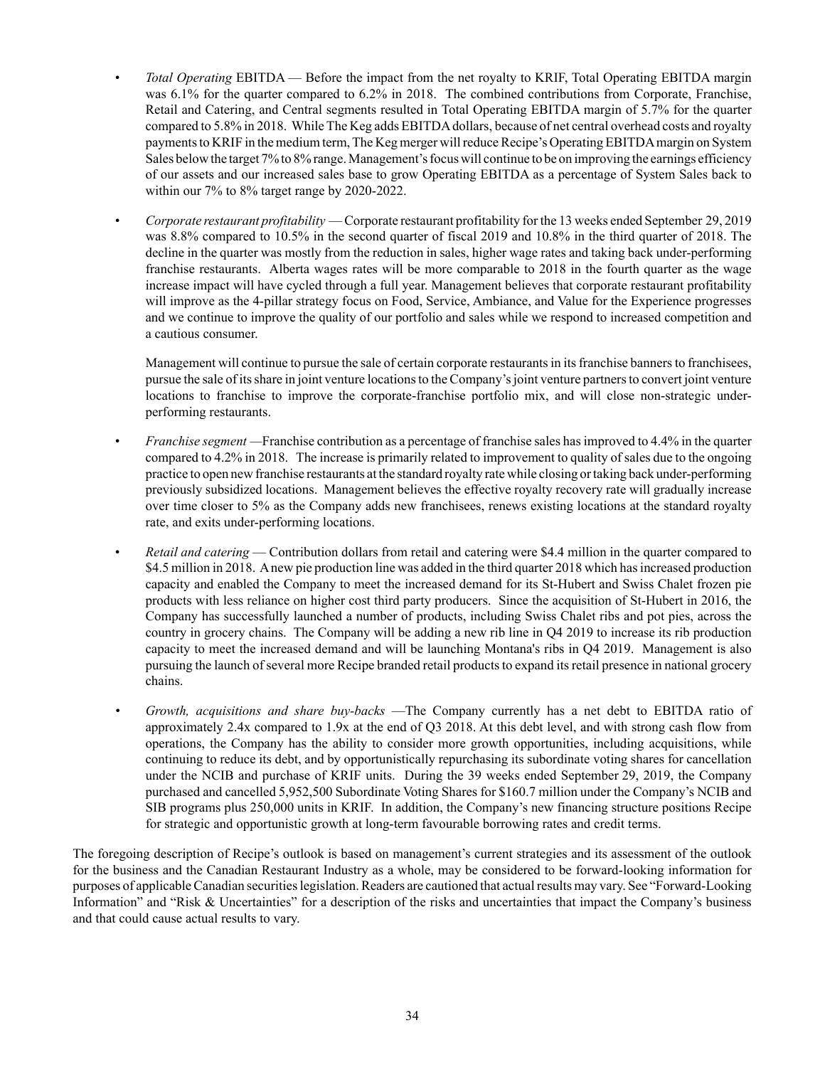- *Total Operating* EBITDA — Before the impact from the net royalty to KRIF, Total Operating EBITDA margin was 6.1% for the quarter compared to 6.2% in 2018. The combined contributions from Corporate, Franchise, Retail and Catering, and Central segments resulted in Total Operating EBITDA margin of 5.7% for the quarter compared to 5.8% in 2018. While The Keg adds EBITDA dollars, because of net central overhead costs and royalty payments to KRIF in the medium term, The Keg merger will reduce Recipe's Operating EBITDA margin on System Sales below the target 7% to 8% range. Management's focus will continue to be on improving the earnings efficiency of our assets and our increased sales base to grow Operating EBITDA as a percentage of System Sales back to within our 7% to 8% target range by 2020-2022.

- *Corporate restaurant profitability* — Corporate restaurant profitability for the 13 weeks ended September 29, 2019 was 8.8% compared to 10.5% in the second quarter of fiscal 2019 and 10.8% in the third quarter of 2018. The decline in the quarter was mostly from the reduction in sales, higher wage rates and taking back under-performing franchise restaurants. Alberta wages rates will be more comparable to 2018 in the fourth quarter as the wage increase impact will have cycled through a full year. Management believes that corporate restaurant profitability will improve as the 4-pillar strategy focus on Food, Service, Ambiance, and Value for the Experience progresses and we continue to improve the quality of our portfolio and sales while we respond to increased competition and a cautious consumer.

  Management will continue to pursue the sale of certain corporate restaurants in its franchise banners to franchisees, pursue the sale of its share in joint venture locations to the Company's joint venture partners to convert joint venture locations to franchise to improve the corporate-franchise portfolio mix, and will close non-strategic under-performing restaurants.

- *Franchise segment* —Franchise contribution as a percentage of franchise sales has improved to 4.4% in the quarter compared to 4.2% in 2018. The increase is primarily related to improvement to quality of sales due to the ongoing practice to open new franchise restaurants at the standard royalty rate while closing or taking back under-performing previously subsidized locations. Management believes the effective royalty recovery rate will gradually increase over time closer to 5% as the Company adds new franchisees, renews existing locations at the standard royalty rate, and exits under-performing locations.

- *Retail and catering* — Contribution dollars from retail and catering were $4.4 million in the quarter compared to $4.5 million in 2018. A new pie production line was added in the third quarter 2018 which has increased production capacity and enabled the Company to meet the increased demand for its St-Hubert and Swiss Chalet frozen pie products with less reliance on higher cost third party producers. Since the acquisition of St-Hubert in 2016, the Company has successfully launched a number of products, including Swiss Chalet ribs and pot pies, across the country in grocery chains. The Company will be adding a new rib line in Q4 2019 to increase its rib production capacity to meet the increased demand and will be launching Montana's ribs in Q4 2019. Management is also pursuing the launch of several more Recipe branded retail products to expand its retail presence in national grocery chains.

- *Growth, acquisitions and share buy-backs* —The Company currently has a net debt to EBITDA ratio of approximately 2.4x compared to 1.9x at the end of Q3 2018. At this debt level, and with strong cash flow from operations, the Company has the ability to consider more growth opportunities, including acquisitions, while continuing to reduce its debt, and by opportunistically repurchasing its subordinate voting shares for cancellation under the NCIB and purchase of KRIF units. During the 39 weeks ended September 29, 2019, the Company purchased and cancelled 5,952,500 Subordinate Voting Shares for $160.7 million under the Company's NCIB and SIB programs plus 250,000 units in KRIF. In addition, the Company's new financing structure positions Recipe for strategic and opportunistic growth at long-term favourable borrowing rates and credit terms.

The foregoing description of Recipe's outlook is based on management's current strategies and its assessment of the outlook for the business and the Canadian Restaurant Industry as a whole, may be considered to be forward-looking information for purposes of applicable Canadian securities legislation. Readers are cautioned that actual results may vary. See "Forward-Looking Information" and "Risk & Uncertainties" for a description of the risks and uncertainties that impact the Company's business and that could cause actual results to vary.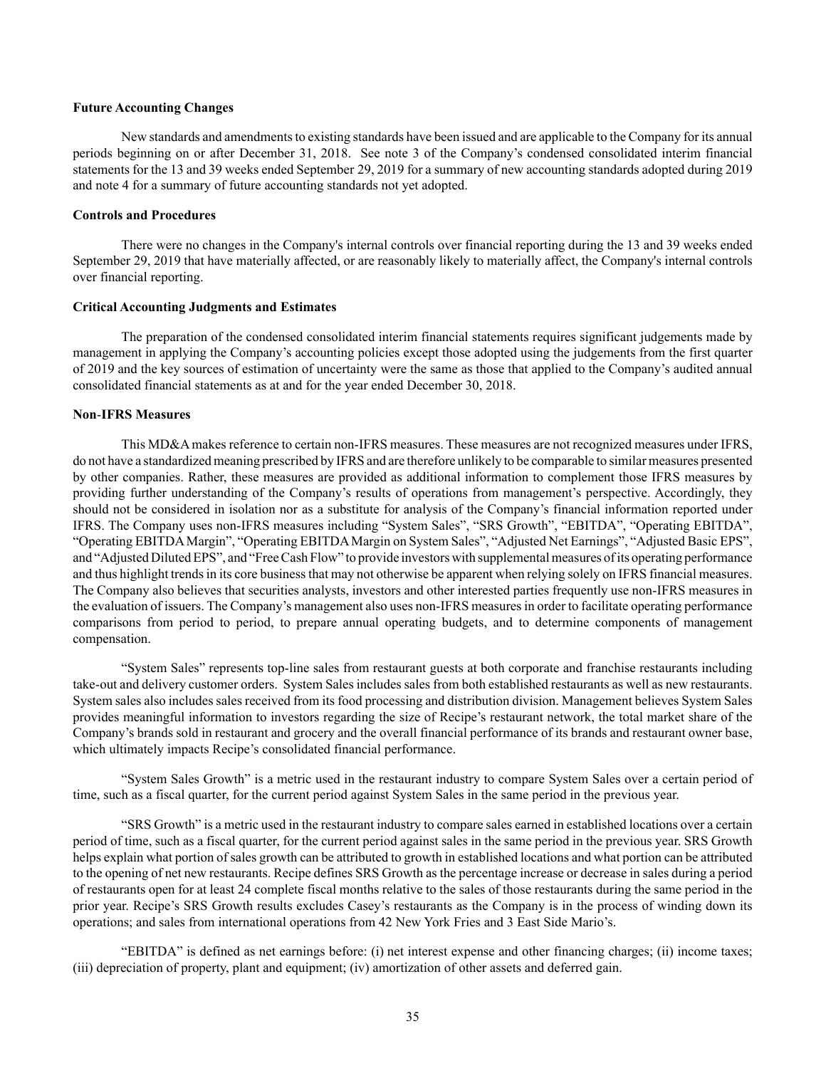**Future Accounting Changes**

New standards and amendments to existing standards have been issued and are applicable to the Company for its annual periods beginning on or after December 31, 2018. See note 3 of the Company's condensed consolidated interim financial statements for the 13 and 39 weeks ended September 29, 2019 for a summary of new accounting standards adopted during 2019 and note 4 for a summary of future accounting standards not yet adopted.

**Controls and Procedures**

There were no changes in the Company's internal controls over financial reporting during the 13 and 39 weeks ended September 29, 2019 that have materially affected, or are reasonably likely to materially affect, the Company's internal controls over financial reporting.

**Critical Accounting Judgments and Estimates**

The preparation of the condensed consolidated interim financial statements requires significant judgements made by management in applying the Company's accounting policies except those adopted using the judgements from the first quarter of 2019 and the key sources of estimation of uncertainty were the same as those that applied to the Company's audited annual consolidated financial statements as at and for the year ended December 30, 2018.

**Non-IFRS Measures**

This MD&A makes reference to certain non-IFRS measures. These measures are not recognized measures under IFRS, do not have a standardized meaning prescribed by IFRS and are therefore unlikely to be comparable to similar measures presented by other companies. Rather, these measures are provided as additional information to complement those IFRS measures by providing further understanding of the Company's results of operations from management's perspective. Accordingly, they should not be considered in isolation nor as a substitute for analysis of the Company's financial information reported under IFRS. The Company uses non-IFRS measures including "System Sales", "SRS Growth", "EBITDA", "Operating EBITDA", "Operating EBITDA Margin", "Operating EBITDA Margin on System Sales", "Adjusted Net Earnings", "Adjusted Basic EPS", and "Adjusted Diluted EPS", and "Free Cash Flow" to provide investors with supplemental measures of its operating performance and thus highlight trends in its core business that may not otherwise be apparent when relying solely on IFRS financial measures. The Company also believes that securities analysts, investors and other interested parties frequently use non-IFRS measures in the evaluation of issuers. The Company's management also uses non-IFRS measures in order to facilitate operating performance comparisons from period to period, to prepare annual operating budgets, and to determine components of management compensation.

"System Sales" represents top-line sales from restaurant guests at both corporate and franchise restaurants including take-out and delivery customer orders. System Sales includes sales from both established restaurants as well as new restaurants. System sales also includes sales received from its food processing and distribution division. Management believes System Sales provides meaningful information to investors regarding the size of Recipe's restaurant network, the total market share of the Company's brands sold in restaurant and grocery and the overall financial performance of its brands and restaurant owner base, which ultimately impacts Recipe's consolidated financial performance.

"System Sales Growth" is a metric used in the restaurant industry to compare System Sales over a certain period of time, such as a fiscal quarter, for the current period against System Sales in the same period in the previous year.

"SRS Growth" is a metric used in the restaurant industry to compare sales earned in established locations over a certain period of time, such as a fiscal quarter, for the current period against sales in the same period in the previous year. SRS Growth helps explain what portion of sales growth can be attributed to growth in established locations and what portion can be attributed to the opening of net new restaurants. Recipe defines SRS Growth as the percentage increase or decrease in sales during a period of restaurants open for at least 24 complete fiscal months relative to the sales of those restaurants during the same period in the prior year. Recipe's SRS Growth results excludes Casey's restaurants as the Company is in the process of winding down its operations; and sales from international operations from 42 New York Fries and 3 East Side Mario's.

"EBITDA" is defined as net earnings before: (i) net interest expense and other financing charges; (ii) income taxes; (iii) depreciation of property, plant and equipment; (iv) amortization of other assets and deferred gain.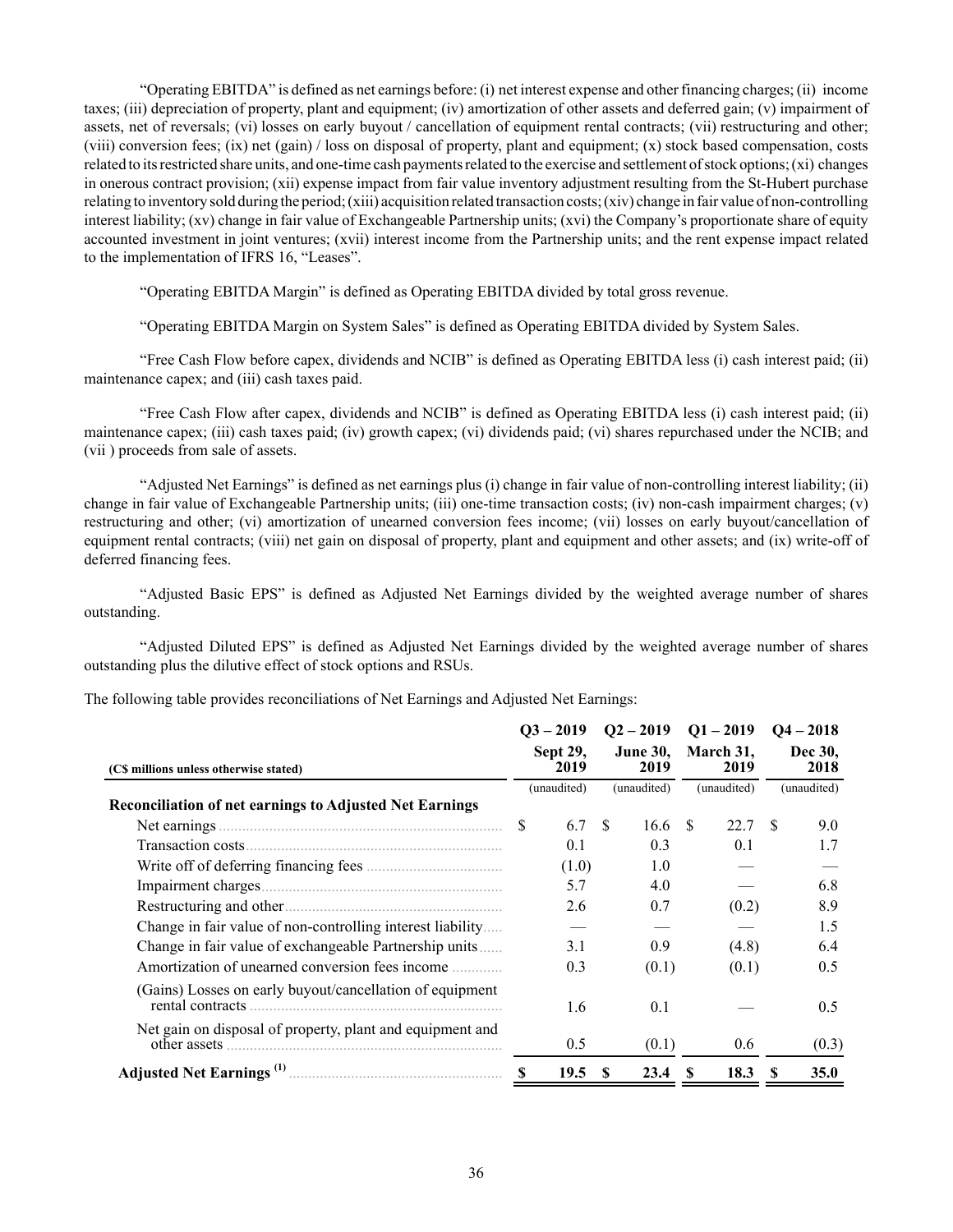"Operating EBITDA" is defined as net earnings before: (i) net interest expense and other financing charges; (ii) income taxes; (iii) depreciation of property, plant and equipment; (iv) amortization of other assets and deferred gain; (v) impairment of assets, net of reversals; (vi) losses on early buyout / cancellation of equipment rental contracts; (vii) restructuring and other; (viii) conversion fees; (ix) net (gain) / loss on disposal of property, plant and equipment; (x) stock based compensation, costs related to its restricted share units, and one-time cash payments related to the exercise and settlement of stock options; (xi) changes in onerous contract provision; (xii) expense impact from fair value inventory adjustment resulting from the St-Hubert purchase relating to inventory sold during the period; (xiii) acquisition related transaction costs; (xiv) change in fair value of non-controlling interest liability; (xv) change in fair value of Exchangeable Partnership units; (xvi) the Company's proportionate share of equity accounted investment in joint ventures; (xvii) interest income from the Partnership units; and the rent expense impact related to the implementation of IFRS 16, "Leases".

"Operating EBITDA Margin" is defined as Operating EBITDA divided by total gross revenue.

"Operating EBITDA Margin on System Sales" is defined as Operating EBITDA divided by System Sales.

"Free Cash Flow before capex, dividends and NCIB" is defined as Operating EBITDA less (i) cash interest paid; (ii) maintenance capex; and (iii) cash taxes paid.

"Free Cash Flow after capex, dividends and NCIB" is defined as Operating EBITDA less (i) cash interest paid; (ii) maintenance capex; (iii) cash taxes paid; (iv) growth capex; (vi) dividends paid; (vi) shares repurchased under the NCIB; and (vii ) proceeds from sale of assets.

"Adjusted Net Earnings" is defined as net earnings plus (i) change in fair value of non-controlling interest liability; (ii) change in fair value of Exchangeable Partnership units; (iii) one-time transaction costs; (iv) non-cash impairment charges; (v) restructuring and other; (vi) amortization of unearned conversion fees income; (vii) losses on early buyout/cancellation of equipment rental contracts; (viii) net gain on disposal of property, plant and equipment and other assets; and (ix) write-off of deferred financing fees.

"Adjusted Basic EPS" is defined as Adjusted Net Earnings divided by the weighted average number of shares outstanding.

"Adjusted Diluted EPS" is defined as Adjusted Net Earnings divided by the weighted average number of shares outstanding plus the dilutive effect of stock options and RSUs.

The following table provides reconciliations of Net Earnings and Adjusted Net Earnings:

| (C$ millions unless otherwise stated) | Q3 – 2019 Sept 29, 2019 | Q2 – 2019 June 30, 2019 | Q1 – 2019 March 31, 2019 | Q4 – 2018 Dec 30, 2018 |
|---|---|---|---|---|
| | (unaudited) | (unaudited) | (unaudited) | (unaudited) |
| **Reconciliation of net earnings to Adjusted Net Earnings** | | | | |
| Net earnings | $ 6.7 | $ 16.6 | $ 22.7 | $ 9.0 |
| Transaction costs | 0.1 | 0.3 | 0.1 | 1.7 |
| Write off of deferring financing fees | (1.0) | 1.0 | — | — |
| Impairment charges | 5.7 | 4.0 | — | 6.8 |
| Restructuring and other | 2.6 | 0.7 | (0.2) | 8.9 |
| Change in fair value of non-controlling interest liability | — | — | — | 1.5 |
| Change in fair value of exchangeable Partnership units | 3.1 | 0.9 | (4.8) | 6.4 |
| Amortization of unearned conversion fees income | 0.3 | (0.1) | (0.1) | 0.5 |
| (Gains) Losses on early buyout/cancellation of equipment rental contracts | 1.6 | 0.1 | — | 0.5 |
| Net gain on disposal of property, plant and equipment and other assets | 0.5 | (0.1) | 0.6 | (0.3) |
| **Adjusted Net Earnings [(1)]** | **$ 19.5** | **$ 23.4** | **$ 18.3** | **$ 35.0** |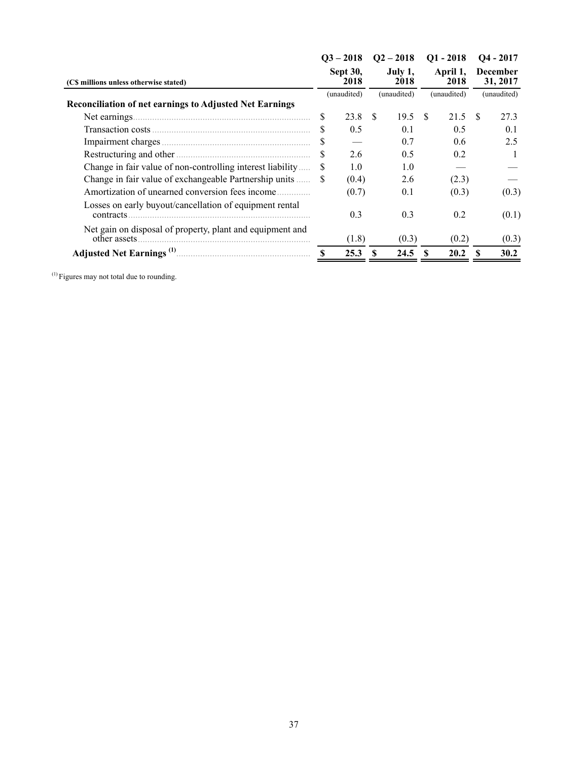| (C$ millions unless otherwise stated) | Q3 – 2018<br>Sept 30, 2018 | Q2 – 2018<br>July 1, 2018 | Q1 - 2018<br>April 1, 2018 | Q4 - 2017<br>December 31, 2017 |
|---|---|---|---|---|
| | (unaudited) | (unaudited) | (unaudited) | (unaudited) |
| **Reconciliation of net earnings to Adjusted Net Earnings** | | | | |
| Net earnings | $ 23.8 | $ 19.5 | $ 21.5 | $ 27.3 |
| Transaction costs | $ 0.5 | 0.1 | 0.5 | 0.1 |
| Impairment charges | $ — | 0.7 | 0.6 | 2.5 |
| Restructuring and other | $ 2.6 | 0.5 | 0.2 | 1 |
| Change in fair value of non-controlling interest liability | $ 1.0 | 1.0 | — | — |
| Change in fair value of exchangeable Partnership units | $ (0.4) | 2.6 | (2.3) | — |
| Amortization of unearned conversion fees income | (0.7) | 0.1 | (0.3) | (0.3) |
| Losses on early buyout/cancellation of equipment rental contracts | 0.3 | 0.3 | 0.2 | (0.1) |
| Net gain on disposal of property, plant and equipment and other assets | (1.8) | (0.3) | (0.2) | (0.3) |
| **Adjusted Net Earnings [(1)]** | **$ 25.3** | **$ 24.5** | **$ 20.2** | **$ 30.2** |

(1) Figures may not total due to rounding.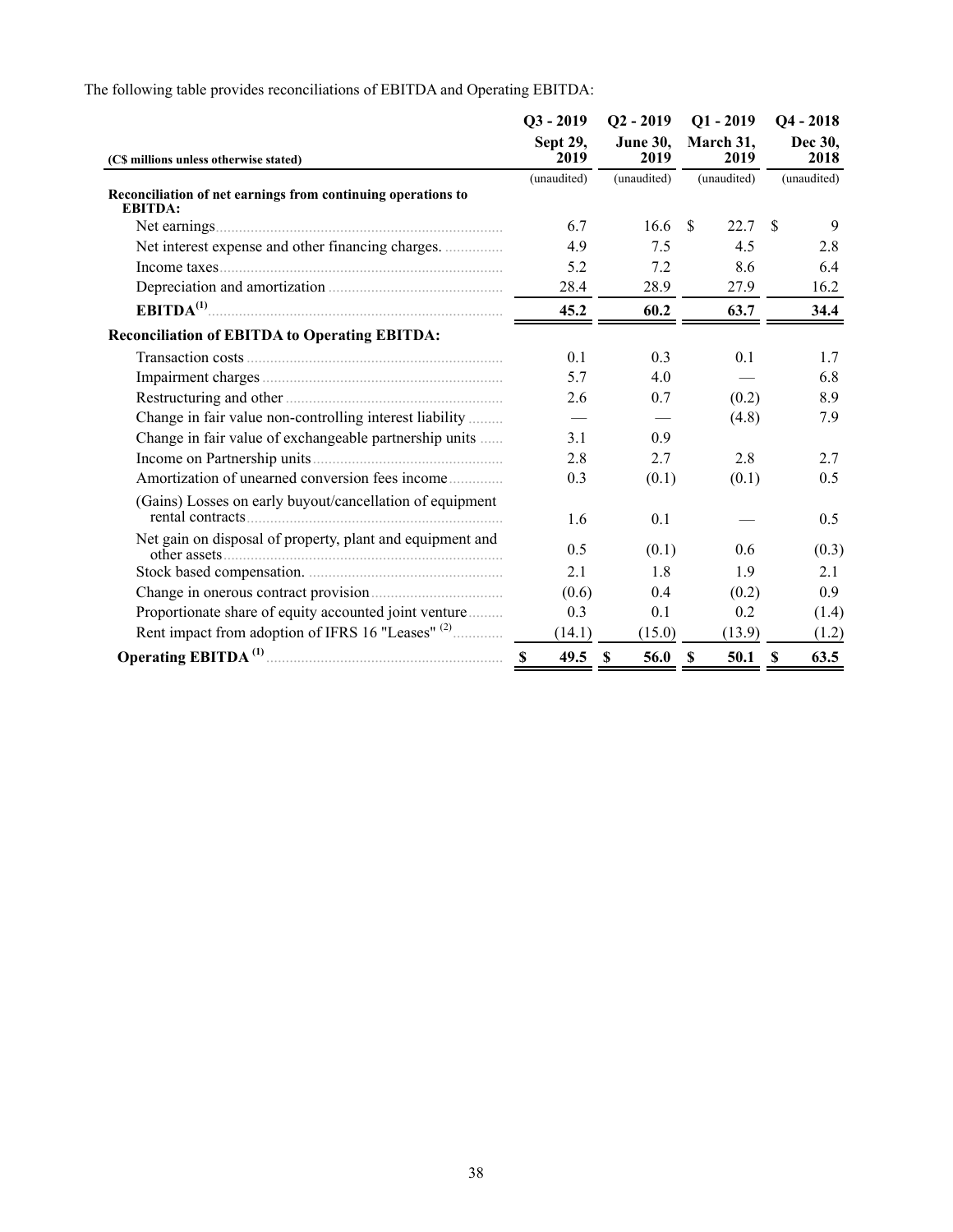The following table provides reconciliations of EBITDA and Operating EBITDA:

| (C$ millions unless otherwise stated) | Q3 - 2019 Sept 29, 2019 | Q2 - 2019 June 30, 2019 | Q1 - 2019 March 31, 2019 | Q4 - 2018 Dec 30, 2018 |
|---|---|---|---|---|
| | (unaudited) | (unaudited) | (unaudited) | (unaudited) |
| **Reconciliation of net earnings from continuing operations to EBITDA:** | | | | |
| Net earnings | 6.7 | 16.6 | $ 22.7 | $ 9 |
| Net interest expense and other financing charges. | 4.9 | 7.5 | 4.5 | 2.8 |
| Income taxes | 5.2 | 7.2 | 8.6 | 6.4 |
| Depreciation and amortization | 28.4 | 28.9 | 27.9 | 16.2 |
| **EBITDA[(1)]** | **45.2** | **60.2** | **63.7** | **34.4** |
| **Reconciliation of EBITDA to Operating EBITDA:** | | | | |
| Transaction costs | 0.1 | 0.3 | 0.1 | 1.7 |
| Impairment charges | 5.7 | 4.0 | — | 6.8 |
| Restructuring and other | 2.6 | 0.7 | (0.2) | 8.9 |
| Change in fair value non-controlling interest liability | — | — | (4.8) | 7.9 |
| Change in fair value of exchangeable partnership units | 3.1 | 0.9 | | |
| Income on Partnership units | 2.8 | 2.7 | 2.8 | 2.7 |
| Amortization of unearned conversion fees income | 0.3 | (0.1) | (0.1) | 0.5 |
| (Gains) Losses on early buyout/cancellation of equipment rental contracts | 1.6 | 0.1 | — | 0.5 |
| Net gain on disposal of property, plant and equipment and other assets | 0.5 | (0.1) | 0.6 | (0.3) |
| Stock based compensation. | 2.1 | 1.8 | 1.9 | 2.1 |
| Change in onerous contract provision | (0.6) | 0.4 | (0.2) | 0.9 |
| Proportionate share of equity accounted joint venture | 0.3 | 0.1 | 0.2 | (1.4) |
| Rent impact from adoption of IFRS 16 "Leases" [(2)] | (14.1) | (15.0) | (13.9) | (1.2) |
| **Operating EBITDA [(1)]** | **$ 49.5** | **$ 56.0** | **$ 50.1** | **$ 63.5** |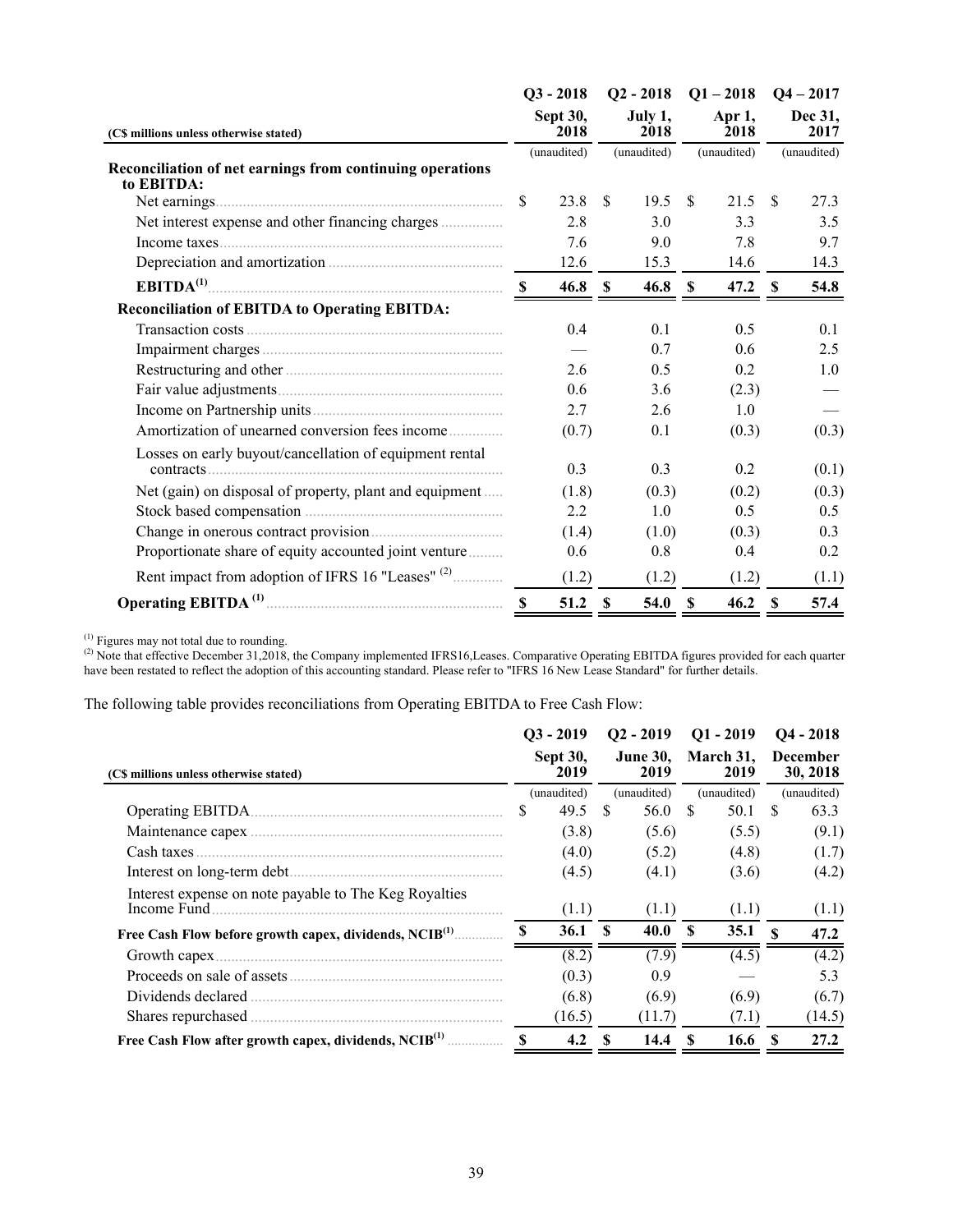| (C$ millions unless otherwise stated) | Q3 - 2018<br>Sept 30, 2018 | Q2 - 2018<br>July 1, 2018 | Q1 – 2018<br>Apr 1, 2018 | Q4 – 2017<br>Dec 31, 2017 |
|---|---|---|---|---|
| | (unaudited) | (unaudited) | (unaudited) | (unaudited) |
| **Reconciliation of net earnings from continuing operations to EBITDA:** | | | | |
| Net earnings | $ 23.8 | $ 19.5 | $ 21.5 | $ 27.3 |
| Net interest expense and other financing charges | 2.8 | 3.0 | 3.3 | 3.5 |
| Income taxes | 7.6 | 9.0 | 7.8 | 9.7 |
| Depreciation and amortization | 12.6 | 15.3 | 14.6 | 14.3 |
| **EBITDA**[(1)] | **$ 46.8** | **$ 46.8** | **$ 47.2** | **$ 54.8** |
| **Reconciliation of EBITDA to Operating EBITDA:** | | | | |
| Transaction costs | 0.4 | 0.1 | 0.5 | 0.1 |
| Impairment charges | — | 0.7 | 0.6 | 2.5 |
| Restructuring and other | 2.6 | 0.5 | 0.2 | 1.0 |
| Fair value adjustments | 0.6 | 3.6 | (2.3) | — |
| Income on Partnership units | 2.7 | 2.6 | 1.0 | — |
| Amortization of unearned conversion fees income | (0.7) | 0.1 | (0.3) | (0.3) |
| Losses on early buyout/cancellation of equipment rental contracts | 0.3 | 0.3 | 0.2 | (0.1) |
| Net (gain) on disposal of property, plant and equipment | (1.8) | (0.3) | (0.2) | (0.3) |
| Stock based compensation | 2.2 | 1.0 | 0.5 | 0.5 |
| Change in onerous contract provision | (1.4) | (1.0) | (0.3) | 0.3 |
| Proportionate share of equity accounted joint venture | 0.6 | 0.8 | 0.4 | 0.2 |
| Rent impact from adoption of IFRS 16 "Leases" [(2)] | (1.2) | (1.2) | (1.2) | (1.1) |
| **Operating EBITDA** [(1)] | **$ 51.2** | **$ 54.0** | **$ 46.2** | **$ 57.4** |

[(1)] Figures may not total due to rounding.
[(2)] Note that effective December 31,2018, the Company implemented IFRS16,Leases. Comparative Operating EBITDA figures provided for each quarter have been restated to reflect the adoption of this accounting standard. Please refer to "IFRS 16 New Lease Standard" for further details.

The following table provides reconciliations from Operating EBITDA to Free Cash Flow:

| (C$ millions unless otherwise stated) | Q3 - 2019<br>Sept 30, 2019 | Q2 - 2019<br>June 30, 2019 | Q1 - 2019<br>March 31, 2019 | Q4 - 2018<br>December 30, 2018 |
|---|---|---|---|---|
| | (unaudited) | (unaudited) | (unaudited) | (unaudited) |
| Operating EBITDA | $ 49.5 | $ 56.0 | $ 50.1 | $ 63.3 |
| Maintenance capex | (3.8) | (5.6) | (5.5) | (9.1) |
| Cash taxes | (4.0) | (5.2) | (4.8) | (1.7) |
| Interest on long-term debt | (4.5) | (4.1) | (3.6) | (4.2) |
| Interest expense on note payable to The Keg Royalties Income Fund | (1.1) | (1.1) | (1.1) | (1.1) |
| **Free Cash Flow before growth capex, dividends, NCIB**[(1)] | **$ 36.1** | **$ 40.0** | **$ 35.1** | **$ 47.2** |
| Growth capex | (8.2) | (7.9) | (4.5) | (4.2) |
| Proceeds on sale of assets | (0.3) | 0.9 | — | 5.3 |
| Dividends declared | (6.8) | (6.9) | (6.9) | (6.7) |
| Shares repurchased | (16.5) | (11.7) | (7.1) | (14.5) |
| **Free Cash Flow after growth capex, dividends, NCIB**[(1)] | **$ 4.2** | **$ 14.4** | **$ 16.6** | **$ 27.2** |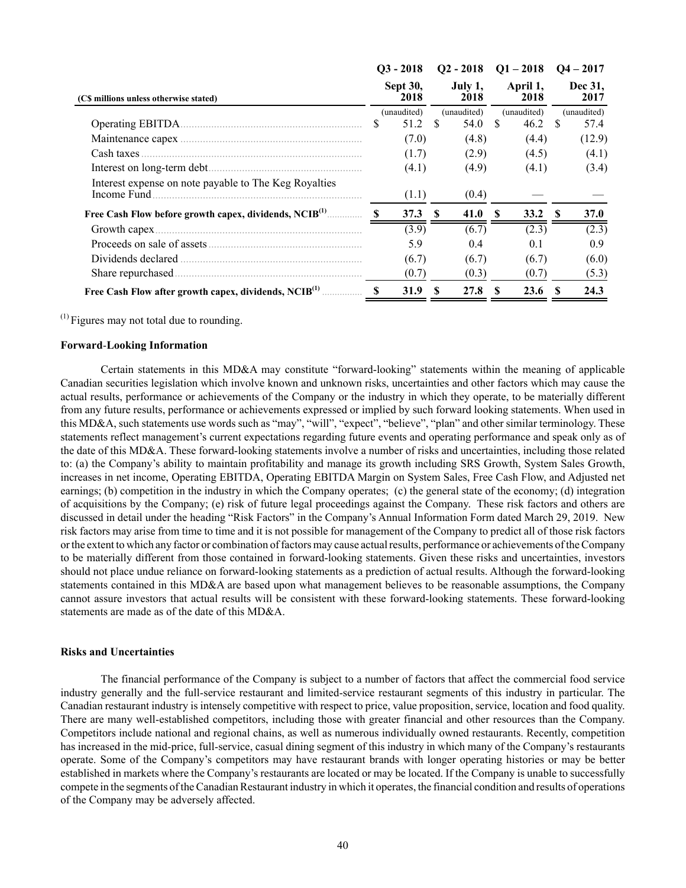| (C$ millions unless otherwise stated) | Q3 - 2018<br>Sept 30, 2018 | Q2 - 2018<br>July 1, 2018 | Q1 – 2018<br>April 1, 2018 | Q4 – 2017<br>Dec 31, 2017 |
|---|---|---|---|---|
| | (unaudited) | (unaudited) | (unaudited) | (unaudited) |
| Operating EBITDA | $ 51.2 | $ 54.0 | $ 46.2 | $ 57.4 |
| Maintenance capex | (7.0) | (4.8) | (4.4) | (12.9) |
| Cash taxes | (1.7) | (2.9) | (4.5) | (4.1) |
| Interest on long-term debt | (4.1) | (4.9) | (4.1) | (3.4) |
| Interest expense on note payable to The Keg Royalties Income Fund | (1.1) | (0.4) | — | — |
| **Free Cash Flow before growth capex, dividends, NCIB[(1)]** | **$ 37.3** | **$ 41.0** | **$ 33.2** | **$ 37.0** |
| Growth capex | (3.9) | (6.7) | (2.3) | (2.3) |
| Proceeds on sale of assets | 5.9 | 0.4 | 0.1 | 0.9 |
| Dividends declared | (6.7) | (6.7) | (6.7) | (6.0) |
| Share repurchased | (0.7) | (0.3) | (0.7) | (5.3) |
| **Free Cash Flow after growth capex, dividends, NCIB[(1)]** | **$ 31.9** | **$ 27.8** | **$ 23.6** | **$ 24.3** |

[(1)] Figures may not total due to rounding.

**Forward-Looking Information**

Certain statements in this MD&A may constitute "forward-looking" statements within the meaning of applicable Canadian securities legislation which involve known and unknown risks, uncertainties and other factors which may cause the actual results, performance or achievements of the Company or the industry in which they operate, to be materially different from any future results, performance or achievements expressed or implied by such forward looking statements. When used in this MD&A, such statements use words such as "may", "will", "expect", "believe", "plan" and other similar terminology. These statements reflect management's current expectations regarding future events and operating performance and speak only as of the date of this MD&A. These forward-looking statements involve a number of risks and uncertainties, including those related to: (a) the Company's ability to maintain profitability and manage its growth including SRS Growth, System Sales Growth, increases in net income, Operating EBITDA, Operating EBITDA Margin on System Sales, Free Cash Flow, and Adjusted net earnings; (b) competition in the industry in which the Company operates; (c) the general state of the economy; (d) integration of acquisitions by the Company; (e) risk of future legal proceedings against the Company. These risk factors and others are discussed in detail under the heading "Risk Factors" in the Company's Annual Information Form dated March 29, 2019. New risk factors may arise from time to time and it is not possible for management of the Company to predict all of those risk factors or the extent to which any factor or combination of factors may cause actual results, performance or achievements of the Company to be materially different from those contained in forward-looking statements. Given these risks and uncertainties, investors should not place undue reliance on forward-looking statements as a prediction of actual results. Although the forward-looking statements contained in this MD&A are based upon what management believes to be reasonable assumptions, the Company cannot assure investors that actual results will be consistent with these forward-looking statements. These forward-looking statements are made as of the date of this MD&A.

**Risks and Uncertainties**

The financial performance of the Company is subject to a number of factors that affect the commercial food service industry generally and the full-service restaurant and limited-service restaurant segments of this industry in particular. The Canadian restaurant industry is intensely competitive with respect to price, value proposition, service, location and food quality. There are many well-established competitors, including those with greater financial and other resources than the Company. Competitors include national and regional chains, as well as numerous individually owned restaurants. Recently, competition has increased in the mid-price, full-service, casual dining segment of this industry in which many of the Company's restaurants operate. Some of the Company's competitors may have restaurant brands with longer operating histories or may be better established in markets where the Company's restaurants are located or may be located. If the Company is unable to successfully compete in the segments of the Canadian Restaurant industry in which it operates, the financial condition and results of operations of the Company may be adversely affected.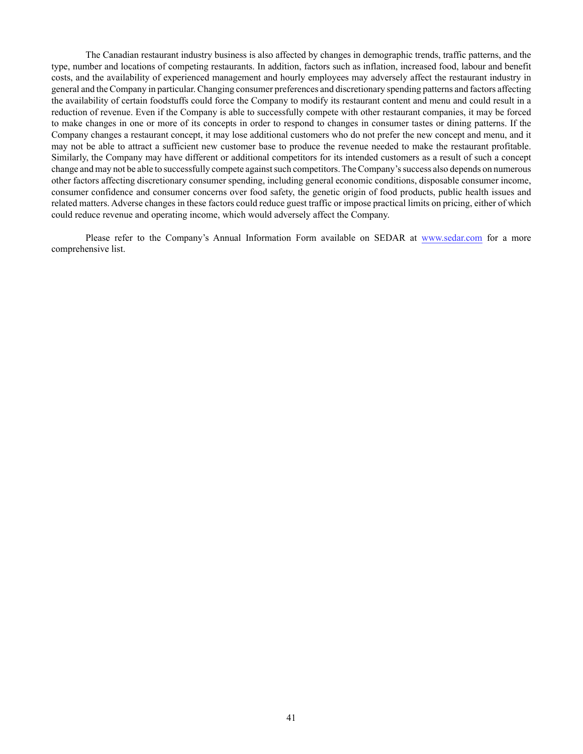The Canadian restaurant industry business is also affected by changes in demographic trends, traffic patterns, and the type, number and locations of competing restaurants. In addition, factors such as inflation, increased food, labour and benefit costs, and the availability of experienced management and hourly employees may adversely affect the restaurant industry in general and the Company in particular. Changing consumer preferences and discretionary spending patterns and factors affecting the availability of certain foodstuffs could force the Company to modify its restaurant content and menu and could result in a reduction of revenue. Even if the Company is able to successfully compete with other restaurant companies, it may be forced to make changes in one or more of its concepts in order to respond to changes in consumer tastes or dining patterns. If the Company changes a restaurant concept, it may lose additional customers who do not prefer the new concept and menu, and it may not be able to attract a sufficient new customer base to produce the revenue needed to make the restaurant profitable. Similarly, the Company may have different or additional competitors for its intended customers as a result of such a concept change and may not be able to successfully compete against such competitors. The Company's success also depends on numerous other factors affecting discretionary consumer spending, including general economic conditions, disposable consumer income, consumer confidence and consumer concerns over food safety, the genetic origin of food products, public health issues and related matters. Adverse changes in these factors could reduce guest traffic or impose practical limits on pricing, either of which could reduce revenue and operating income, which would adversely affect the Company.

Please refer to the Company's Annual Information Form available on SEDAR at www.sedar.com for a more comprehensive list.